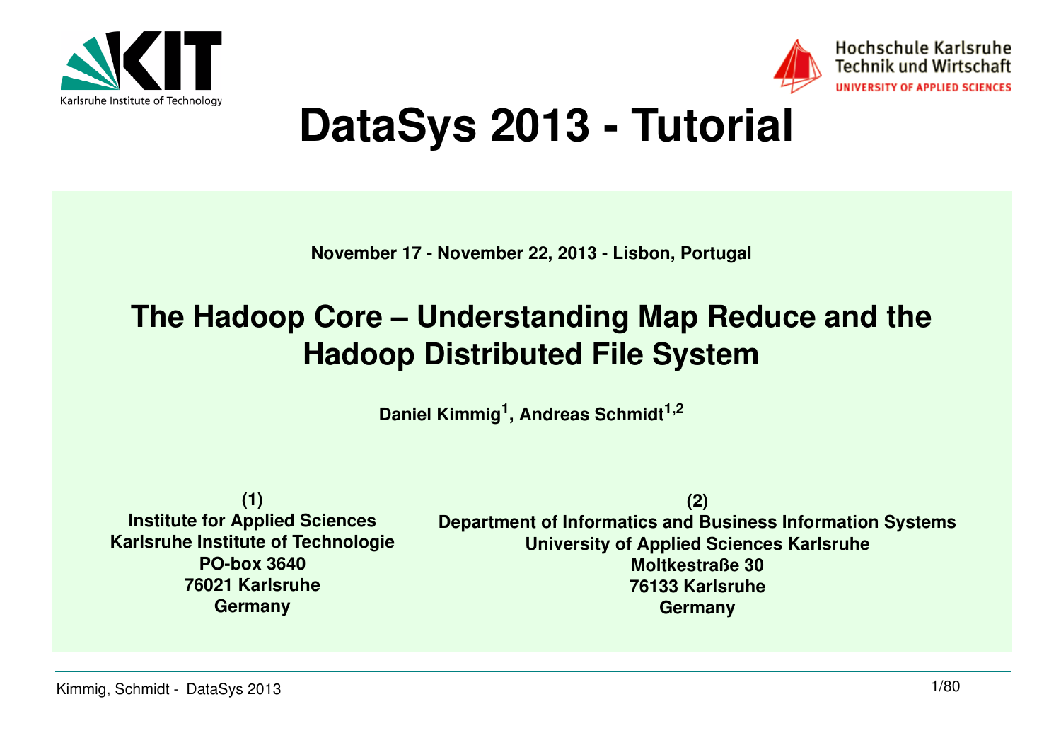# DataSys 2013 - Tutorial

**November 17 - November 22, 2013 - Lisbon, Portugal**

## The Hadoop Core – Understanding Map Reduce and the Hadoop Distributed File System

**Daniel Kimmig[1], Andreas Schmidt[1,2]**

**(1)**
**Institute for Applied Sciences**
**Karlsruhe Institute of Technologie**
**PO-box 3640**
**76021 Karlsruhe**
**Germany**

**(2)**
**Department of Informatics and Business Information Systems**
**University of Applied Sciences Karlsruhe**
**Moltkestraße 30**
**76133 Karlsruhe**
**Germany**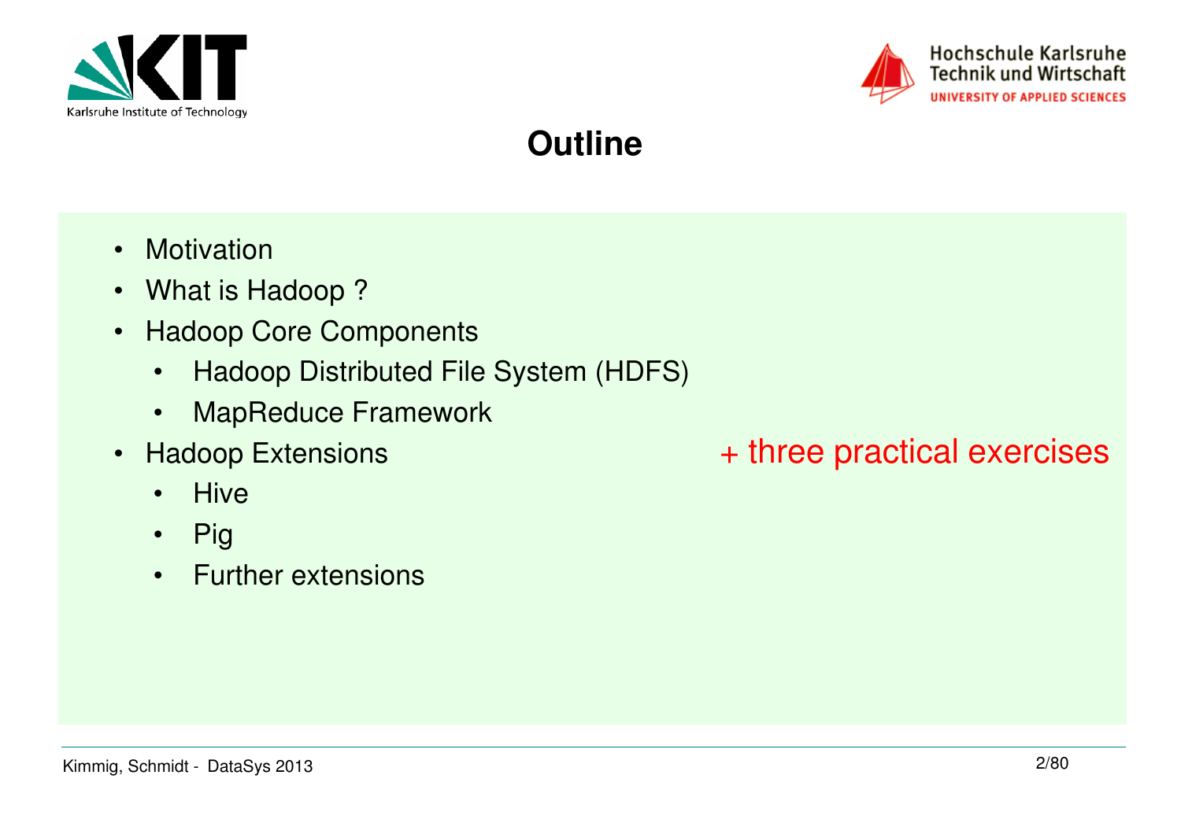# Outline

- Motivation
- What is Hadoop ?
- Hadoop Core Components
  - Hadoop Distributed File System (HDFS)
  - MapReduce Framework
- Hadoop Extensions
  - Hive
  - Pig
  - Further extensions

+ three practical exercises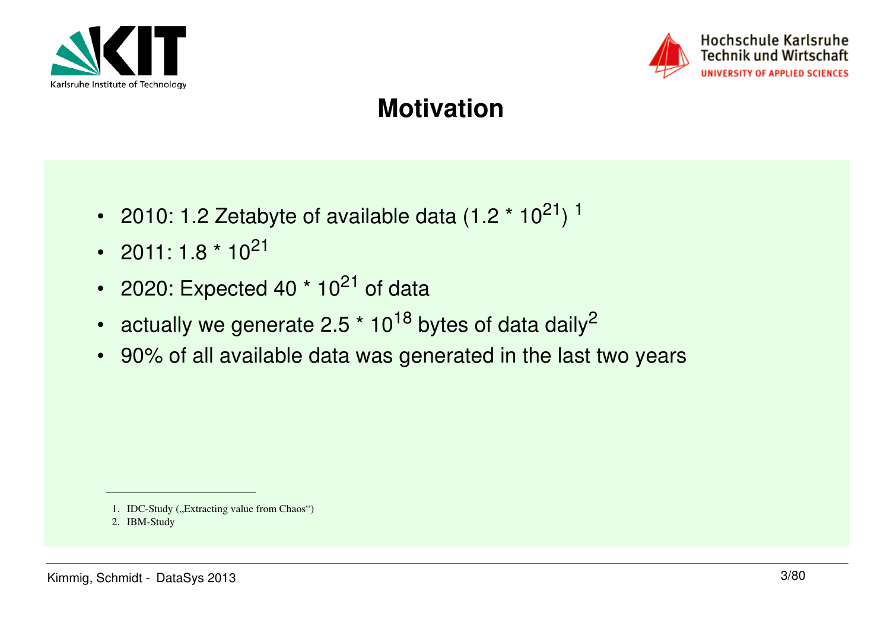# Motivation

- 2010: 1.2 Zetabyte of available data ($1.2 * 10^{21}$) [1]
- 2011: $1.8 * 10^{21}$
- 2020: Expected $40 * 10^{21}$ of data
- actually we generate $2.5 * 10^{18}$ bytes of data daily[2]
- 90% of all available data was generated in the last two years

---

1. IDC-Study („Extracting value from Chaos“)
2. IBM-Study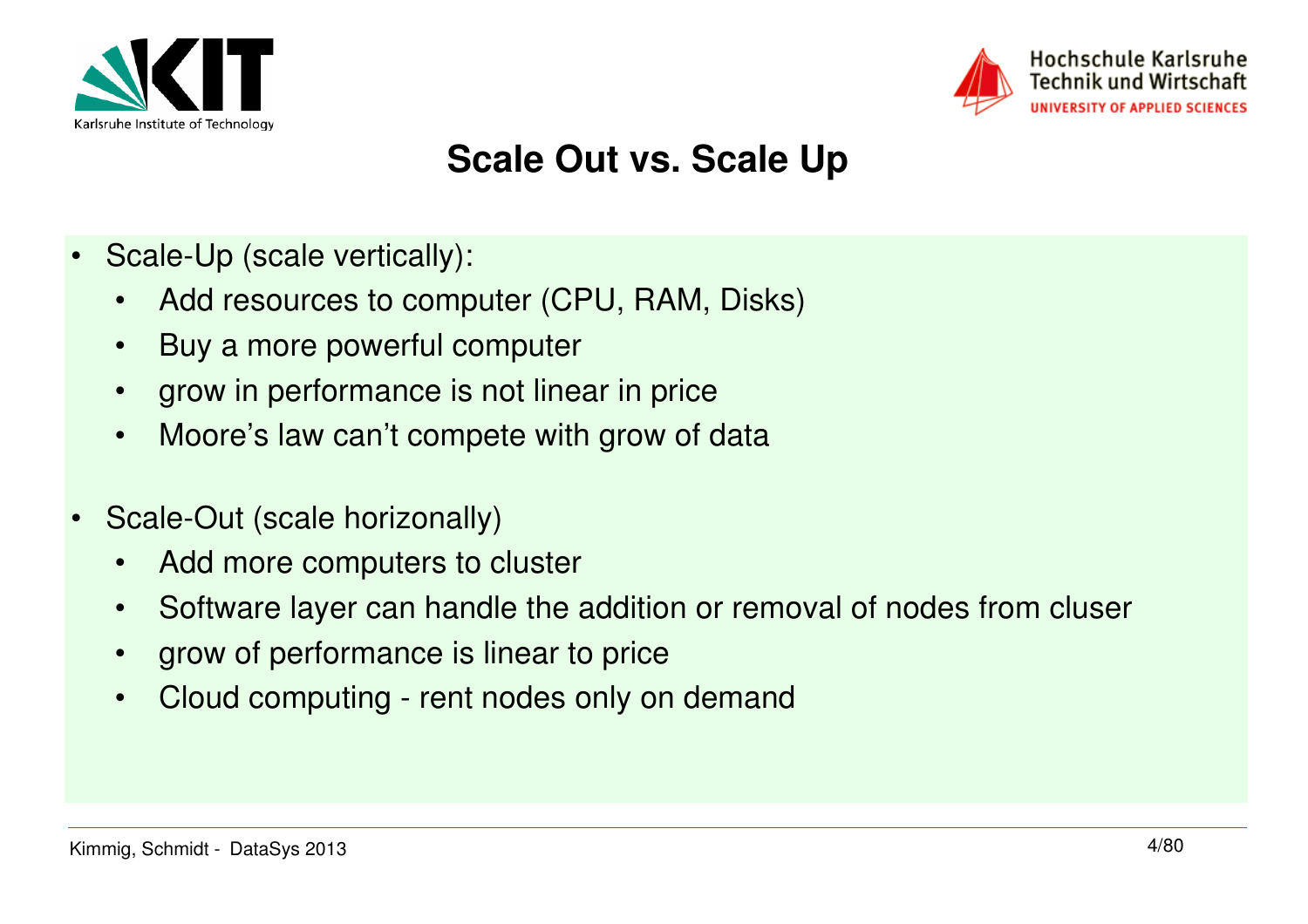# Scale Out vs. Scale Up

- Scale-Up (scale vertically):
  - Add resources to computer (CPU, RAM, Disks)
  - Buy a more powerful computer
  - grow in performance is not linear in price
  - Moore's law can't compete with grow of data

- Scale-Out (scale horizonally)
  - Add more computers to cluster
  - Software layer can handle the addition or removal of nodes from cluser
  - grow of performance is linear to price
  - Cloud computing - rent nodes only on demand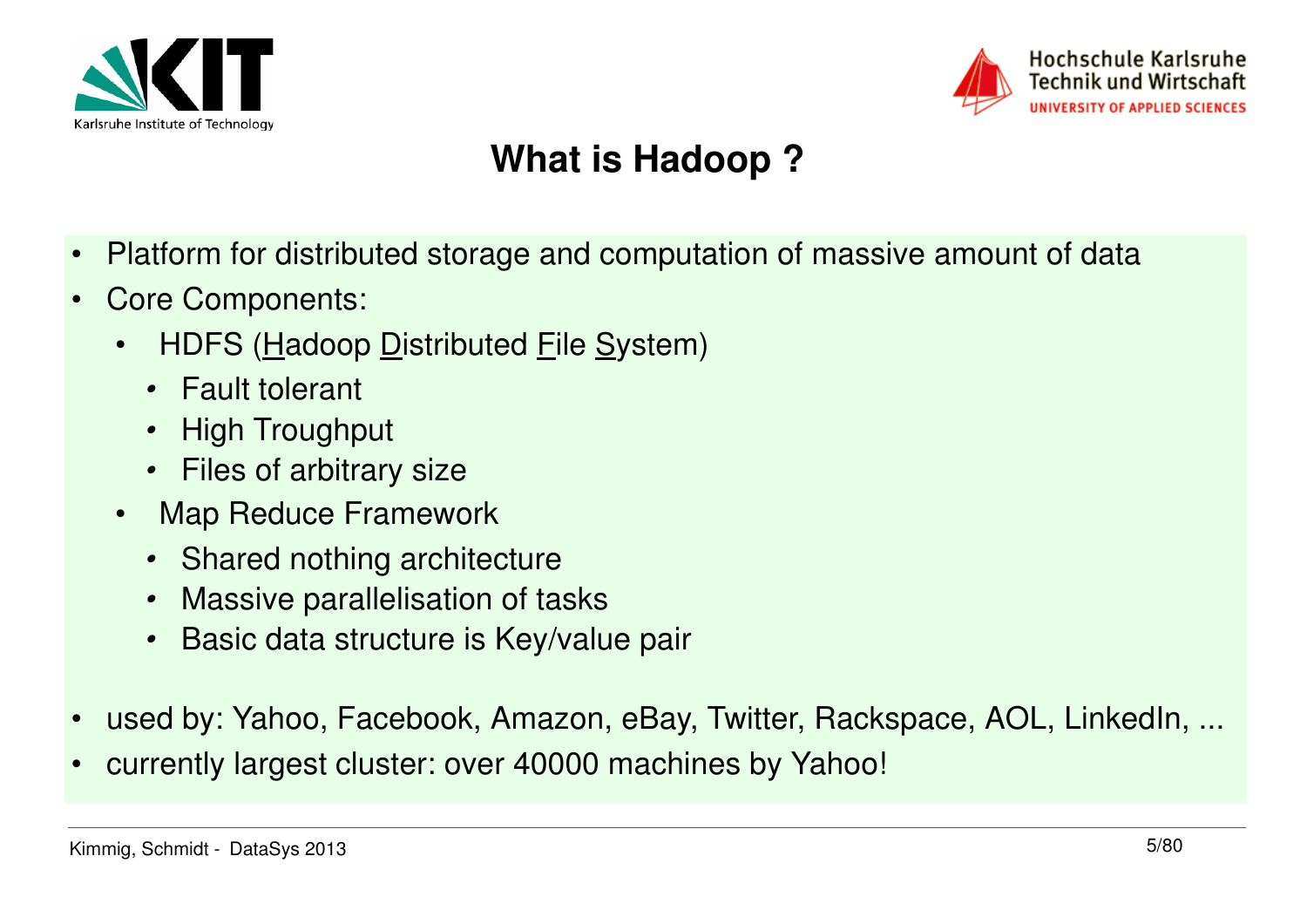# What is Hadoop ?

- Platform for distributed storage and computation of massive amount of data
- Core Components:
  - HDFS (Hadoop Distributed File System)
    - Fault tolerant
    - High Troughput
    - Files of arbitrary size
  - Map Reduce Framework
    - Shared nothing architecture
    - Massive parallelisation of tasks
    - Basic data structure is Key/value pair
- used by: Yahoo, Facebook, Amazon, eBay, Twitter, Rackspace, AOL, LinkedIn, ...
- currently largest cluster: over 40000 machines by Yahoo!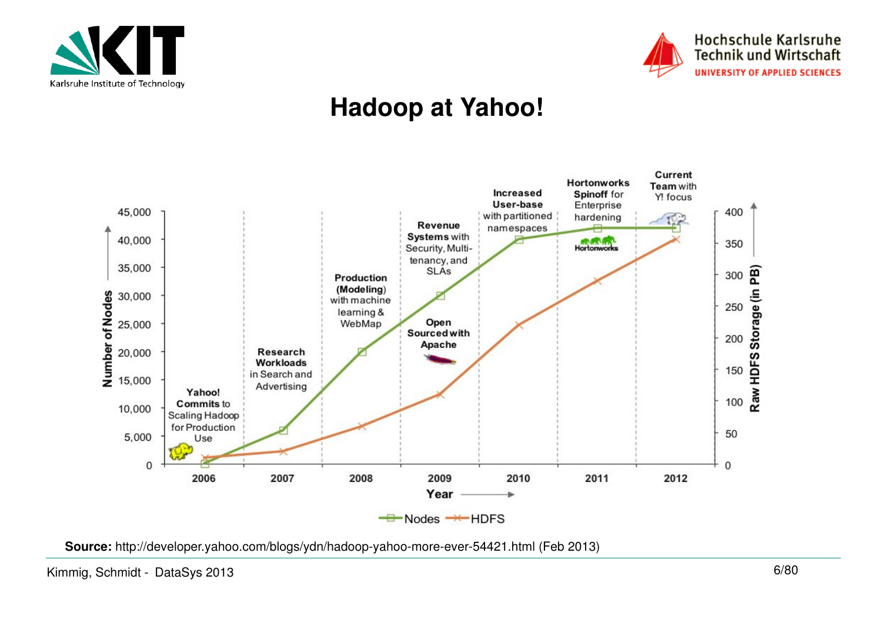# Hadoop at Yahoo!

| Year | Milestone |
|---|---|
| 2006 | **Yahoo! Commits** to Scaling Hadoop for Production Use |
| 2007 | **Research Workloads** in Search and Advertising |
| 2008 | **Production (Modeling)** with machine learning & WebMap |
| 2009 | **Revenue Systems** with Security, Multi-tenancy, and SLAs; **Open Sourced with Apache** |
| 2010 | **Increased User-base** with partitioned namespaces |
| 2011 | **Hortonworks Spinoff** for Enterprise hardening |
| 2012 | **Current Team** with Y! focus |

Chart axes: Number of Nodes (0–45,000), Raw HDFS Storage (in PB) (0–400), Year (2006–2012). Legend: Nodes, HDFS

**Source:** http://developer.yahoo.com/blogs/ydn/hadoop-yahoo-more-ever-54421.html (Feb 2013)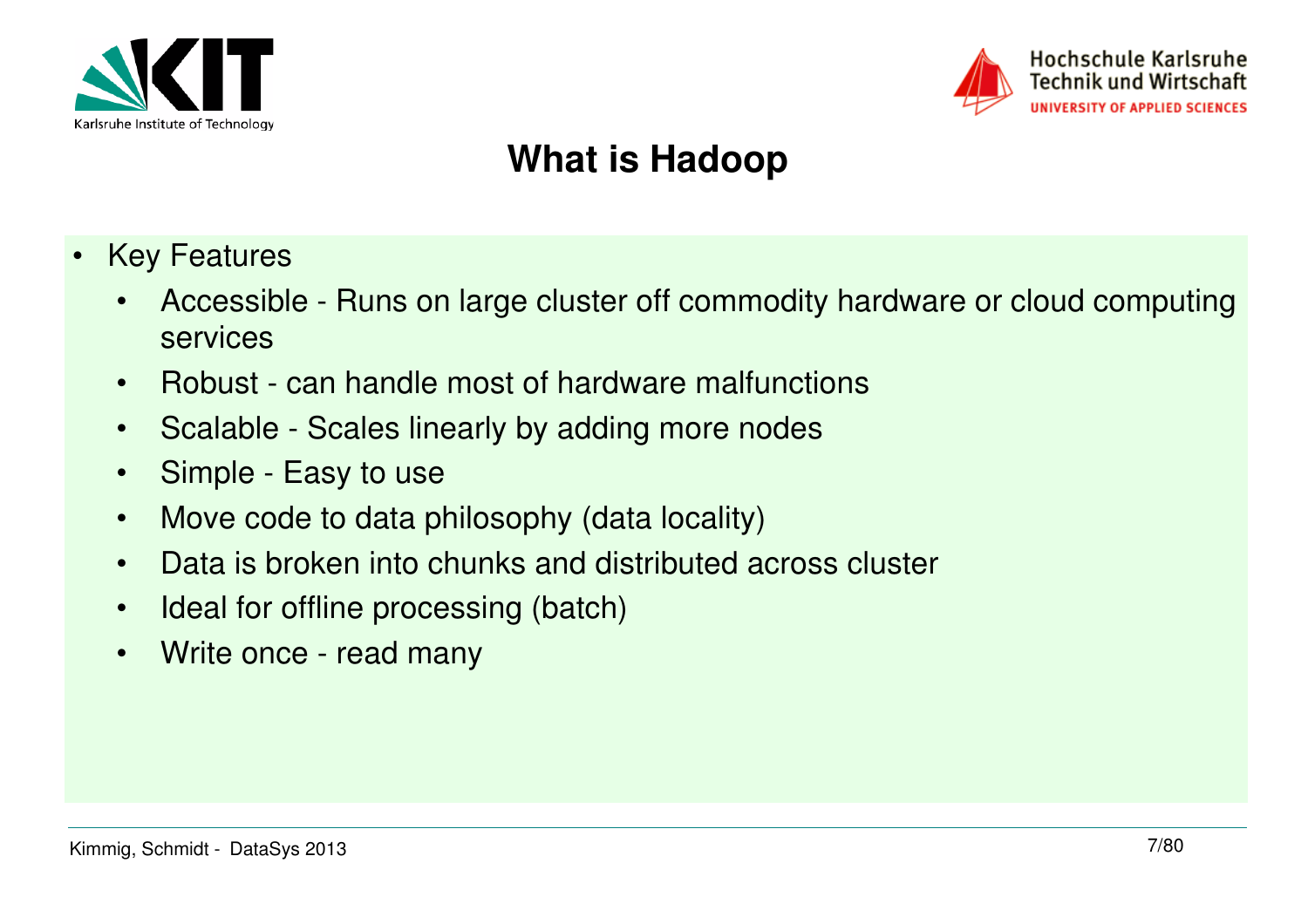# What is Hadoop

- Key Features
  - Accessible - Runs on large cluster off commodity hardware or cloud computing services
  - Robust - can handle most of hardware malfunctions
  - Scalable - Scales linearly by adding more nodes
  - Simple - Easy to use
  - Move code to data philosophy (data locality)
  - Data is broken into chunks and distributed across cluster
  - Ideal for offline processing (batch)
  - Write once - read many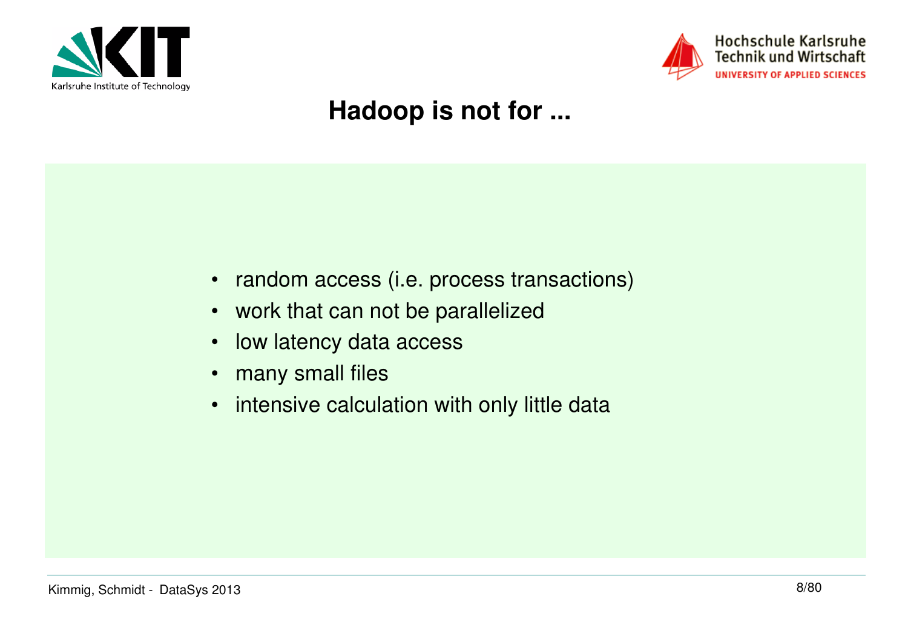# Hadoop is not for ...

- random access (i.e. process transactions)
- work that can not be parallelized
- low latency data access
- many small files
- intensive calculation with only little data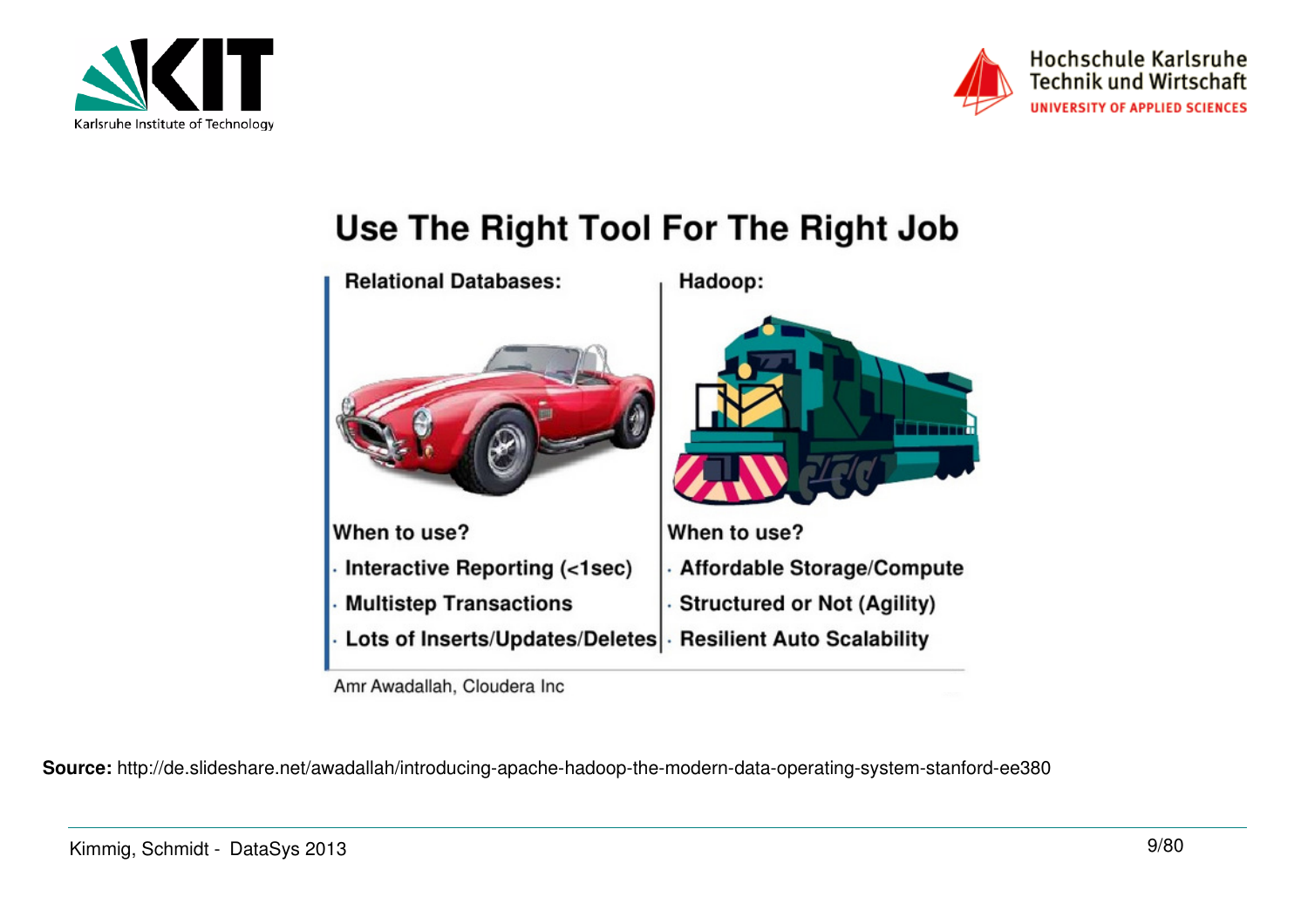# Use The Right Tool For The Right Job

**Relational Databases:**

When to use?

- Interactive Reporting (<1sec)
- Multistep Transactions
- Lots of Inserts/Updates/Deletes

**Hadoop:**

When to use?

- Affordable Storage/Compute
- Structured or Not (Agility)
- Resilient Auto Scalability

Amr Awadallah, Cloudera Inc

**Source:** http://de.slideshare.net/awadallah/introducing-apache-hadoop-the-modern-data-operating-system-stanford-ee380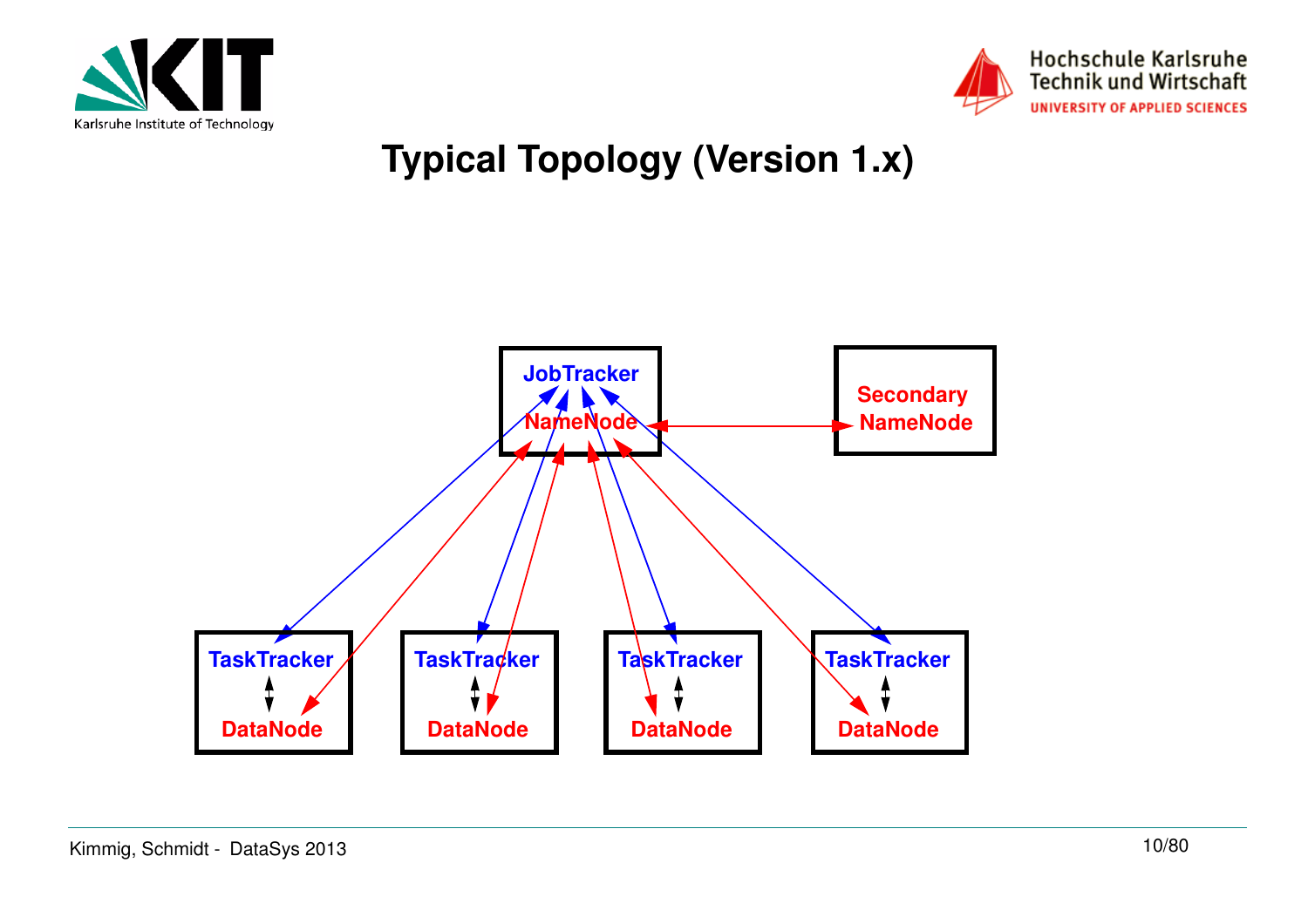# Typical Topology (Version 1.x)

JobTracker
NameNode

Secondary
NameNode

TaskTracker
DataNode

TaskTracker
DataNode

TaskTracker
DataNode

TaskTracker
DataNode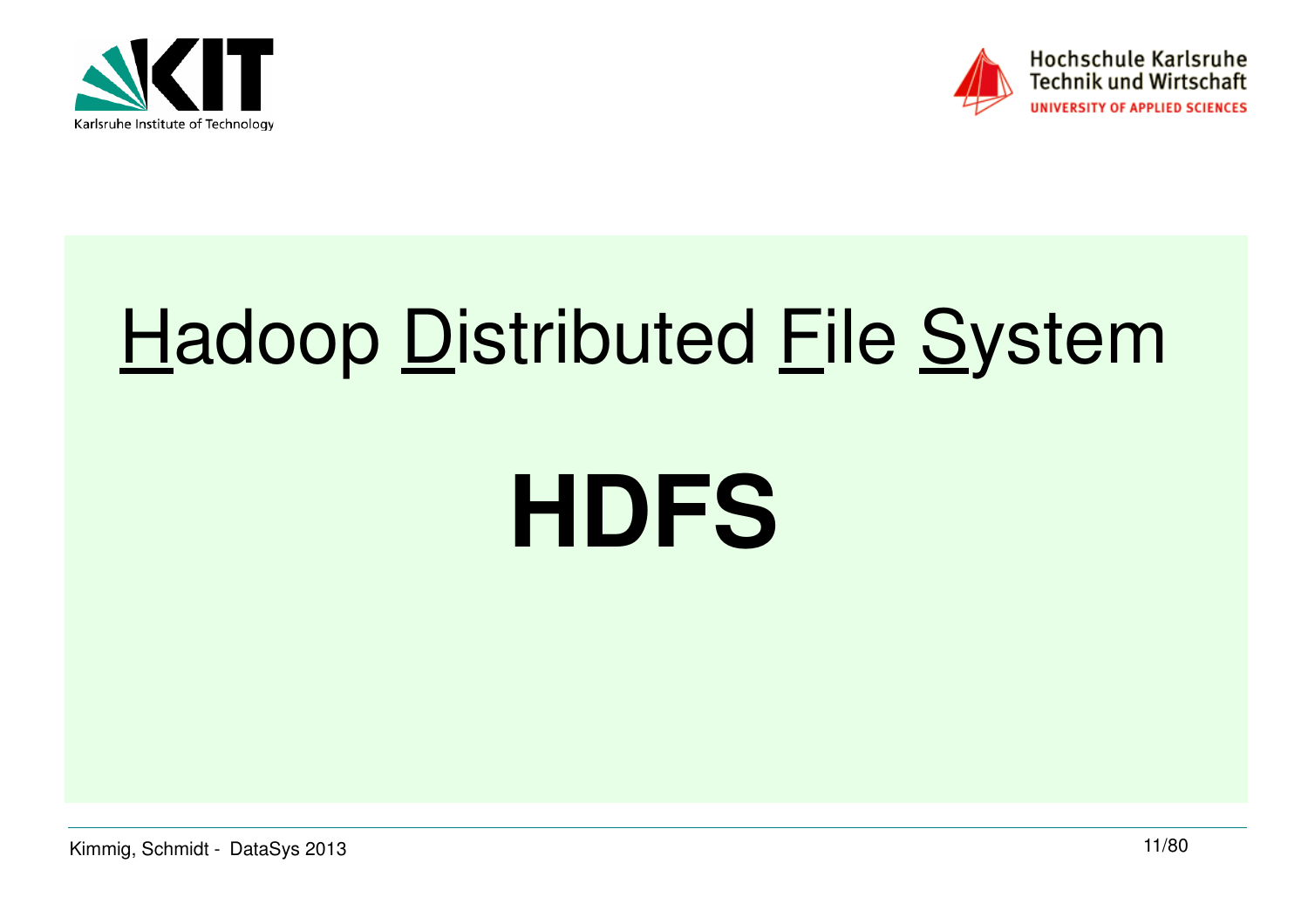# Hadoop Distributed File System

# HDFS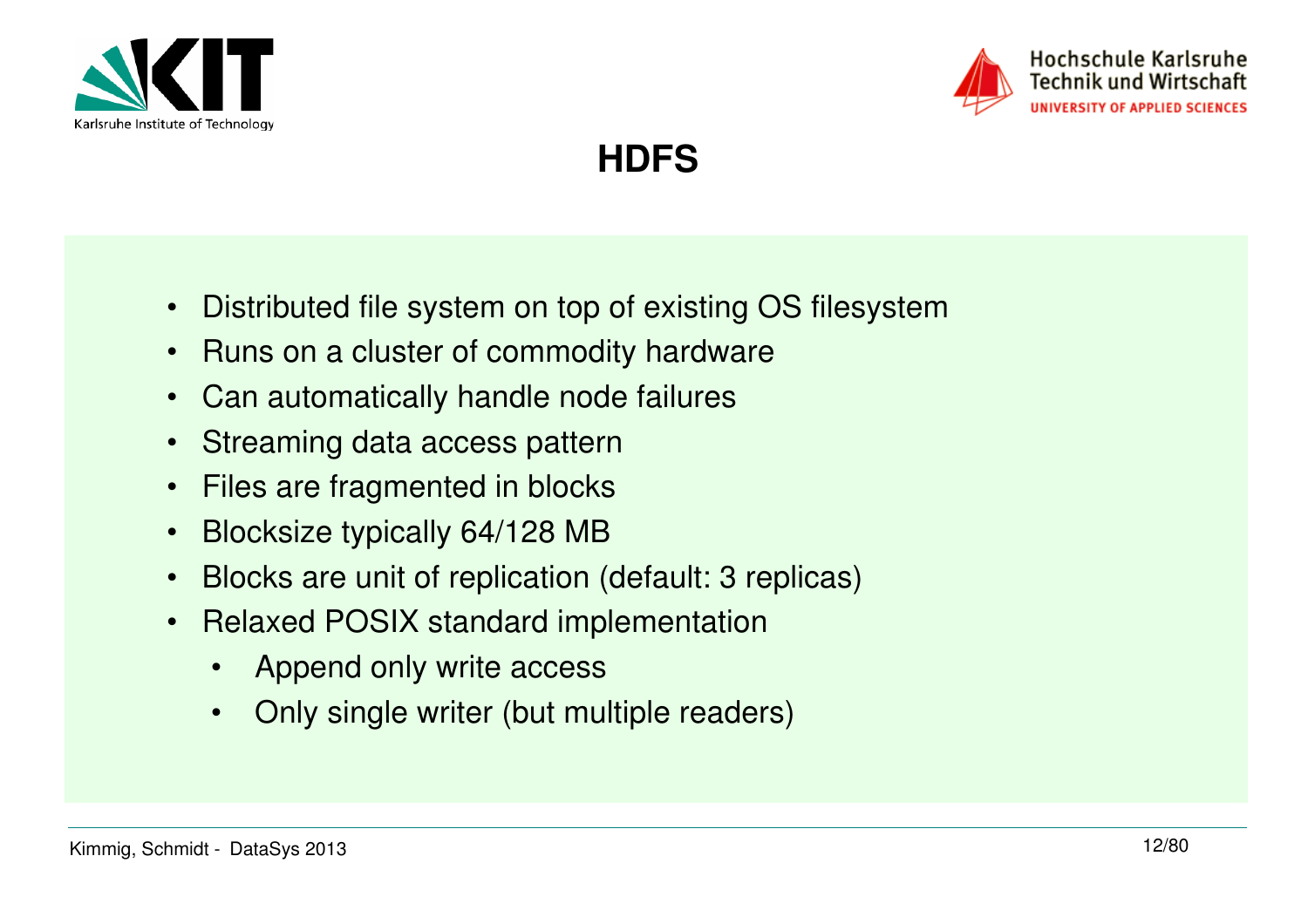# HDFS

- Distributed file system on top of existing OS filesystem
- Runs on a cluster of commodity hardware
- Can automatically handle node failures
- Streaming data access pattern
- Files are fragmented in blocks
- Blocksize typically 64/128 MB
- Blocks are unit of replication (default: 3 replicas)
- Relaxed POSIX standard implementation
    - Append only write access
    - Only single writer (but multiple readers)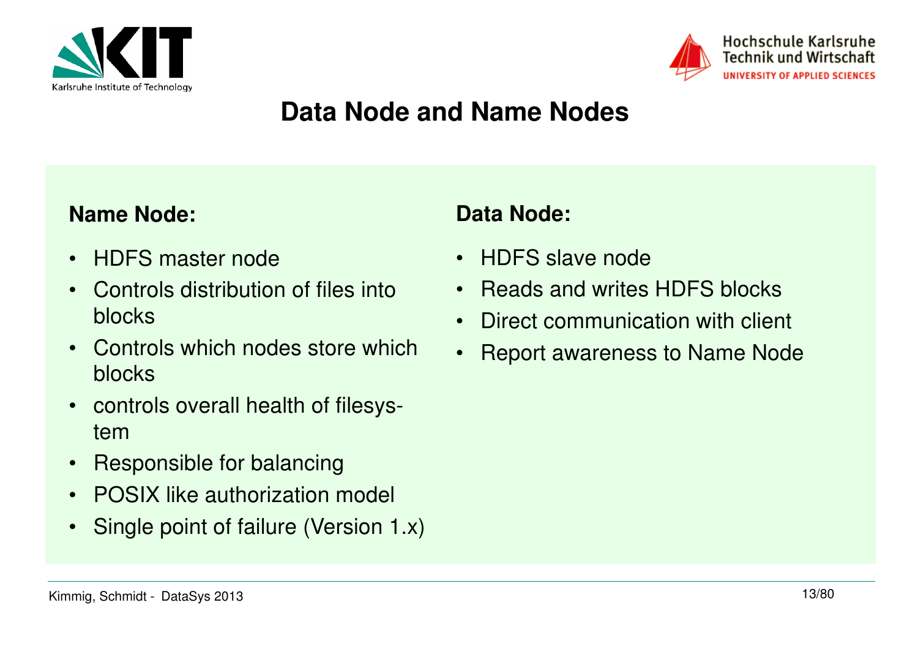# Data Node and Name Nodes

**Name Node:**

- HDFS master node
- Controls distribution of files into blocks
- Controls which nodes store which blocks
- controls overall health of filesystem
- Responsible for balancing
- POSIX like authorization model
- Single point of failure (Version 1.x)

**Data Node:**

- HDFS slave node
- Reads and writes HDFS blocks
- Direct communication with client
- Report awareness to Name Node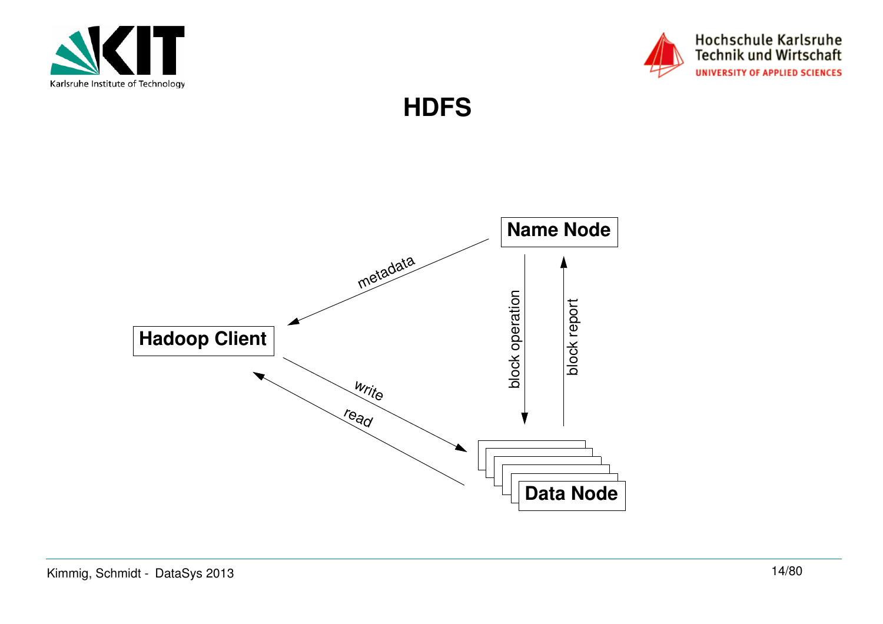# HDFS

Name Node

metadata

block operation

block report

Hadoop Client

write

read

Data Node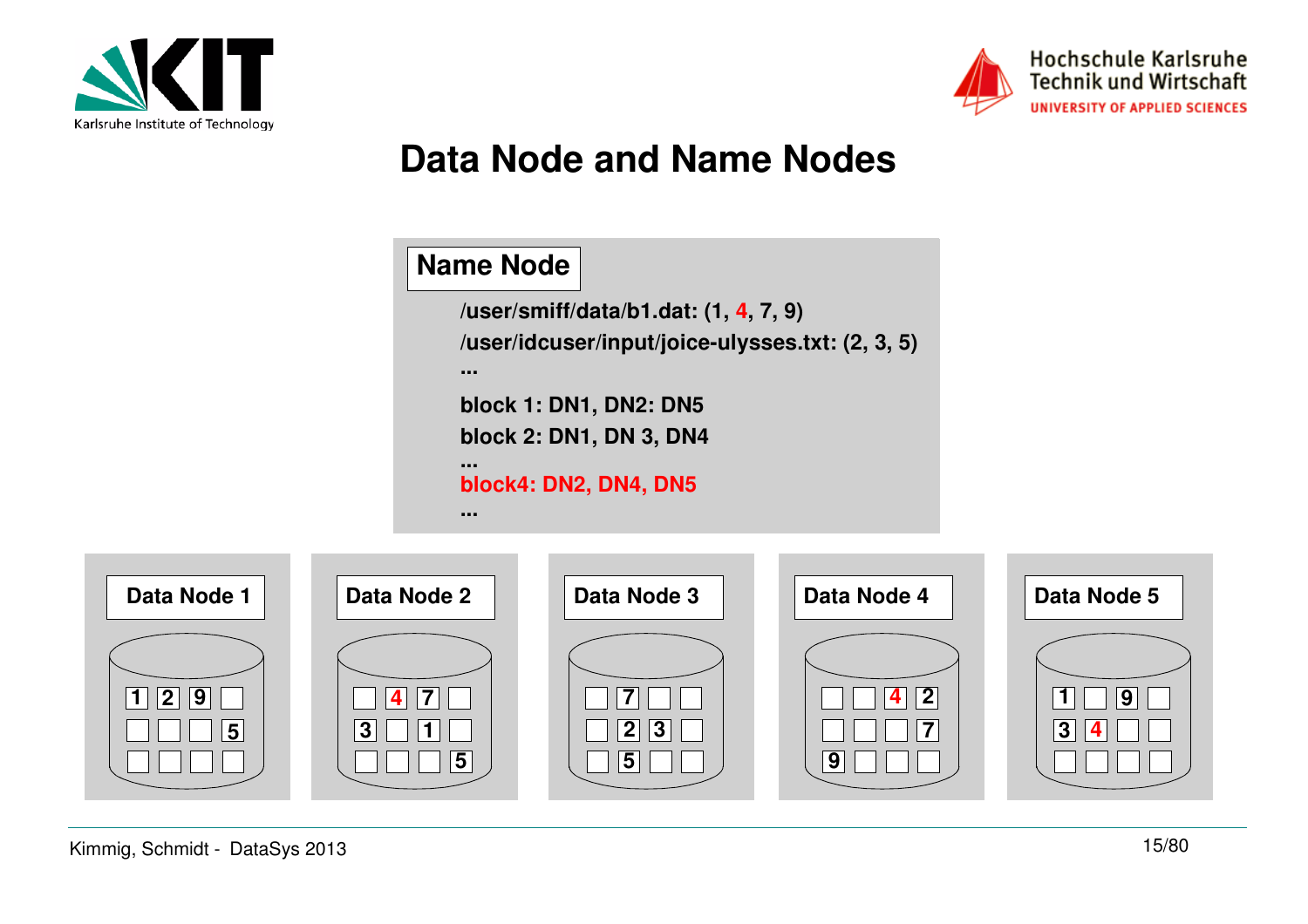# Data Node and Name Nodes

**Name Node**

**/user/smiff/data/b1.dat: (1, 4, 7, 9)**
**/user/idcuser/input/joice-ulysses.txt: (2, 3, 5)**
**...**
**block 1: DN1, DN2: DN5**
**block 2: DN1, DN 3, DN4**
**...**
**block4: DN2, DN4, DN5**
**...**

**Data Node 1**: 1, 2, 9, 5

**Data Node 2**: 4, 7, 3, 1, 5

**Data Node 3**: 7, 2, 3, 5

**Data Node 4**: 4, 2, 7, 9

**Data Node 5**: 1, 9, 3, 4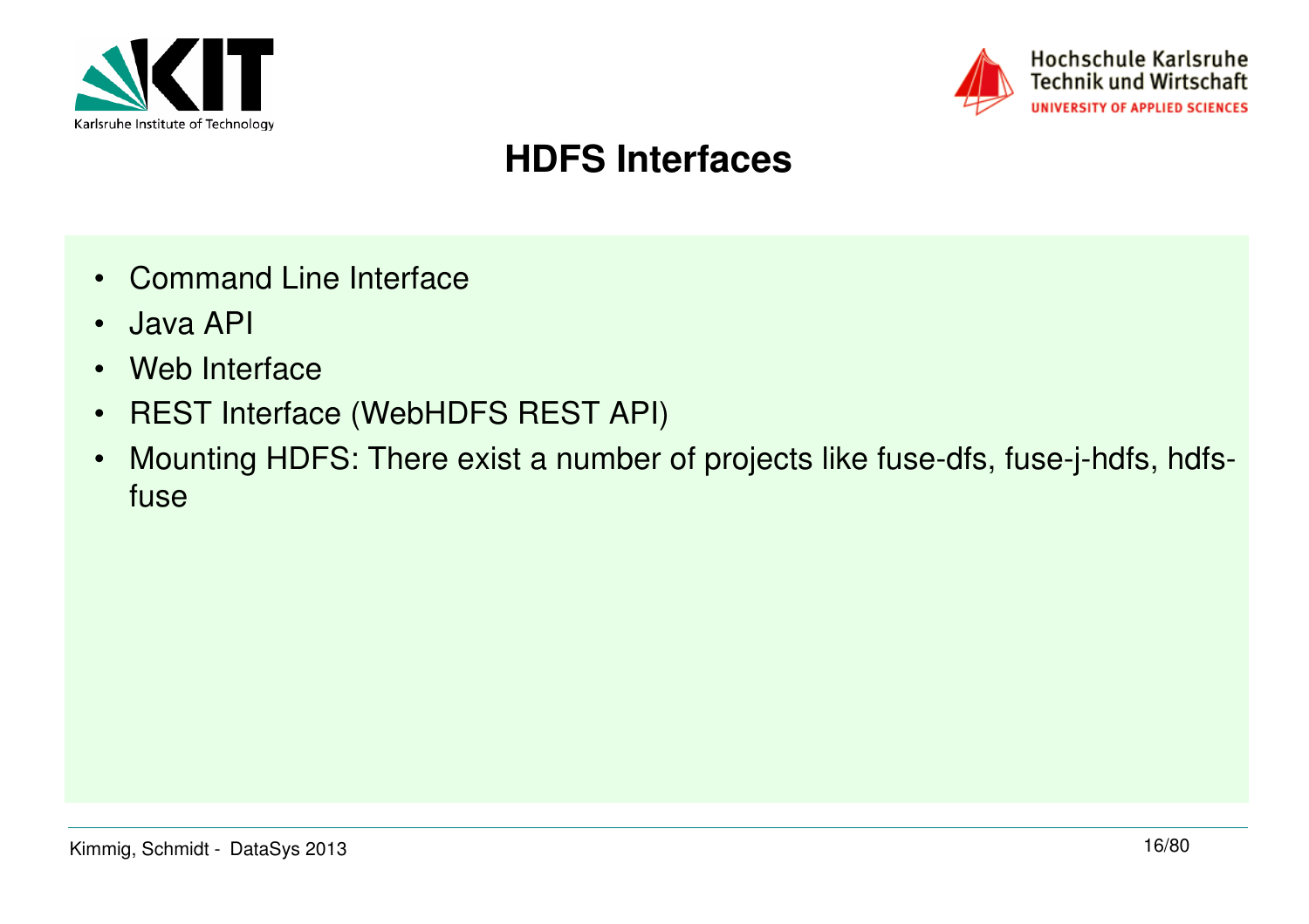# HDFS Interfaces

- Command Line Interface
- Java API
- Web Interface
- REST Interface (WebHDFS REST API)
- Mounting HDFS: There exist a number of projects like fuse-dfs, fuse-j-hdfs, hdfs-fuse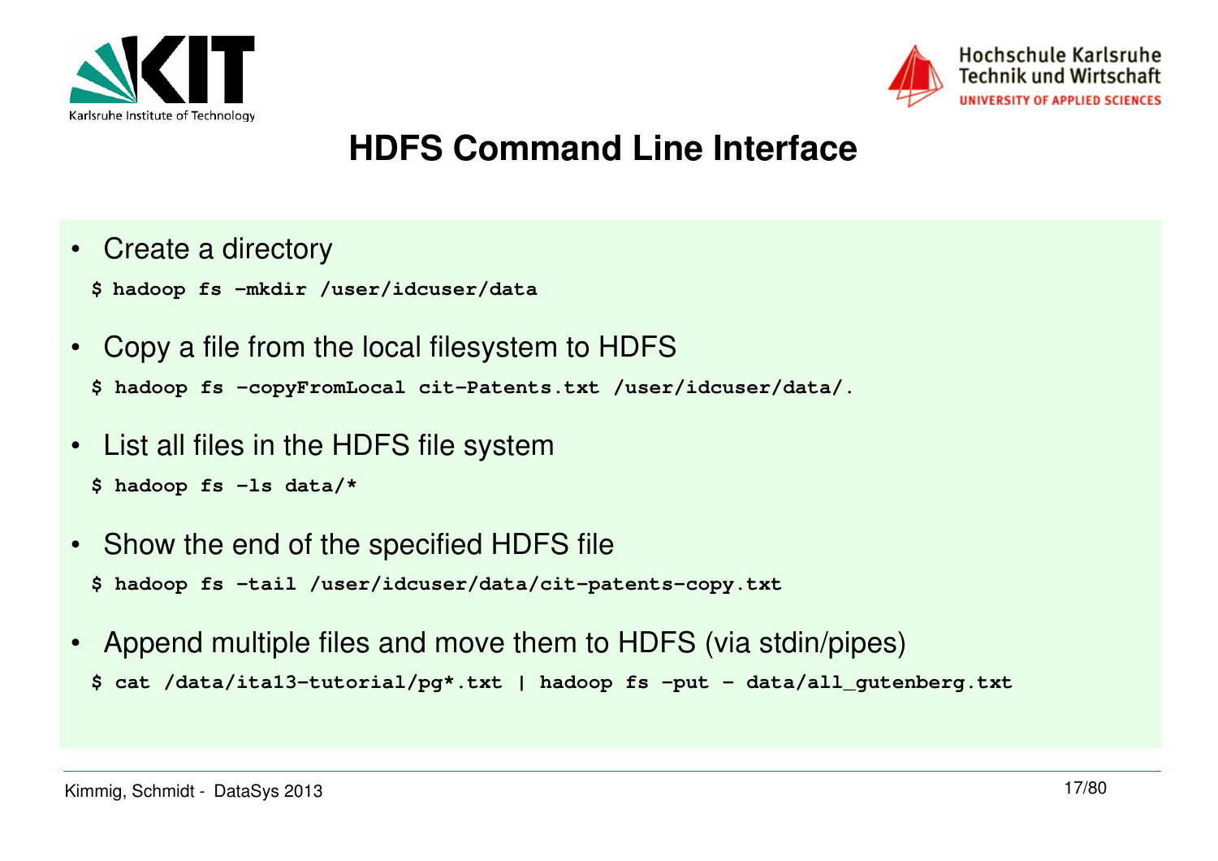# HDFS Command Line Interface

- Create a directory

```
$ hadoop fs -mkdir /user/idcuser/data
```

- Copy a file from the local filesystem to HDFS

```
$ hadoop fs -copyFromLocal cit-Patents.txt /user/idcuser/data/.
```

- List all files in the HDFS file system

```
$ hadoop fs -ls data/*
```

- Show the end of the specified HDFS file

```
$ hadoop fs -tail /user/idcuser/data/cit-patents-copy.txt
```

- Append multiple files and move them to HDFS (via stdin/pipes)

```
$ cat /data/ita13-tutorial/pg*.txt | hadoop fs -put - data/all_gutenberg.txt
```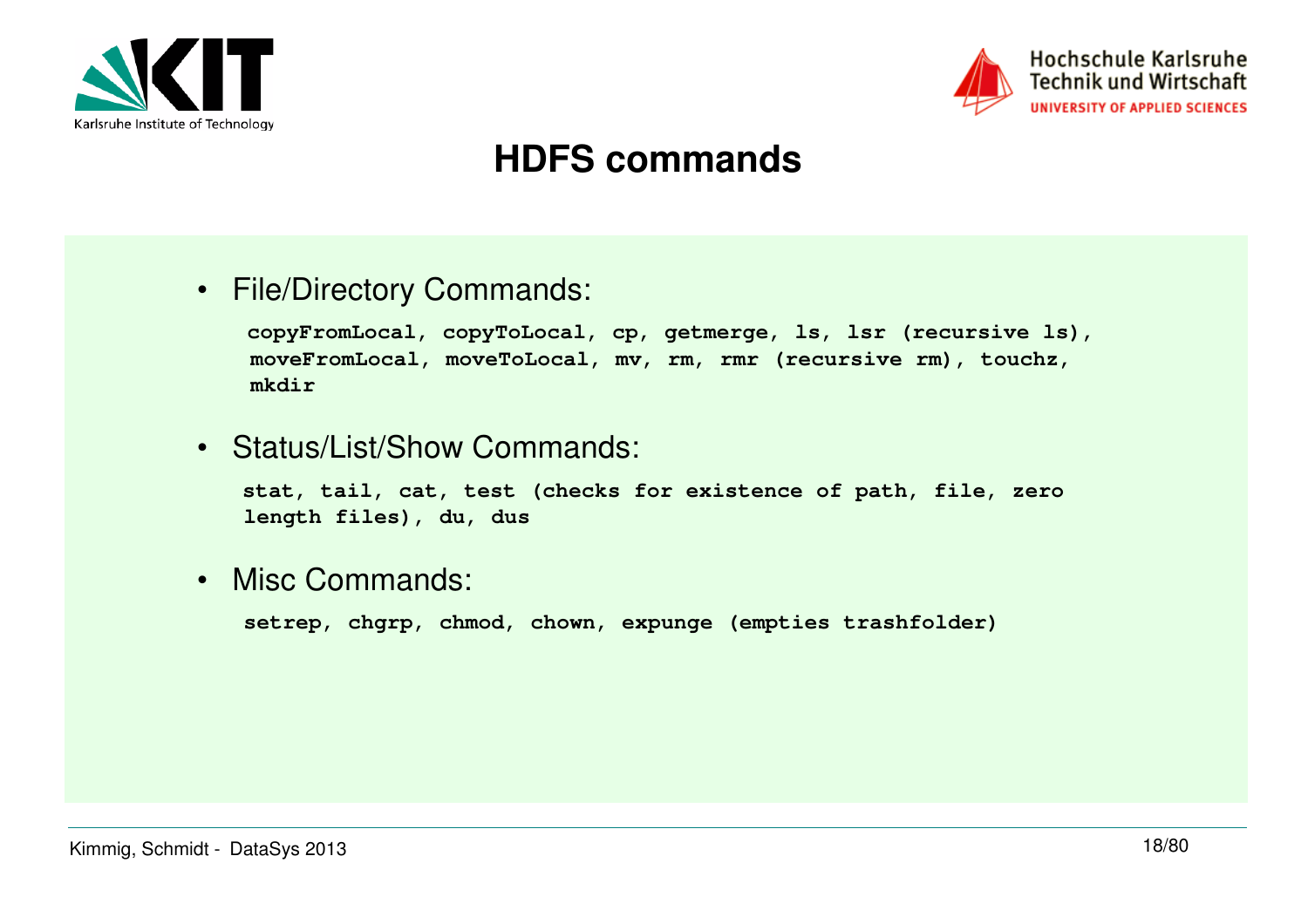# HDFS commands

- File/Directory Commands:

  `copyFromLocal, copyToLocal, cp, getmerge, ls, lsr (recursive ls), moveFromLocal, moveToLocal, mv, rm, rmr (recursive rm), touchz, mkdir`

- Status/List/Show Commands:

  `stat, tail, cat, test (checks for existence of path, file, zero length files), du, dus`

- Misc Commands:

  `setrep, chgrp, chmod, chown, expunge (empties trashfolder)`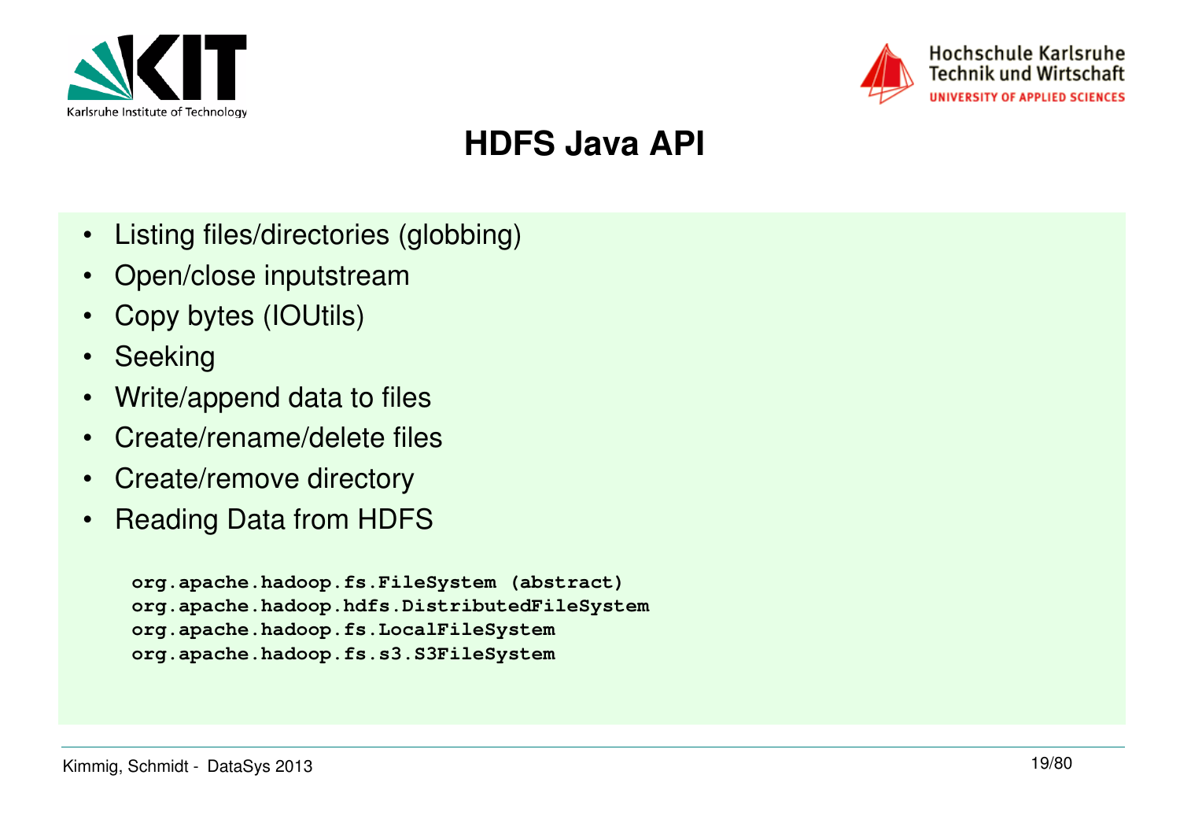# HDFS Java API

- Listing files/directories (globbing)
- Open/close inputstream
- Copy bytes (IOUtils)
- Seeking
- Write/append data to files
- Create/rename/delete files
- Create/remove directory
- Reading Data from HDFS

```
org.apache.hadoop.fs.FileSystem (abstract)
org.apache.hadoop.hdfs.DistributedFileSystem
org.apache.hadoop.fs.LocalFileSystem
org.apache.hadoop.fs.s3.S3FileSystem
```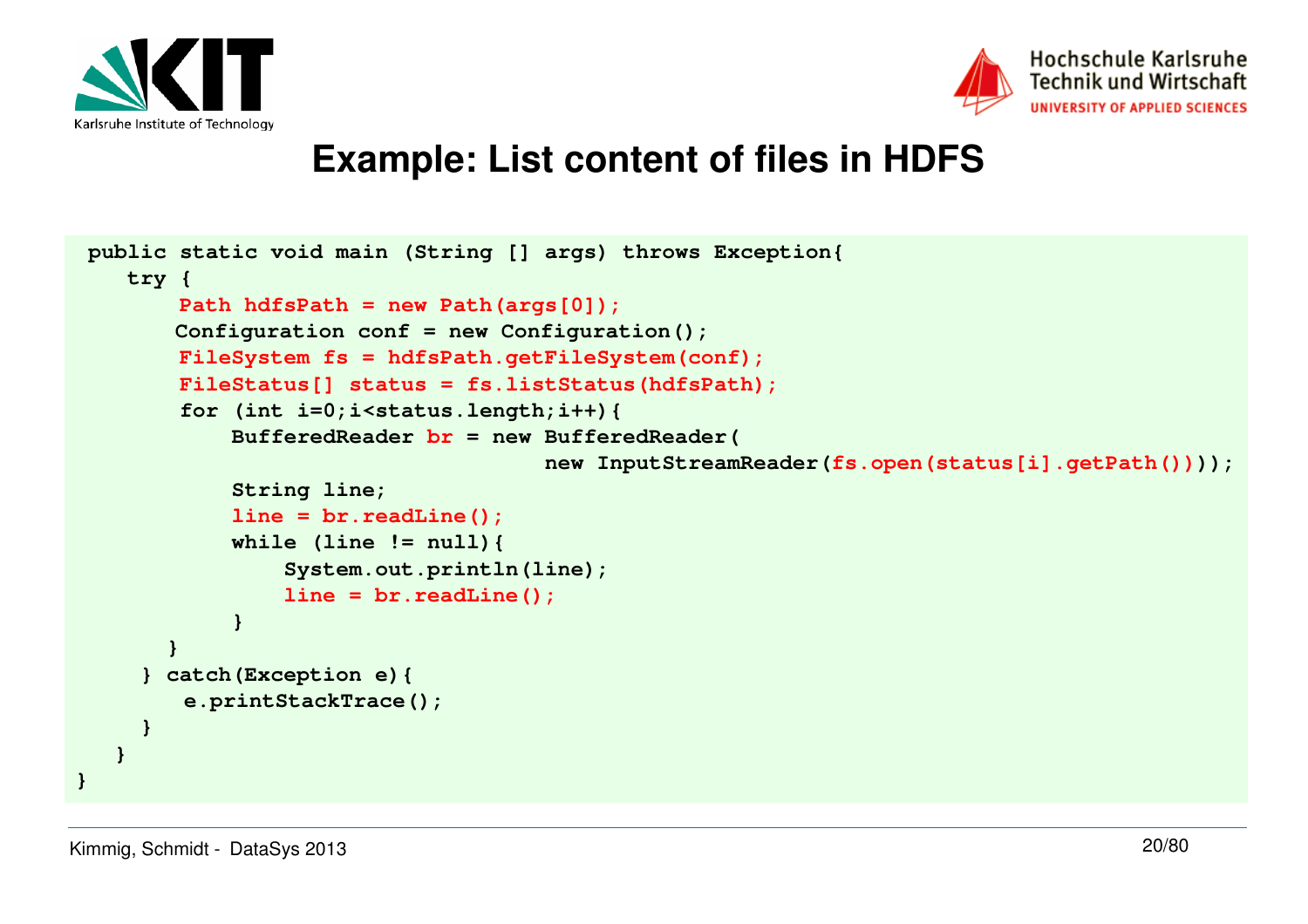# Example: List content of files in HDFS

```
public static void main (String [] args) throws Exception{
   try {
        Path hdfsPath = new Path(args[0]);
        Configuration conf = new Configuration();
        FileSystem fs = hdfsPath.getFileSystem(conf);
        FileStatus[] status = fs.listStatus(hdfsPath);
        for (int i=0;i<status.length;i++){
            BufferedReader br = new BufferedReader(
                                  new InputStreamReader(fs.open(status[i].getPath())));
            String line;
            line = br.readLine();
            while (line != null){
                System.out.println(line);
                line = br.readLine();
            }
        }
    } catch(Exception e){
        e.printStackTrace();
    }
  }
}
```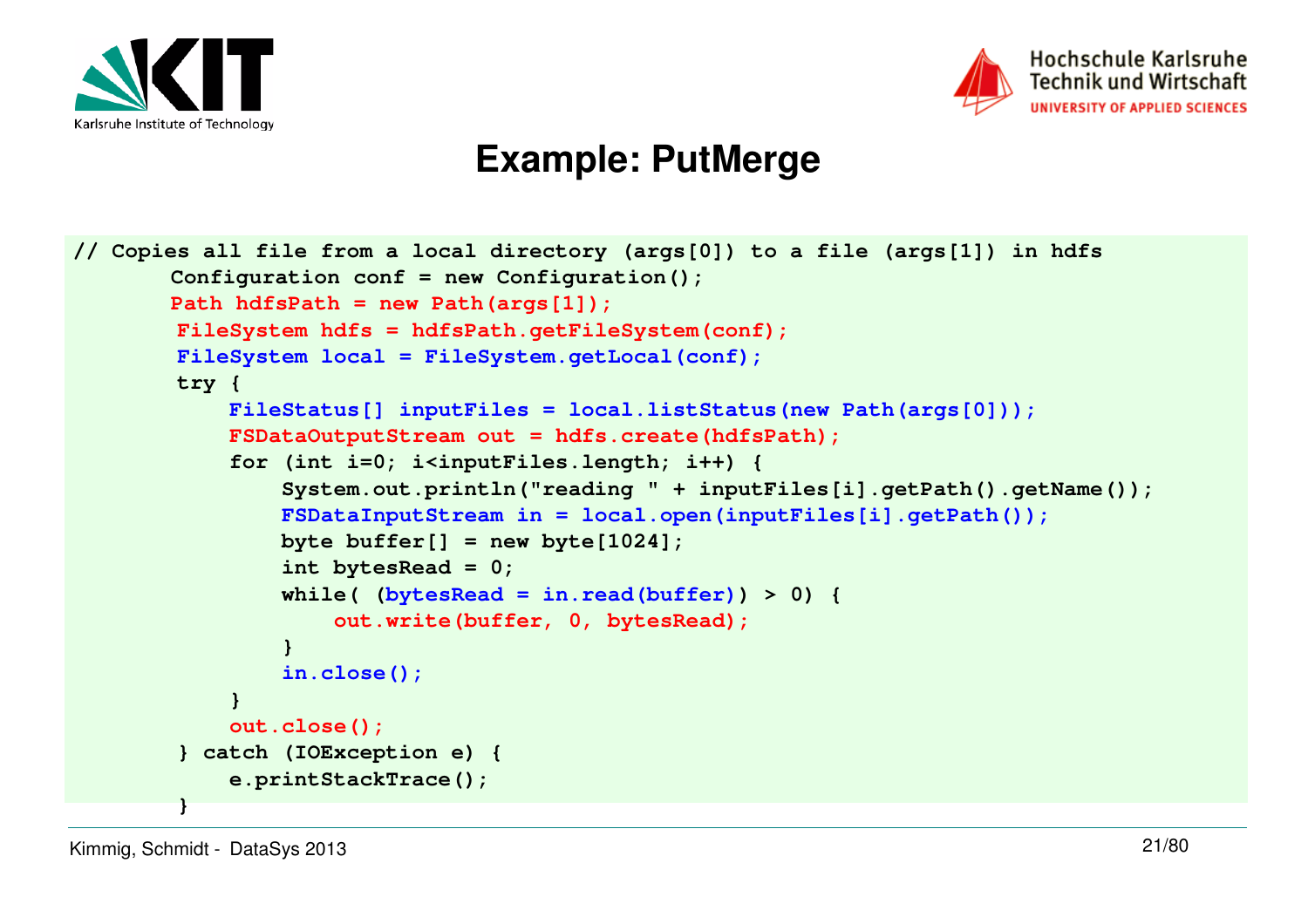# Example: PutMerge

```java
// Copies all file from a local directory (args[0]) to a file (args[1]) in hdfs
        Configuration conf = new Configuration();
        Path hdfsPath = new Path(args[1]);
        FileSystem hdfs = hdfsPath.getFileSystem(conf);
        FileSystem local = FileSystem.getLocal(conf);
        try {
            FileStatus[] inputFiles = local.listStatus(new Path(args[0]));
            FSDataOutputStream out = hdfs.create(hdfsPath);
            for (int i=0; i<inputFiles.length; i++) {
                System.out.println("reading " + inputFiles[i].getPath().getName());
                FSDataInputStream in = local.open(inputFiles[i].getPath());
                byte buffer[] = new byte[1024];
                int bytesRead = 0;
                while( (bytesRead = in.read(buffer)) > 0) {
                    out.write(buffer, 0, bytesRead);
                }
                in.close();
            }
            out.close();
        } catch (IOException e) {
            e.printStackTrace();
        }
```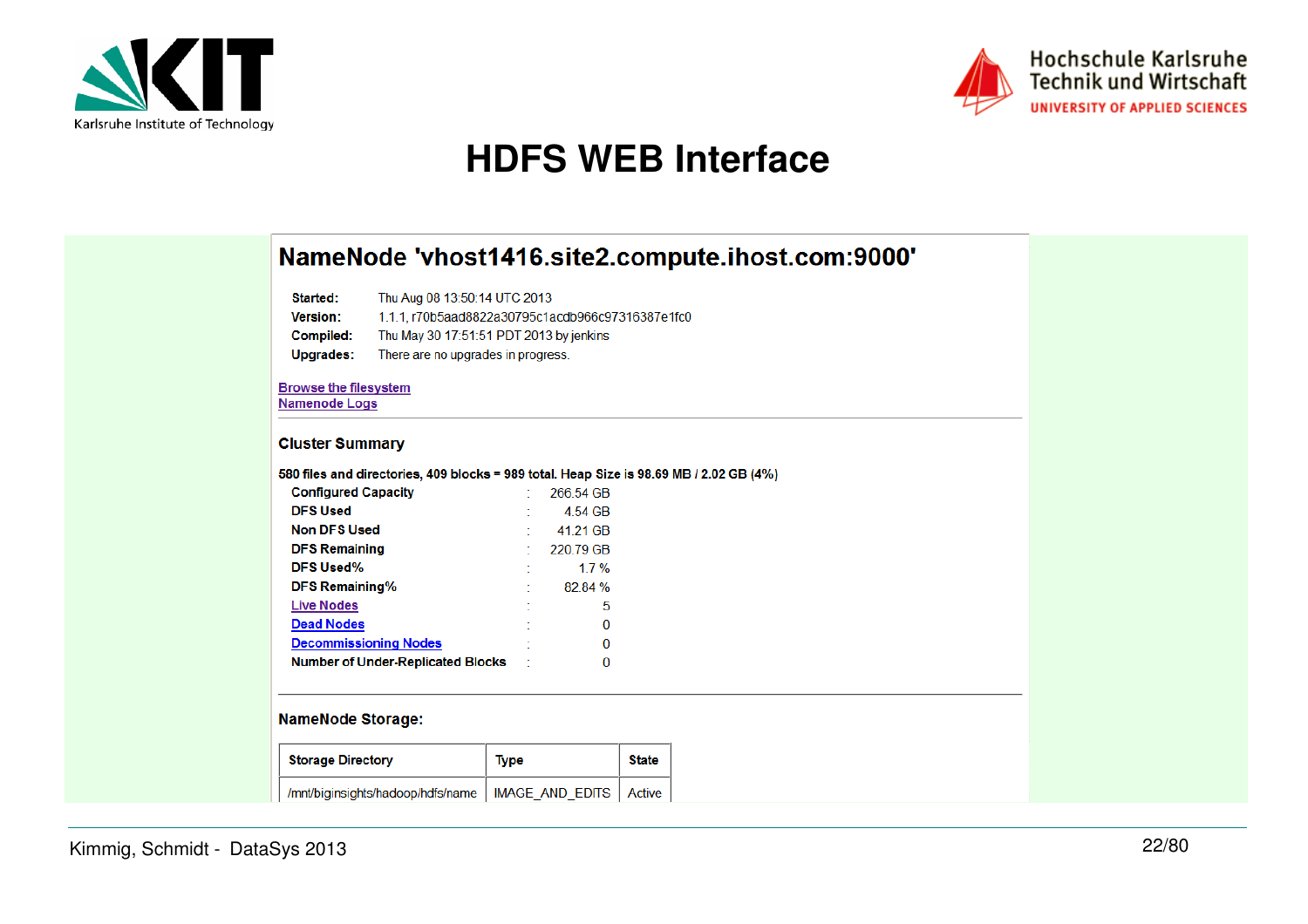# HDFS WEB Interface

## NameNode 'vhost1416.site2.compute.ihost.com:9000'

| | |
|---|---|
| **Started:** | Thu Aug 08 13:50:14 UTC 2013 |
| **Version:** | 1.1.1, r70b5aad8822a30795c1acdb966c97316387e1fc0 |
| **Compiled:** | Thu May 30 17:51:51 PDT 2013 by jenkins |
| **Upgrades:** | There are no upgrades in progress. |

Browse the filesystem
Namenode Logs

---

### Cluster Summary

**580 files and directories, 409 blocks = 989 total. Heap Size is 98.69 MB / 2.02 GB (4%)**

| | | |
|---|---|---|
| **Configured Capacity** | : | 266.54 GB |
| **DFS Used** | : | 4.54 GB |
| **Non DFS Used** | : | 41.21 GB |
| **DFS Remaining** | : | 220.79 GB |
| **DFS Used%** | : | 1.7 % |
| **DFS Remaining%** | : | 82.84 % |
| **Live Nodes** | : | 5 |
| **Dead Nodes** | : | 0 |
| **Decommissioning Nodes** | : | 0 |
| **Number of Under-Replicated Blocks** | : | 0 |

---

### NameNode Storage:

| Storage Directory | Type | State |
|---|---|---|
| /mnt/biginsights/hadoop/hdfs/name | IMAGE_AND_EDITS | Active |

Kimmig, Schmidt - DataSys 2013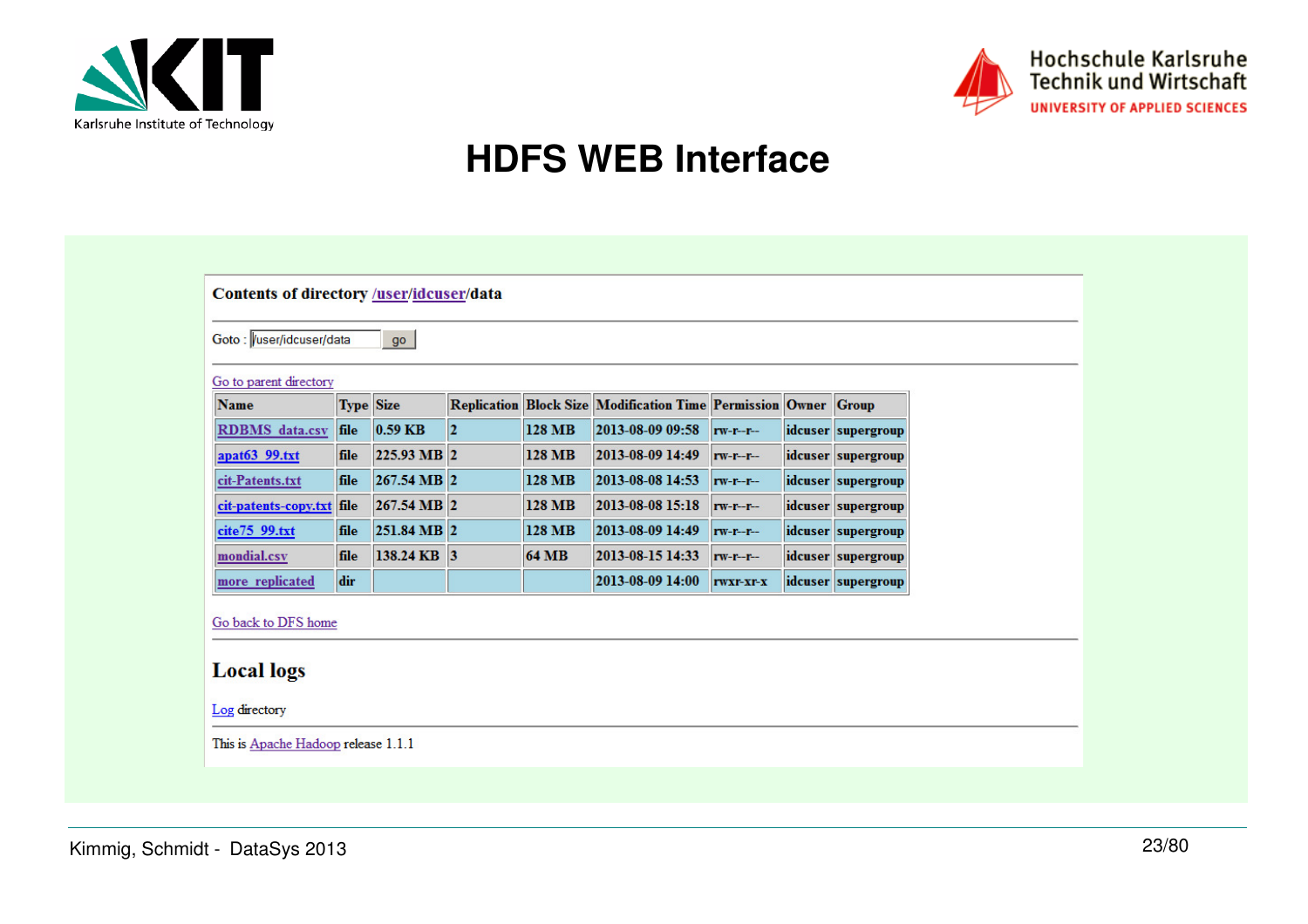# HDFS WEB Interface

**Contents of directory /user/idcuser/data**

Goto : /user/idcuser/data go

Go to parent directory

| Name | Type | Size | Replication | Block Size | Modification Time | Permission | Owner | Group |
|---|---|---|---|---|---|---|---|---|
| RDBMS_data.csv | file | 0.59 KB | 2 | 128 MB | 2013-08-09 09:58 | rw-r--r-- | idcuser | supergroup |
| apat63_99.txt | file | 225.93 MB | 2 | 128 MB | 2013-08-09 14:49 | rw-r--r-- | idcuser | supergroup |
| cit-Patents.txt | file | 267.54 MB | 2 | 128 MB | 2013-08-08 14:53 | rw-r--r-- | idcuser | supergroup |
| cit-patents-copy.txt | file | 267.54 MB | 2 | 128 MB | 2013-08-08 15:18 | rw-r--r-- | idcuser | supergroup |
| cite75_99.txt | file | 251.84 MB | 2 | 128 MB | 2013-08-09 14:49 | rw-r--r-- | idcuser | supergroup |
| mondial.csv | file | 138.24 KB | 3 | 64 MB | 2013-08-15 14:33 | rw-r--r-- | idcuser | supergroup |
| more_replicated | dir | | | | 2013-08-09 14:00 | rwxr-xr-x | idcuser | supergroup |

Go back to DFS home

## Local logs

Log directory

This is Apache Hadoop release 1.1.1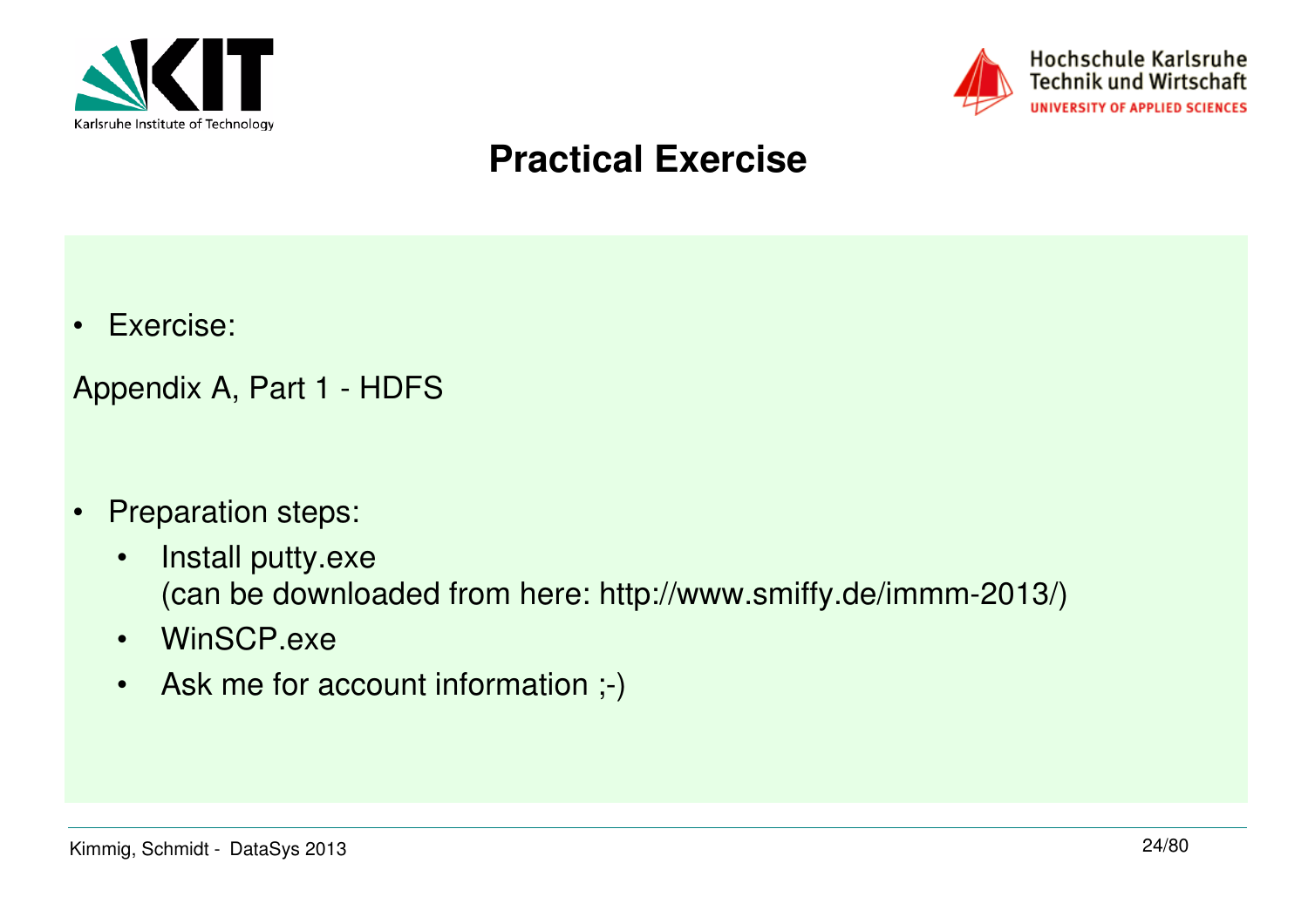# Practical Exercise

- Exercise:

Appendix A, Part 1 - HDFS

- Preparation steps:
  - Install putty.exe
    (can be downloaded from here: http://www.smiffy.de/immm-2013/)
  - WinSCP.exe
  - Ask me for account information ;-)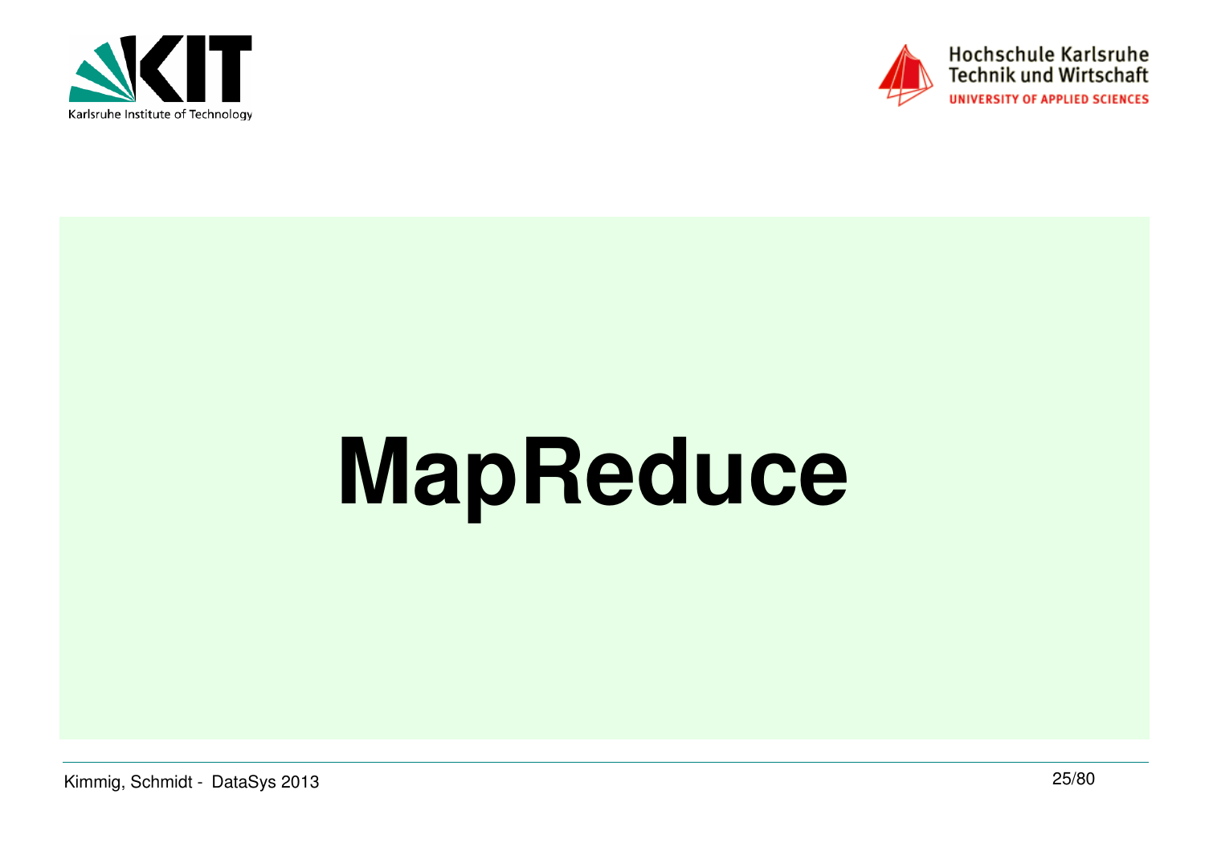# MapReduce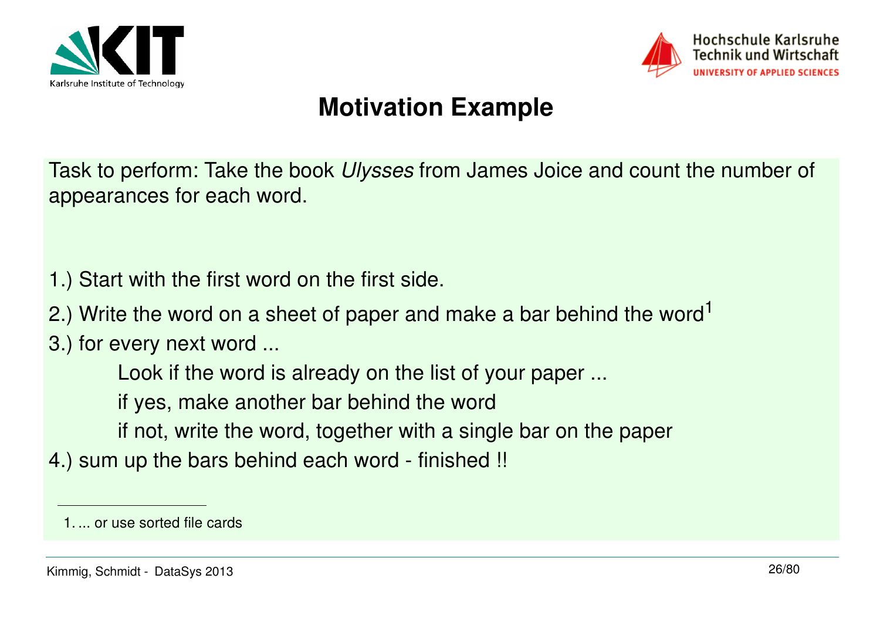# Motivation Example

Task to perform: Take the book *Ulysses* from James Joice and count the number of appearances for each word.

1.) Start with the first word on the first side.

2.) Write the word on a sheet of paper and make a bar behind the word[1]

3.) for every next word ...

    Look if the word is already on the list of your paper ...

    if yes, make another bar behind the word

    if not, write the word, together with a single bar on the paper

4.) sum up the bars behind each word - finished !!

---

1. ... or use sorted file cards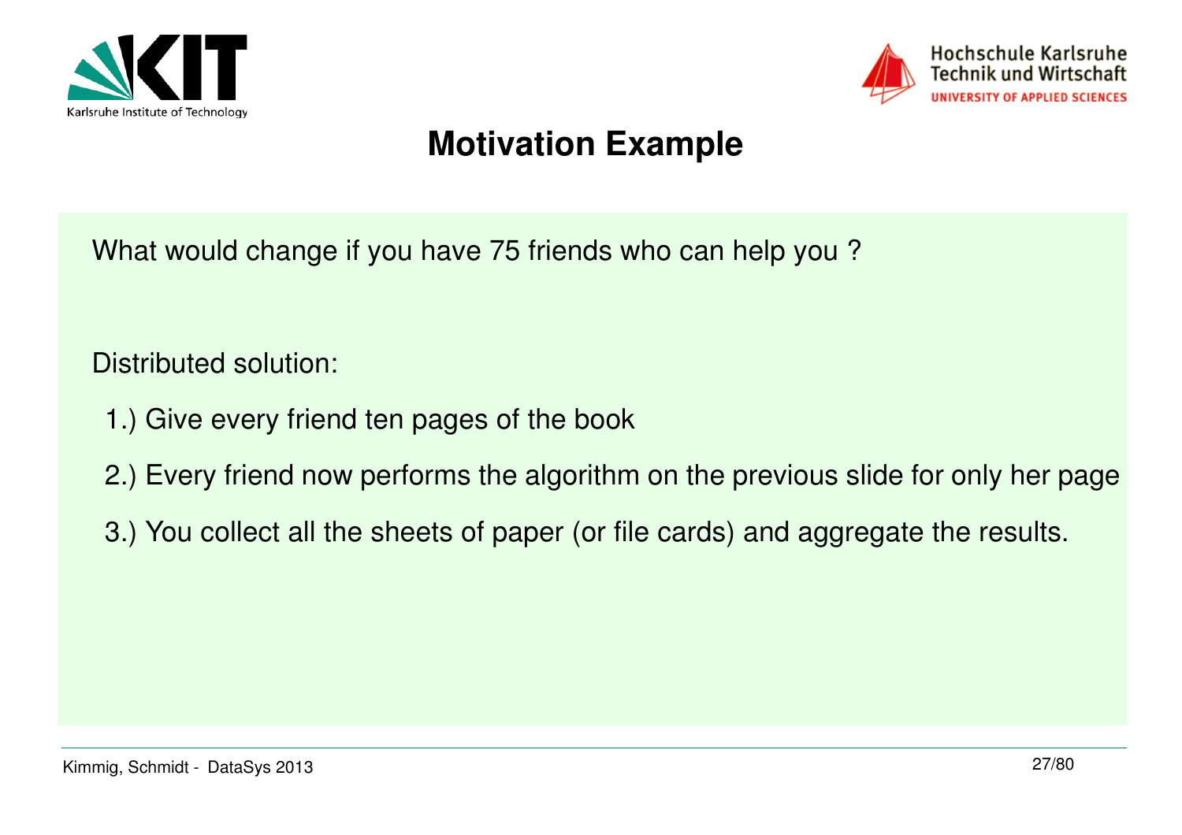# Motivation Example

What would change if you have 75 friends who can help you ?

Distributed solution:

1.) Give every friend ten pages of the book

2.) Every friend now performs the algorithm on the previous slide for only her page

3.) You collect all the sheets of paper (or file cards) and aggregate the results.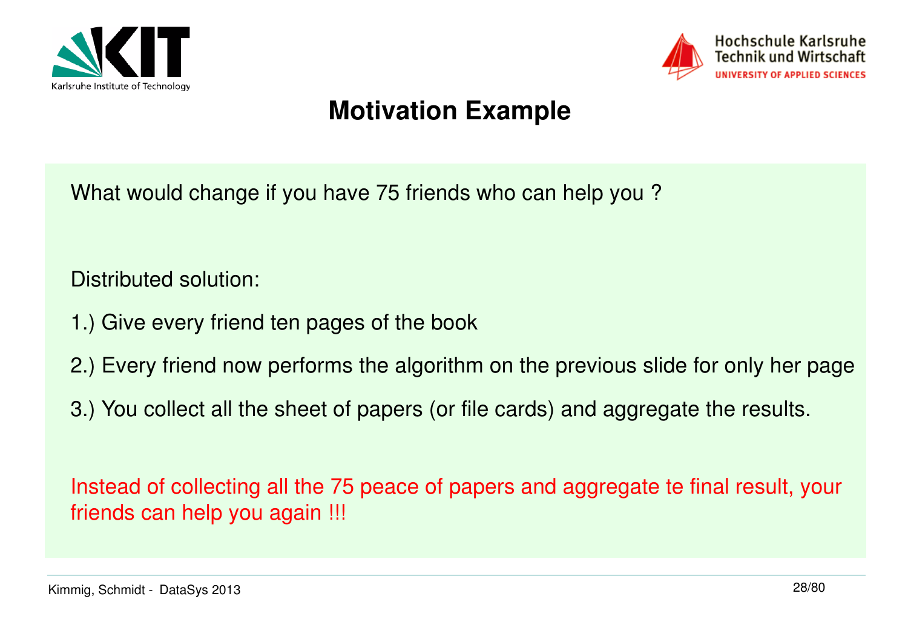# Motivation Example

What would change if you have 75 friends who can help you ?

Distributed solution:

1.) Give every friend ten pages of the book

2.) Every friend now performs the algorithm on the previous slide for only her page

3.) You collect all the sheet of papers (or file cards) and aggregate the results.

Instead of collecting all the 75 peace of papers and aggregate te final result, your friends can help you again !!!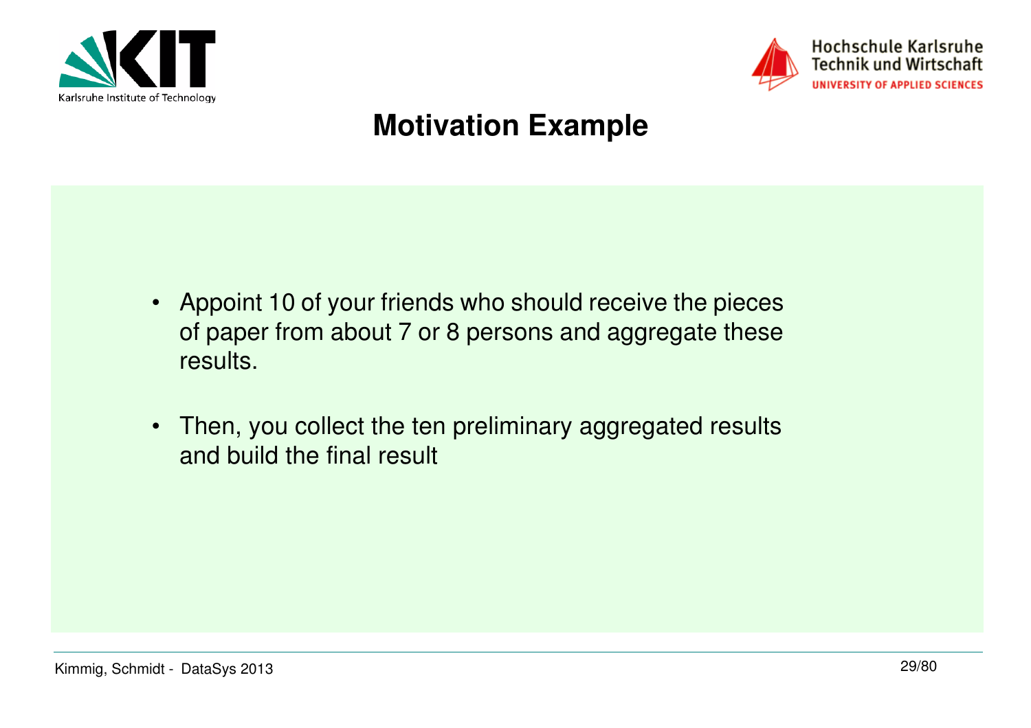# Motivation Example

- Appoint 10 of your friends who should receive the pieces of paper from about 7 or 8 persons and aggregate these results.
- Then, you collect the ten preliminary aggregated results and build the final result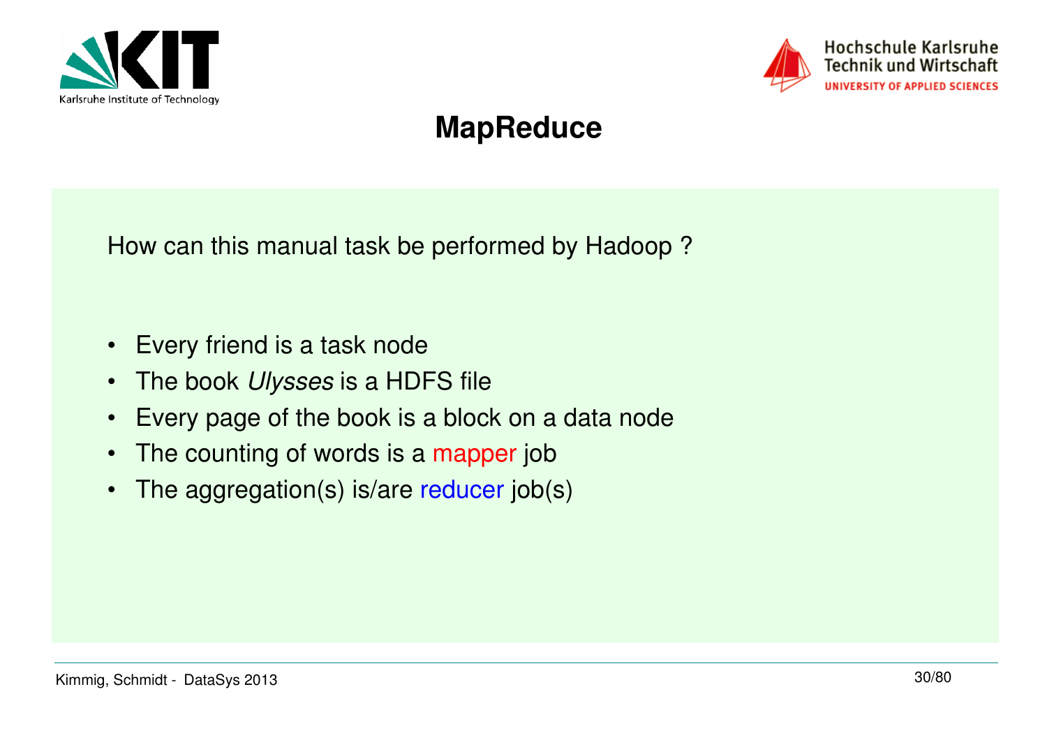# MapReduce

How can this manual task be performed by Hadoop ?

- Every friend is a task node
- The book *Ulysses* is a HDFS file
- Every page of the book is a block on a data node
- The counting of words is a mapper job
- The aggregation(s) is/are reducer job(s)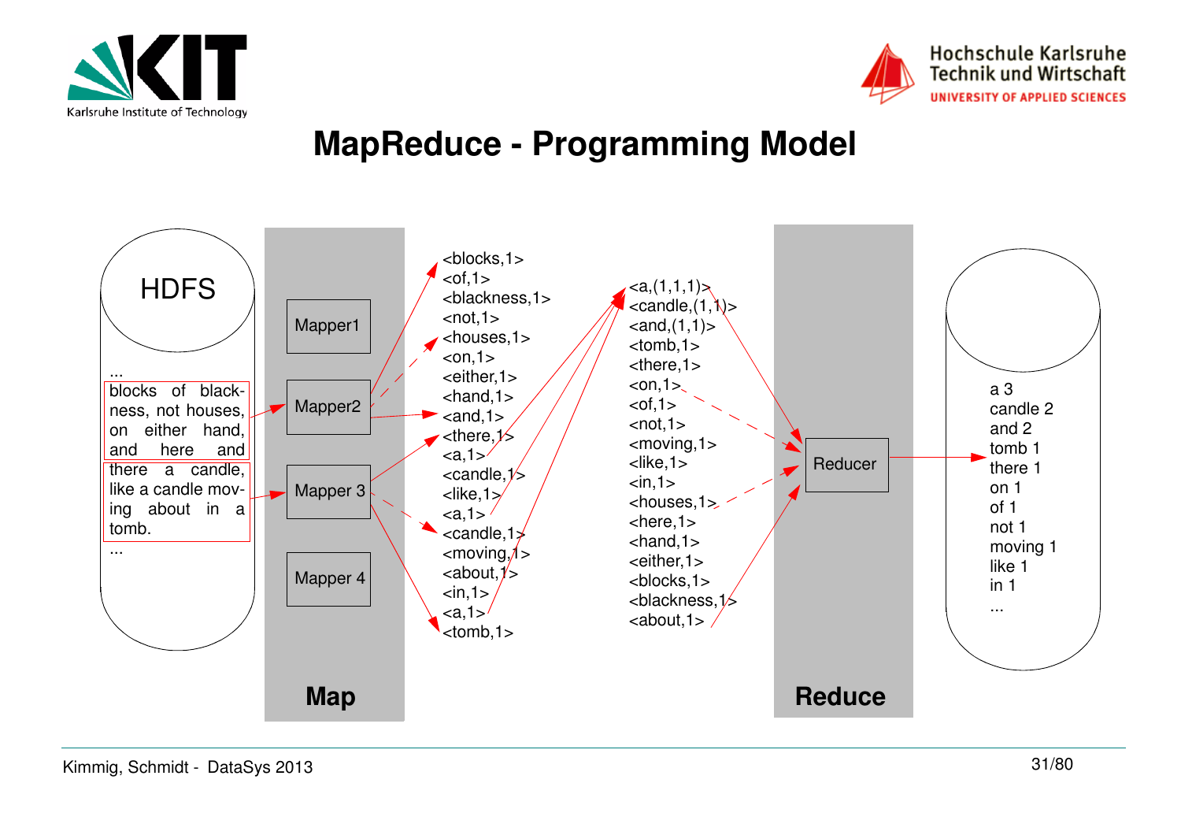# MapReduce - Programming Model

HDFS

...
blocks of blackness, not houses, on either hand, and here and
there a candle, like a candle moving about in a tomb.
...

Map

Mapper1

Mapper2

Mapper 3

Mapper 4

<blocks,1>
<of,1>
<blackness,1>
<not,1>
<houses,1>
<on,1>
<either,1>
<hand,1>
<and,1>
<there,1>
<a,1>
<candle,1>
<like,1>
<a,1>
<candle,1>
<moving,1>
<about,1>
<in,1>
<a,1>
<tomb,1>

<a,(1,1,1)>
<candle,(1,1)>
<and,(1,1)>
<tomb,1>
<there,1>
<on,1>
<of,1>
<not,1>
<moving,1>
<like,1>
<in,1>
<houses,1>
<here,1>
<hand,1>
<either,1>
<blocks,1>
<blackness,1>
<about,1>

Reduce

Reducer

a 3
candle 2
and 2
tomb 1
there 1
on 1
of 1
not 1
moving 1
like 1
in 1
...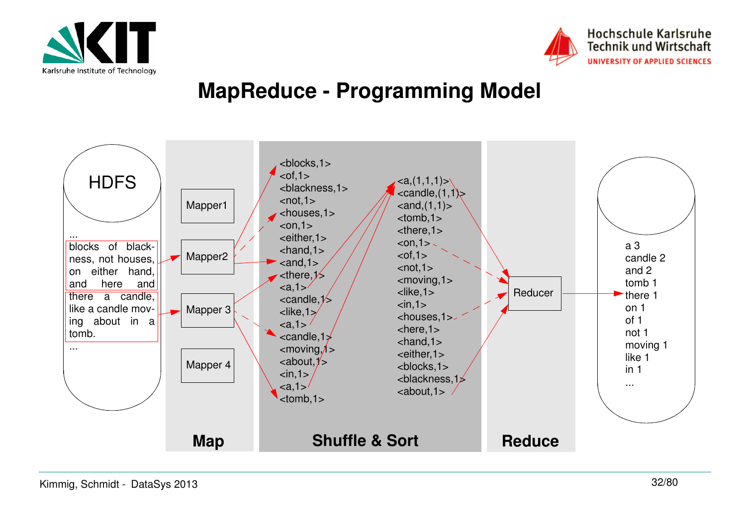# MapReduce - Programming Model

HDFS

...
blocks of blackness, not houses, on either hand, and here and
there a candle, like a candle moving about in a tomb.
...

**Map**

Mapper1

Mapper2

Mapper 3

Mapper 4

**Shuffle & Sort**

<blocks,1>
<of,1>
<blackness,1>
<not,1>
<houses,1>
<on,1>
<either,1>
<hand,1>
<and,1>
<there,1>
<a,1>
<candle,1>
<like,1>
<a,1>
<candle,1>
<moving,1>
<about,1>
<in,1>
<a,1>
<tomb,1>

<a,(1,1,1)>
<candle,(1,1)>
<and,(1,1)>
<tomb,1>
<there,1>
<on,1>
<of,1>
<not,1>
<moving,1>
<like,1>
<in,1>
<houses,1>
<here,1>
<hand,1>
<either,1>
<blocks,1>
<blackness,1>
<about,1>

**Reduce**

Reducer

a 3
candle 2
and 2
tomb 1
there 1
on 1
of 1
not 1
moving 1
like 1
in 1
...

Kimmig, Schmidt - DataSys 2013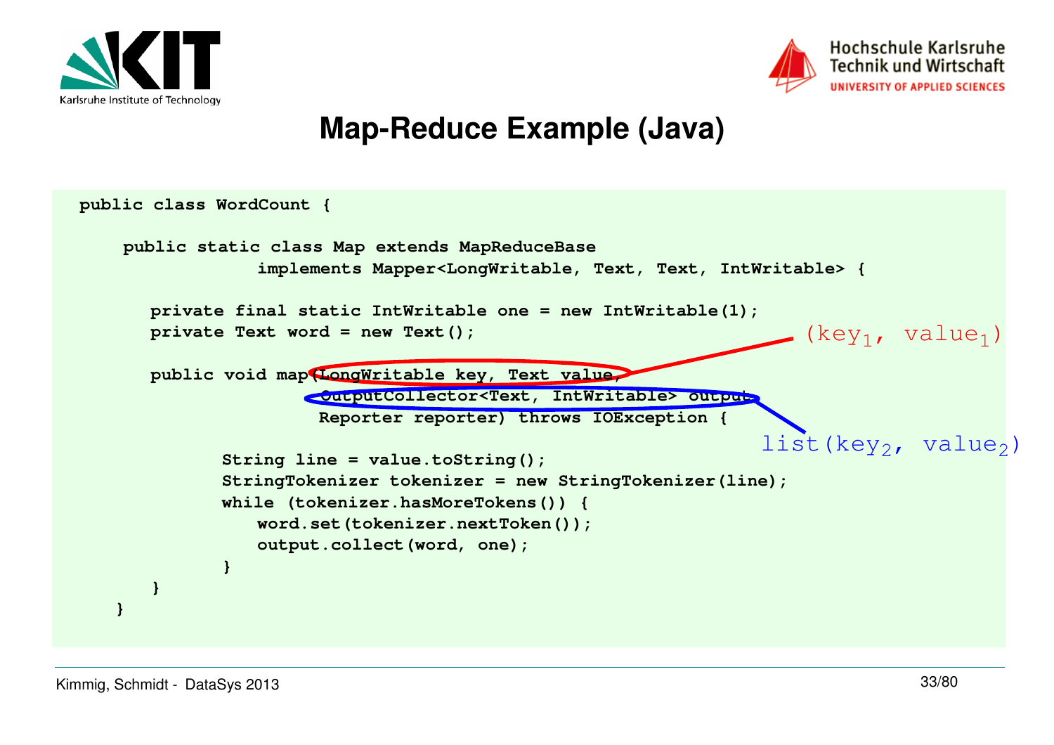# Map-Reduce Example (Java)

```
public class WordCount {

    public static class Map extends MapReduceBase
                implements Mapper<LongWritable, Text, Text, IntWritable> {

        private final static IntWritable one = new IntWritable(1);
        private Text word = new Text();

        public void map(LongWritable key, Text value,
                        OutputCollector<Text, IntWritable> output,
                        Reporter reporter) throws IOException {

                String line = value.toString();
                StringTokenizer tokenizer = new StringTokenizer(line);
                while (tokenizer.hasMoreTokens()) {
                    word.set(tokenizer.nextToken());
                    output.collect(word, one);
                }
        }
    }
```

$(key_1, value_1)$

$list(key_2, value_2)$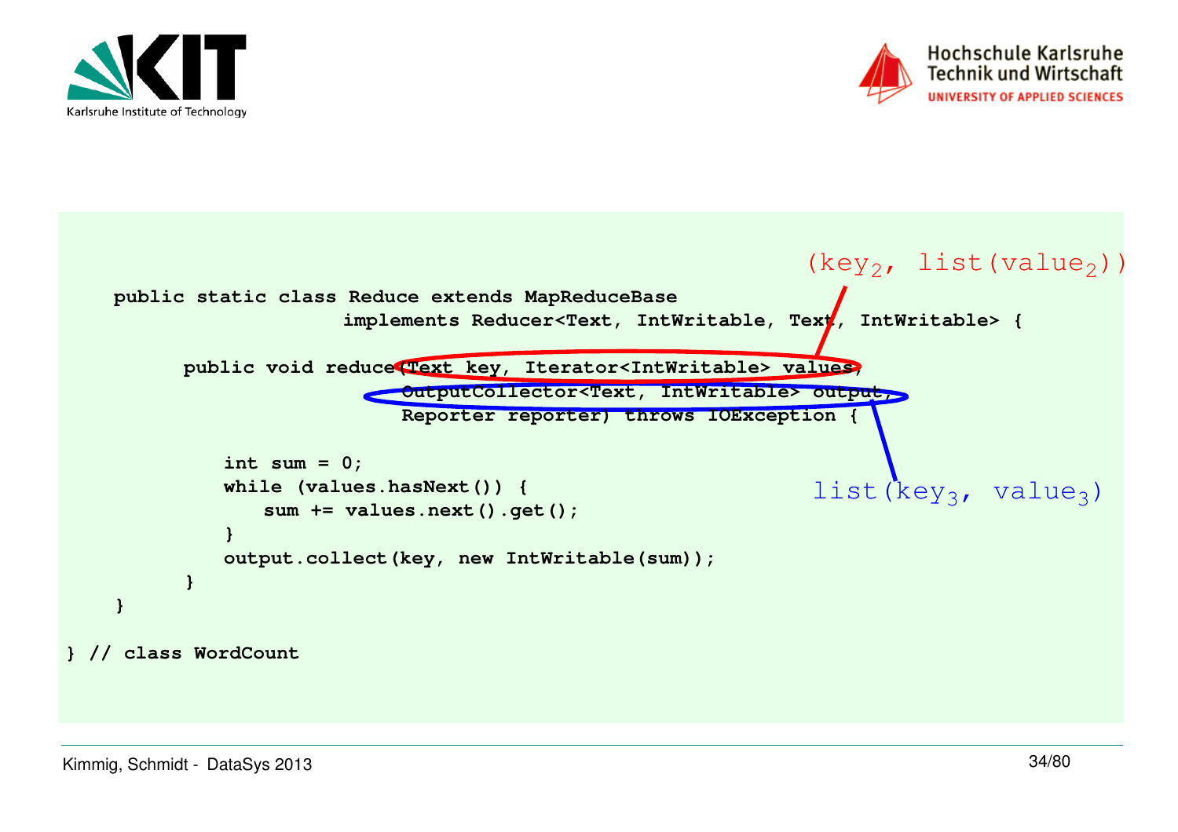```java
    public static class Reduce extends MapReduceBase
                        implements Reducer<Text, IntWritable, Text, IntWritable> {

        public void reduce(Text key, Iterator<IntWritable> values,
                           OutputCollector<Text, IntWritable> output,
                           Reporter reporter) throws IOException {

            int sum = 0;
            while (values.hasNext()) {
                sum += values.next().get();
            }
            output.collect(key, new IntWritable(sum));
        }
    }

} // class WordCount
```

(key$_2$, list(value$_2$))

list(key$_3$, value$_3$)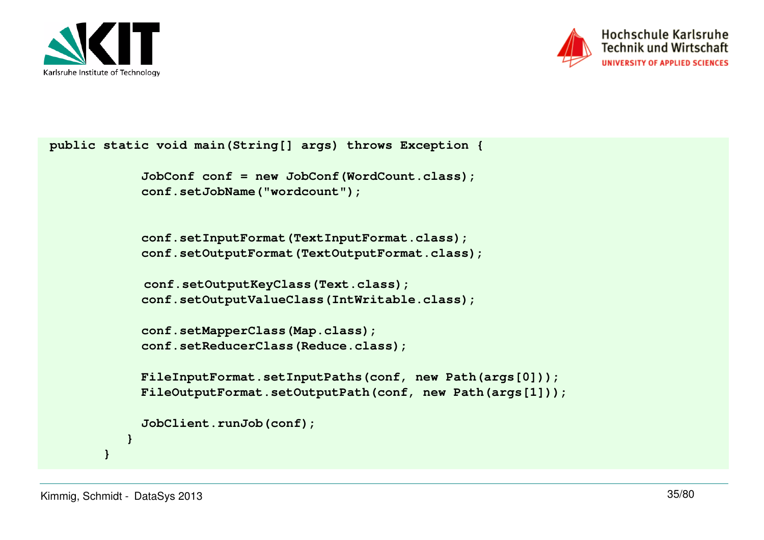```java
public static void main(String[] args) throws Exception {

        JobConf conf = new JobConf(WordCount.class);
        conf.setJobName("wordcount");


        conf.setInputFormat(TextInputFormat.class);
        conf.setOutputFormat(TextOutputFormat.class);

         conf.setOutputKeyClass(Text.class);
        conf.setOutputValueClass(IntWritable.class);

        conf.setMapperClass(Map.class);
        conf.setReducerClass(Reduce.class);

        FileInputFormat.setInputPaths(conf, new Path(args[0]));
        FileOutputFormat.setOutputPath(conf, new Path(args[1]));

        JobClient.runJob(conf);
      }
    }
```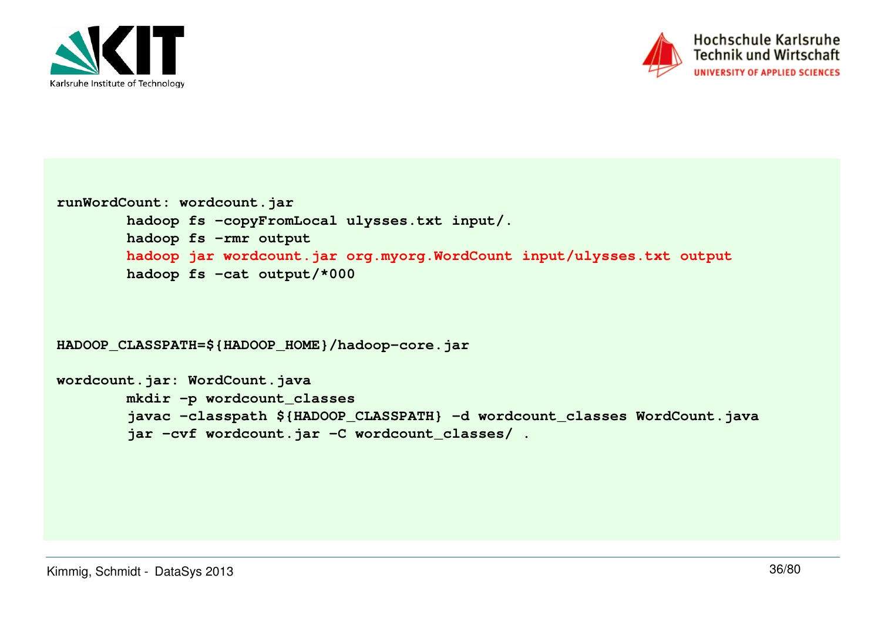```
runWordCount: wordcount.jar
        hadoop fs -copyFromLocal ulysses.txt input/.
        hadoop fs -rmr output
        hadoop jar wordcount.jar org.myorg.WordCount input/ulysses.txt output
        hadoop fs -cat output/*000


HADOOP_CLASSPATH=${HADOOP_HOME}/hadoop-core.jar

wordcount.jar: WordCount.java
        mkdir -p wordcount_classes
        javac -classpath ${HADOOP_CLASSPATH} -d wordcount_classes WordCount.java
        jar -cvf wordcount.jar -C wordcount_classes/ .
```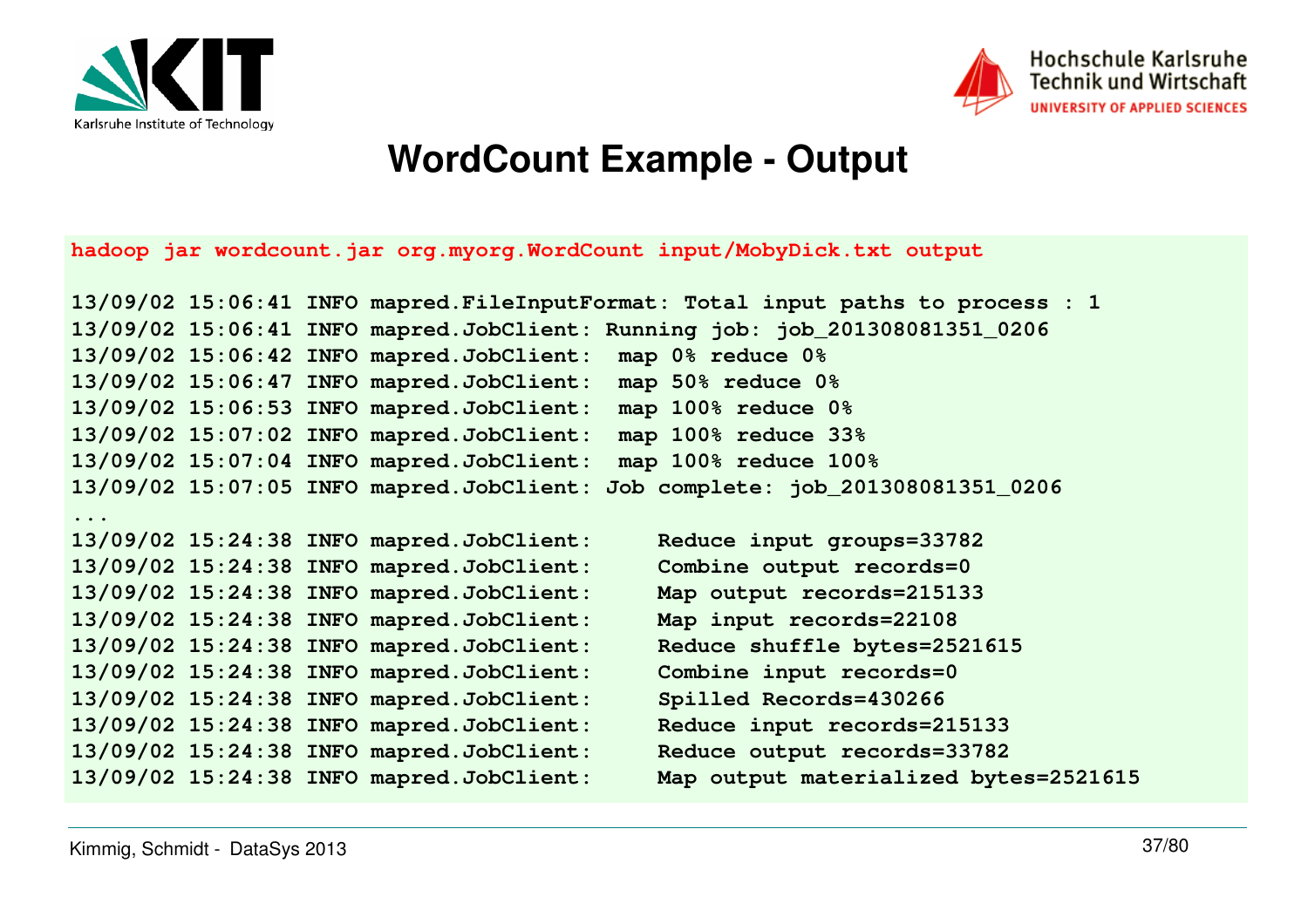# WordCount Example - Output

```
hadoop jar wordcount.jar org.myorg.WordCount input/MobyDick.txt output

13/09/02 15:06:41 INFO mapred.FileInputFormat: Total input paths to process : 1
13/09/02 15:06:41 INFO mapred.JobClient: Running job: job_201308081351_0206
13/09/02 15:06:42 INFO mapred.JobClient:  map 0% reduce 0%
13/09/02 15:06:47 INFO mapred.JobClient:  map 50% reduce 0%
13/09/02 15:06:53 INFO mapred.JobClient:  map 100% reduce 0%
13/09/02 15:07:02 INFO mapred.JobClient:  map 100% reduce 33%
13/09/02 15:07:04 INFO mapred.JobClient:  map 100% reduce 100%
13/09/02 15:07:05 INFO mapred.JobClient: Job complete: job_201308081351_0206
...
13/09/02 15:24:38 INFO mapred.JobClient:     Reduce input groups=33782
13/09/02 15:24:38 INFO mapred.JobClient:     Combine output records=0
13/09/02 15:24:38 INFO mapred.JobClient:     Map output records=215133
13/09/02 15:24:38 INFO mapred.JobClient:     Map input records=22108
13/09/02 15:24:38 INFO mapred.JobClient:     Reduce shuffle bytes=2521615
13/09/02 15:24:38 INFO mapred.JobClient:     Combine input records=0
13/09/02 15:24:38 INFO mapred.JobClient:     Spilled Records=430266
13/09/02 15:24:38 INFO mapred.JobClient:     Reduce input records=215133
13/09/02 15:24:38 INFO mapred.JobClient:     Reduce output records=33782
13/09/02 15:24:38 INFO mapred.JobClient:     Map output materialized bytes=2521615
```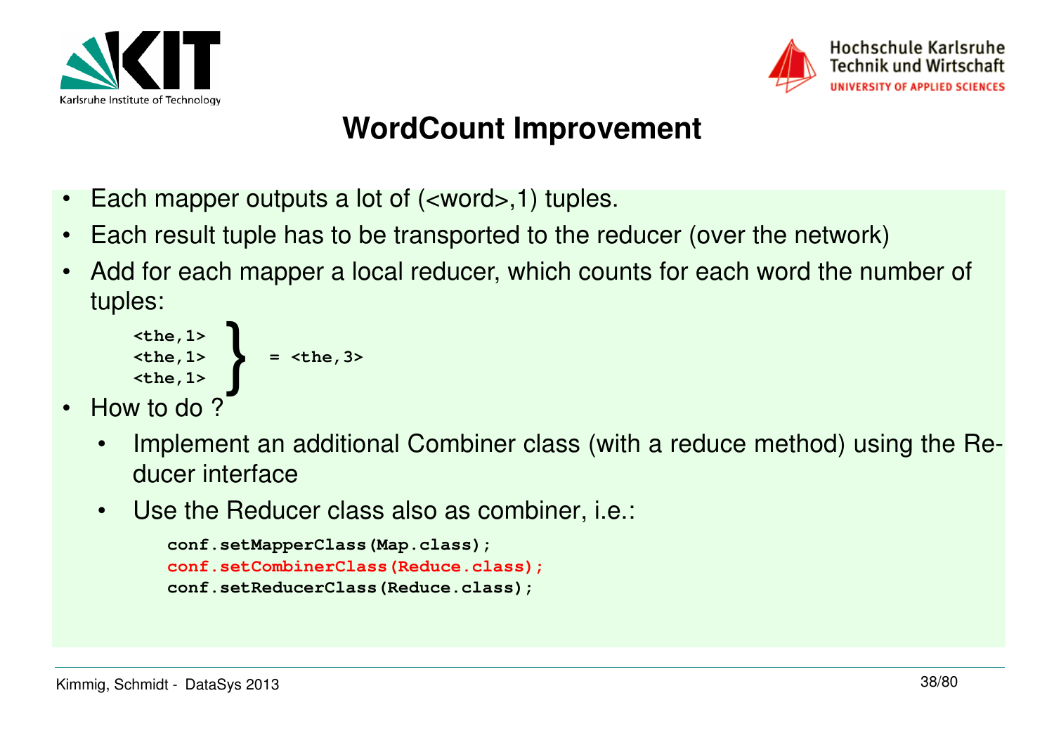# WordCount Improvement

- Each mapper outputs a lot of (<word>,1) tuples.
- Each result tuple has to be transported to the reducer (over the network)
- Add for each mapper a local reducer, which counts for each word the number of tuples:

```
<the,1>
<the,1>   } = <the,3>
<the,1>
```

- How to do ?
  - Implement an additional Combiner class (with a reduce method) using the Reducer interface
  - Use the Reducer class also as combiner, i.e.:

```
conf.setMapperClass(Map.class);
conf.setCombinerClass(Reduce.class);
conf.setReducerClass(Reduce.class);
```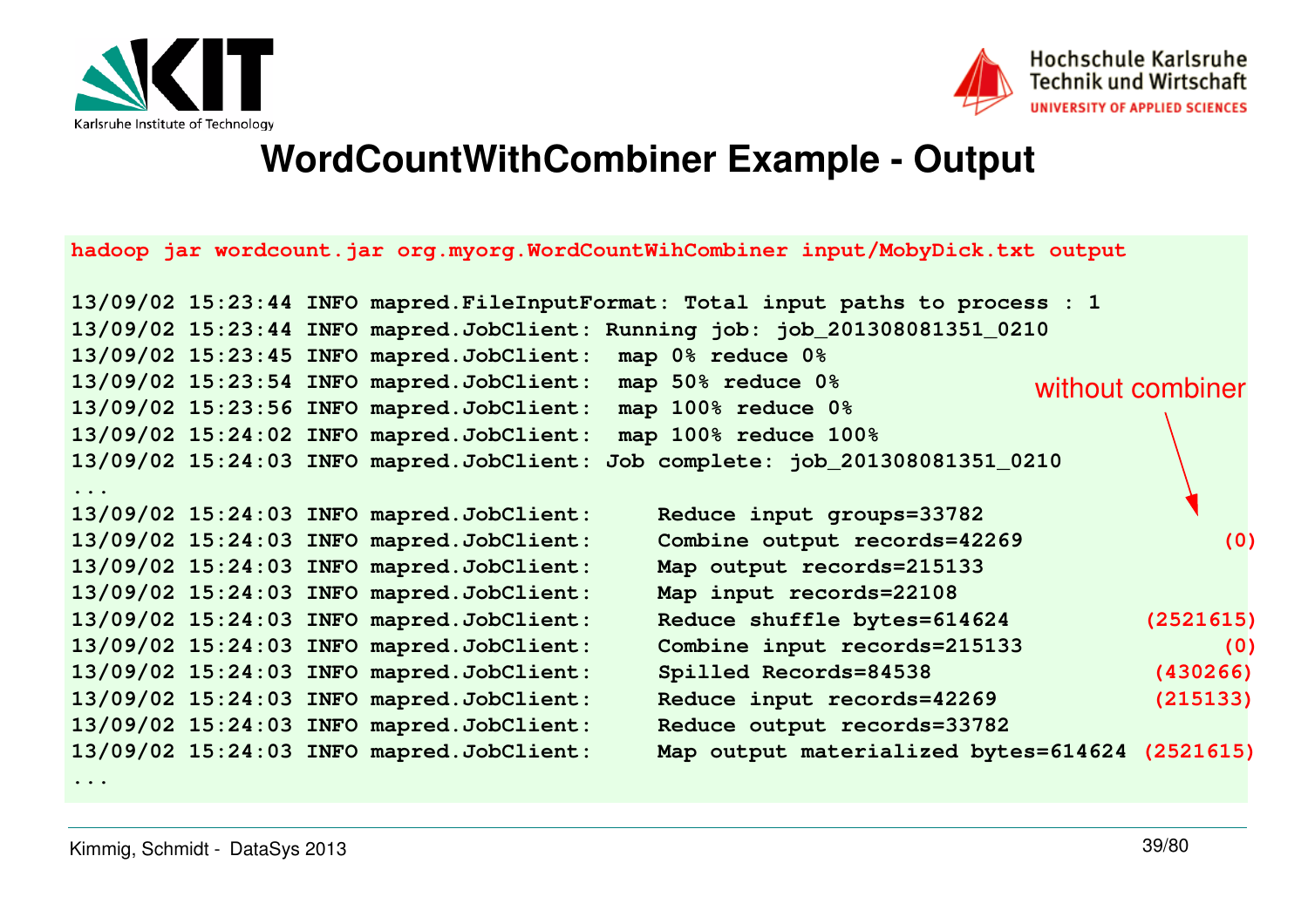# WordCountWithCombiner Example - Output

```
hadoop jar wordcount.jar org.myorg.WordCountWihCombiner input/MobyDick.txt output

13/09/02 15:23:44 INFO mapred.FileInputFormat: Total input paths to process : 1
13/09/02 15:23:44 INFO mapred.JobClient: Running job: job_201308081351_0210
13/09/02 15:23:45 INFO mapred.JobClient:  map 0% reduce 0%
13/09/02 15:23:54 INFO mapred.JobClient:  map 50% reduce 0%
13/09/02 15:23:56 INFO mapred.JobClient:  map 100% reduce 0%
13/09/02 15:24:02 INFO mapred.JobClient:  map 100% reduce 100%
13/09/02 15:24:03 INFO mapred.JobClient: Job complete: job_201308081351_0210
...
13/09/02 15:24:03 INFO mapred.JobClient:     Reduce input groups=33782
13/09/02 15:24:03 INFO mapred.JobClient:     Combine output records=42269           (0)
13/09/02 15:24:03 INFO mapred.JobClient:     Map output records=215133
13/09/02 15:24:03 INFO mapred.JobClient:     Map input records=22108
13/09/02 15:24:03 INFO mapred.JobClient:     Reduce shuffle bytes=614624      (2521615)
13/09/02 15:24:03 INFO mapred.JobClient:     Combine input records=215133           (0)
13/09/02 15:24:03 INFO mapred.JobClient:     Spilled Records=84538             (430266)
13/09/02 15:24:03 INFO mapred.JobClient:     Reduce input records=42269        (215133)
13/09/02 15:24:03 INFO mapred.JobClient:     Reduce output records=33782
13/09/02 15:24:03 INFO mapred.JobClient:     Map output materialized bytes=614624 (2521615)
...
```

without combiner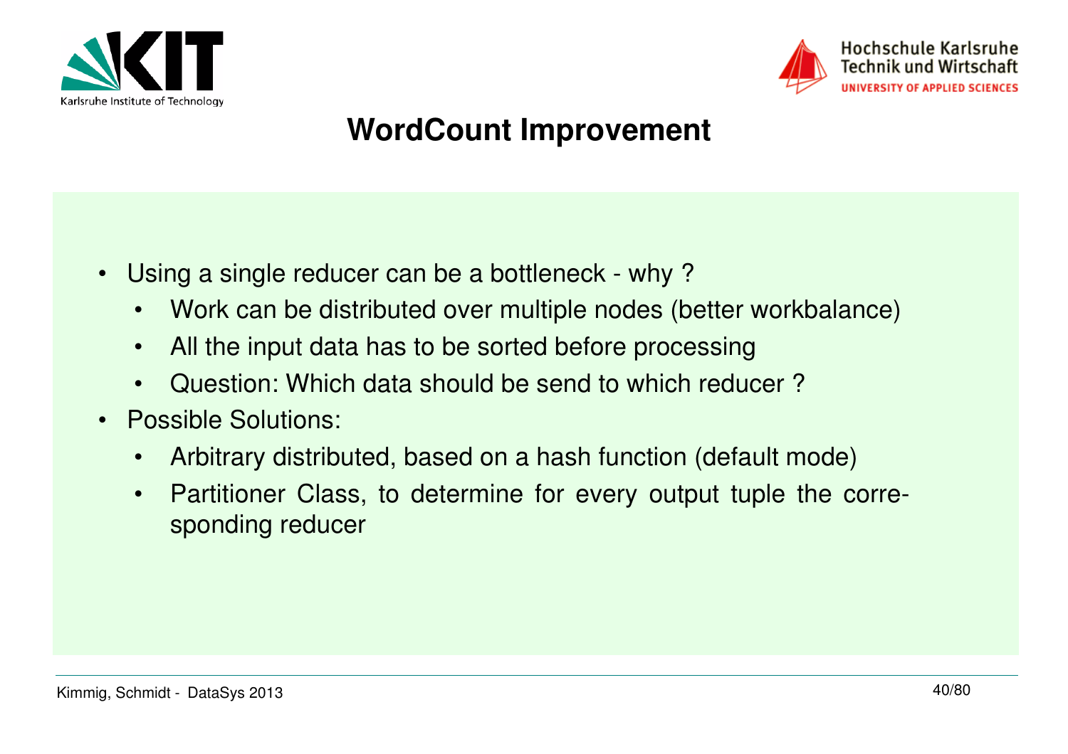# WordCount Improvement

- Using a single reducer can be a bottleneck - why ?
  - Work can be distributed over multiple nodes (better workbalance)
  - All the input data has to be sorted before processing
  - Question: Which data should be send to which reducer ?
- Possible Solutions:
  - Arbitrary distributed, based on a hash function (default mode)
  - Partitioner Class, to determine for every output tuple the corresponding reducer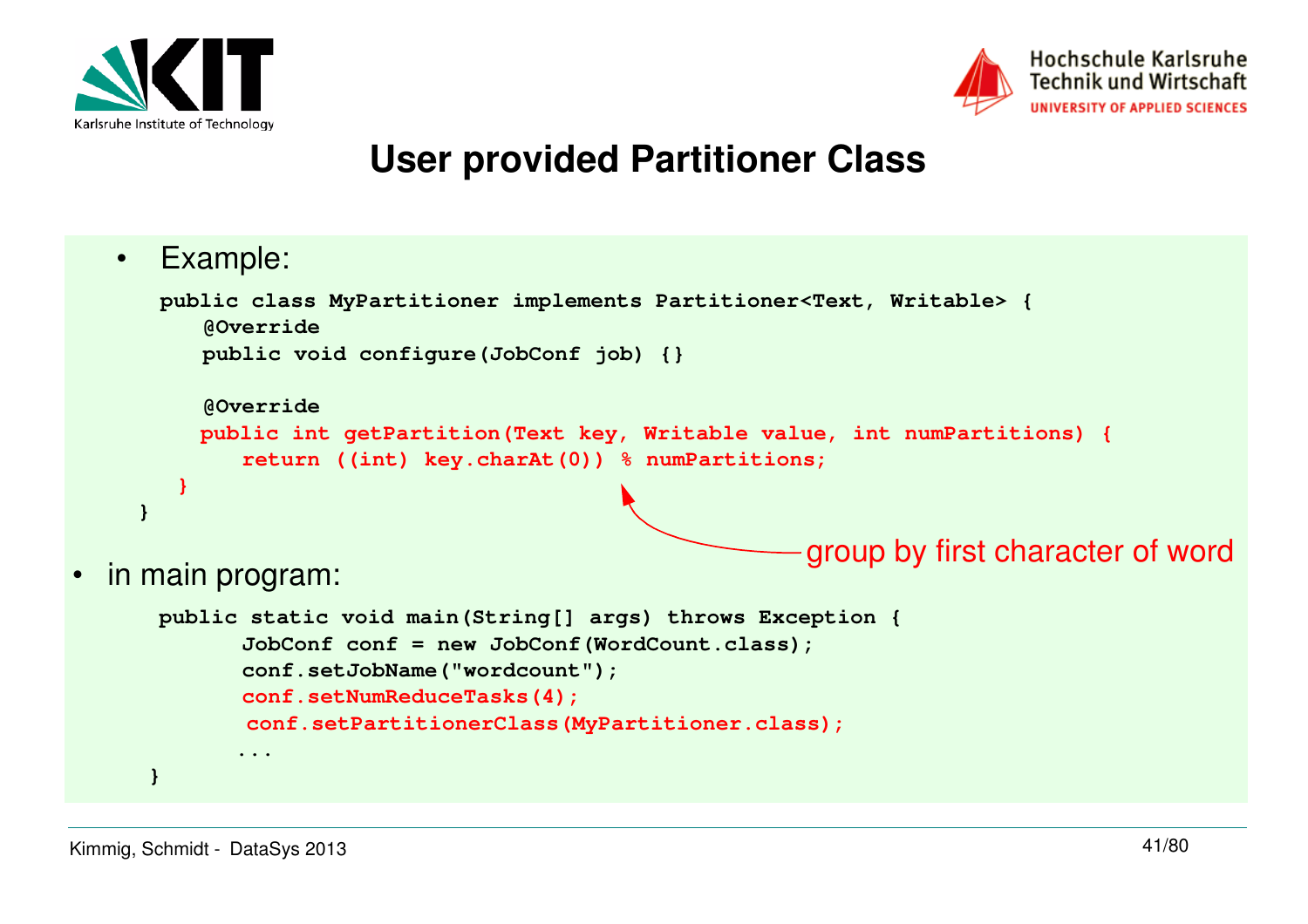# User provided Partitioner Class

- Example:

```
public class MyPartitioner implements Partitioner<Text, Writable> {
    @Override
    public void configure(JobConf job) {}

    @Override
    public int getPartition(Text key, Writable value, int numPartitions) {
        return ((int) key.charAt(0)) % numPartitions;
    }
}
```

group by first character of word

- in main program:

```
public static void main(String[] args) throws Exception {
        JobConf conf = new JobConf(WordCount.class);
        conf.setJobName("wordcount");
        conf.setNumReduceTasks(4);
        conf.setPartitionerClass(MyPartitioner.class);
        ...
}
```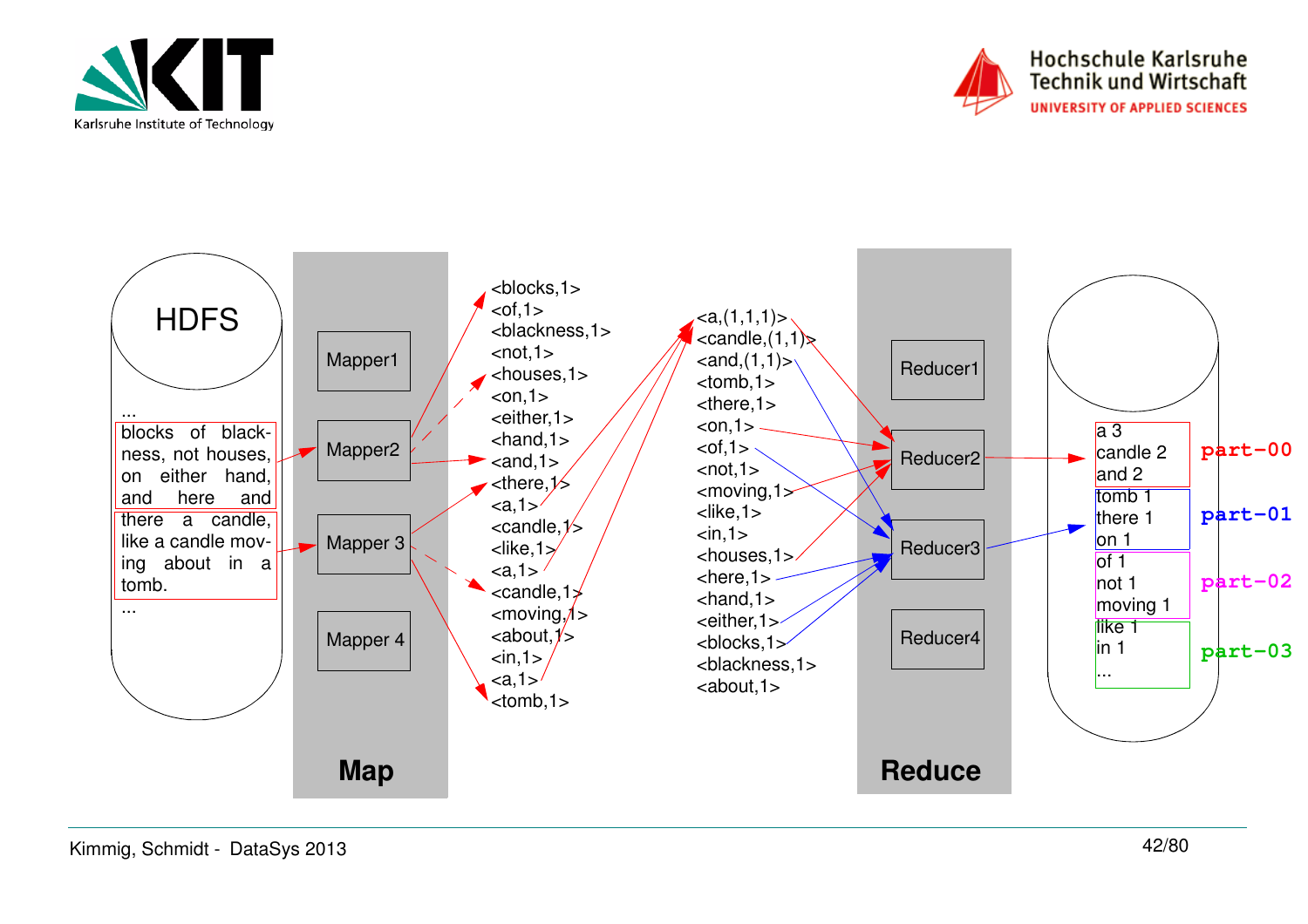HDFS

...

blocks of blackness, not houses, on either hand, and here and there a candle, like a candle moving about in a tomb.

...

Map

Mapper1

Mapper2

Mapper 3

Mapper 4

<blocks,1>
<of,1>
<blackness,1>
<not,1>
<houses,1>
<on,1>
<either,1>
<hand,1>
<and,1>
<there,1>
<a,1>
<candle,1>
<like,1>
<a,1>
<candle,1>
<moving,1>
<about,1>
<in,1>
<a,1>
<tomb,1>

<a,(1,1,1)>
<candle,(1,1)>
<and,(1,1)>
<tomb,1>
<there,1>
<on,1>
<of,1>
<not,1>
<moving,1>
<like,1>
<in,1>
<houses,1>
<here,1>
<hand,1>
<either,1>
<blocks,1>
<blackness,1>
<about,1>

Reduce

Reducer1

Reducer2

Reducer3

Reducer4

a 3
candle 2
and 2

part-00

tomb 1
there 1
on 1

part-01

of 1
not 1
moving 1

part-02

like 1
in 1
...

part-03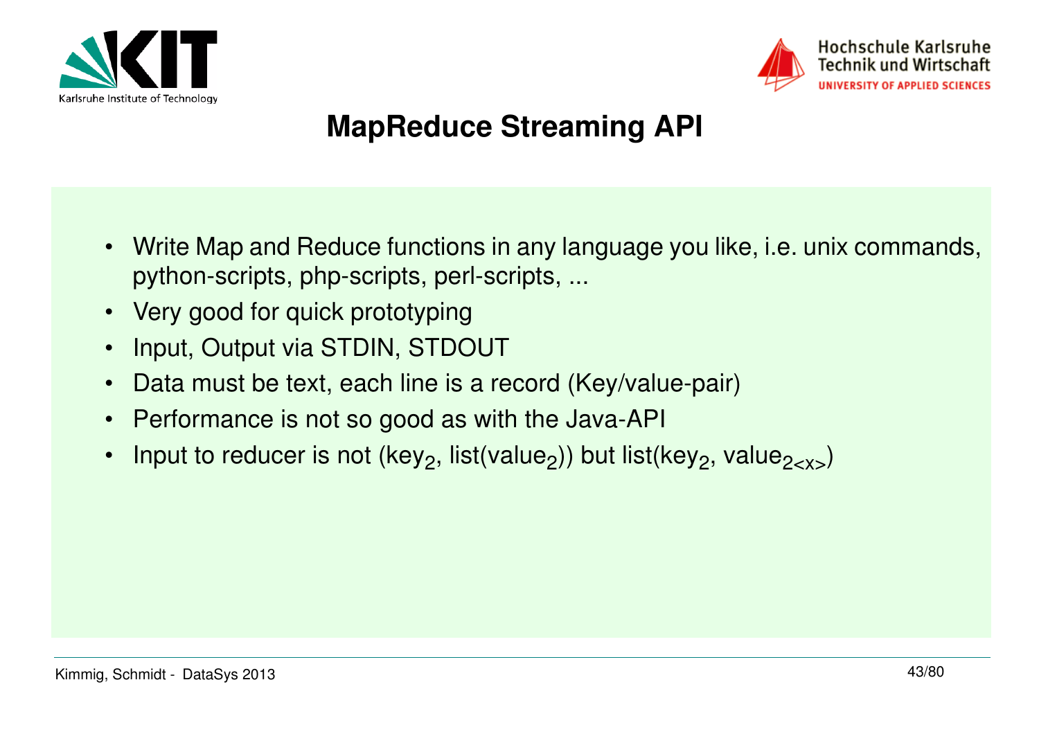# MapReduce Streaming API

- Write Map and Reduce functions in any language you like, i.e. unix commands, python-scripts, php-scripts, perl-scripts, ...
- Very good for quick prototyping
- Input, Output via STDIN, STDOUT
- Data must be text, each line is a record (Key/value-pair)
- Performance is not so good as with the Java-API
- Input to reducer is not ($key_2$, list($value_2$)) but list($key_2$, $value_{2<x>}$)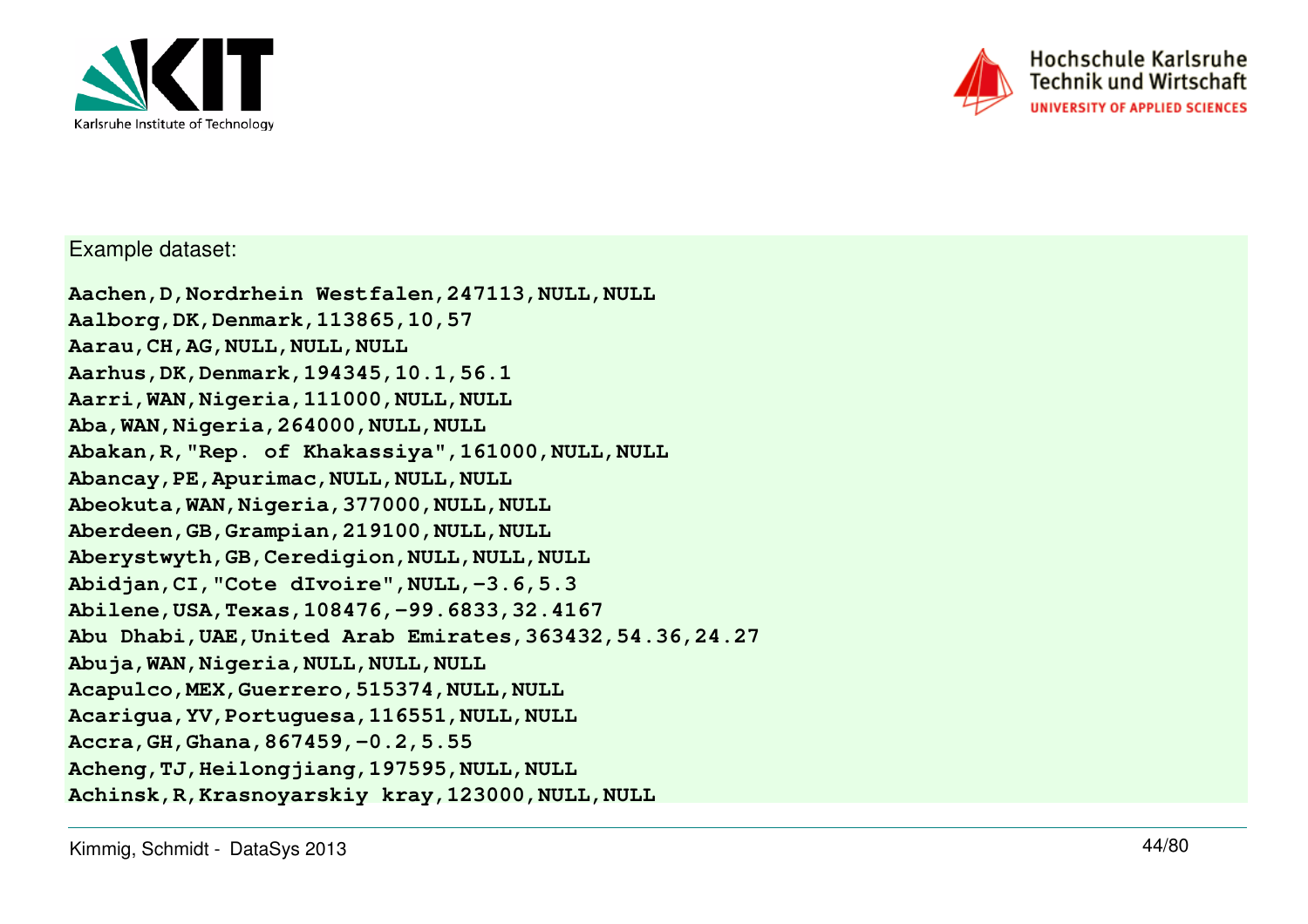Example dataset:

```
Aachen,D,Nordrhein Westfalen,247113,NULL,NULL
Aalborg,DK,Denmark,113865,10,57
Aarau,CH,AG,NULL,NULL,NULL
Aarhus,DK,Denmark,194345,10.1,56.1
Aarri,WAN,Nigeria,111000,NULL,NULL
Aba,WAN,Nigeria,264000,NULL,NULL
Abakan,R,"Rep. of Khakassiya",161000,NULL,NULL
Abancay,PE,Apurimac,NULL,NULL,NULL
Abeokuta,WAN,Nigeria,377000,NULL,NULL
Aberdeen,GB,Grampian,219100,NULL,NULL
Aberystwyth,GB,Ceredigion,NULL,NULL,NULL
Abidjan,CI,"Cote dIvoire",NULL,-3.6,5.3
Abilene,USA,Texas,108476,-99.6833,32.4167
Abu Dhabi,UAE,United Arab Emirates,363432,54.36,24.27
Abuja,WAN,Nigeria,NULL,NULL,NULL
Acapulco,MEX,Guerrero,515374,NULL,NULL
Acarigua,YV,Portuguesa,116551,NULL,NULL
Accra,GH,Ghana,867459,-0.2,5.55
Acheng,TJ,Heilongjiang,197595,NULL,NULL
Achinsk,R,Krasnoyarskiy kray,123000,NULL,NULL
```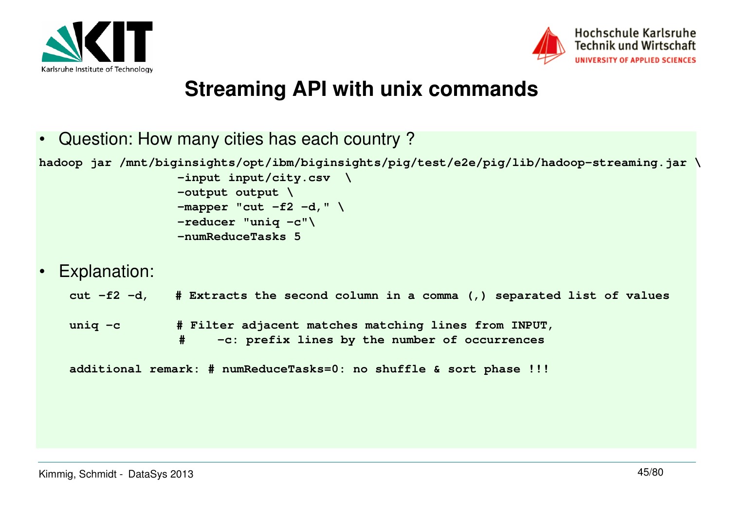# Streaming API with unix commands

- Question: How many cities has each country ?

```
hadoop jar /mnt/biginsights/opt/ibm/biginsights/pig/test/e2e/pig/lib/hadoop-streaming.jar \
                -input input/city.csv  \
                -output output \
                -mapper "cut -f2 -d," \
                -reducer "uniq -c"\
                -numReduceTasks 5
```

- Explanation:

```
cut -f2 -d,    # Extracts the second column in a comma (,) separated list of values

uniq -c        # Filter adjacent matches matching lines from INPUT,
               #    -c: prefix lines by the number of occurrences

additional remark: # numReduceTasks=0: no shuffle & sort phase !!!
```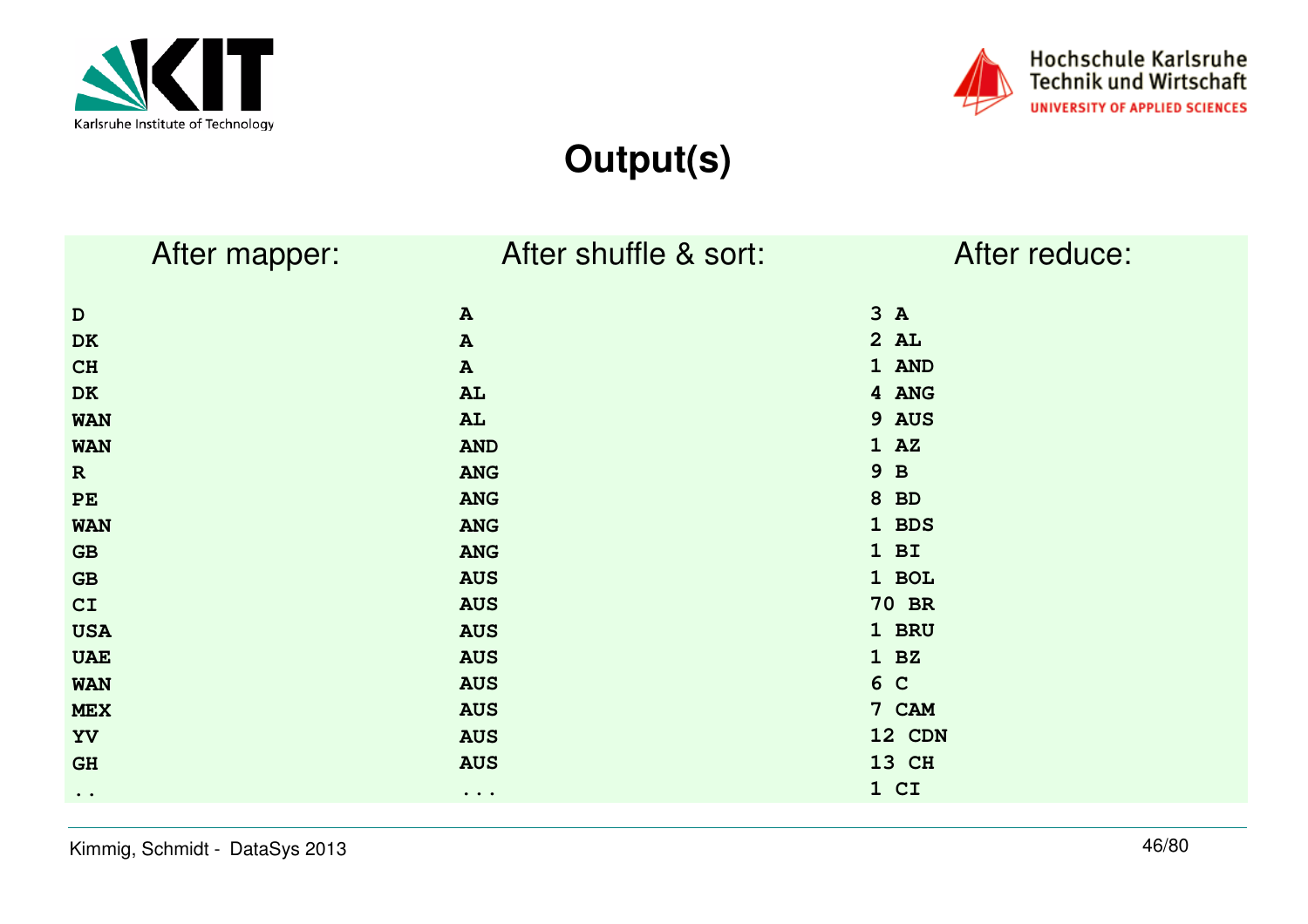# Output(s)

| After mapper: | After shuffle & sort: | After reduce: |
|---|---|---|
| D | A | 3 A |
| DK | A | 2 AL |
| CH | A | 1 AND |
| DK | AL | 4 ANG |
| WAN | AL | 9 AUS |
| WAN | AND | 1 AZ |
| R | ANG | 9 B |
| PE | ANG | 8 BD |
| WAN | ANG | 1 BDS |
| GB | ANG | 1 BI |
| GB | AUS | 1 BOL |
| CI | AUS | 70 BR |
| USA | AUS | 1 BRU |
| UAE | AUS | 1 BZ |
| WAN | AUS | 6 C |
| MEX | AUS | 7 CAM |
| YV | AUS | 12 CDN |
| GH | AUS | 13 CH |
| .. | ... | 1 CI |

Kimmig, Schmidt - DataSys 2013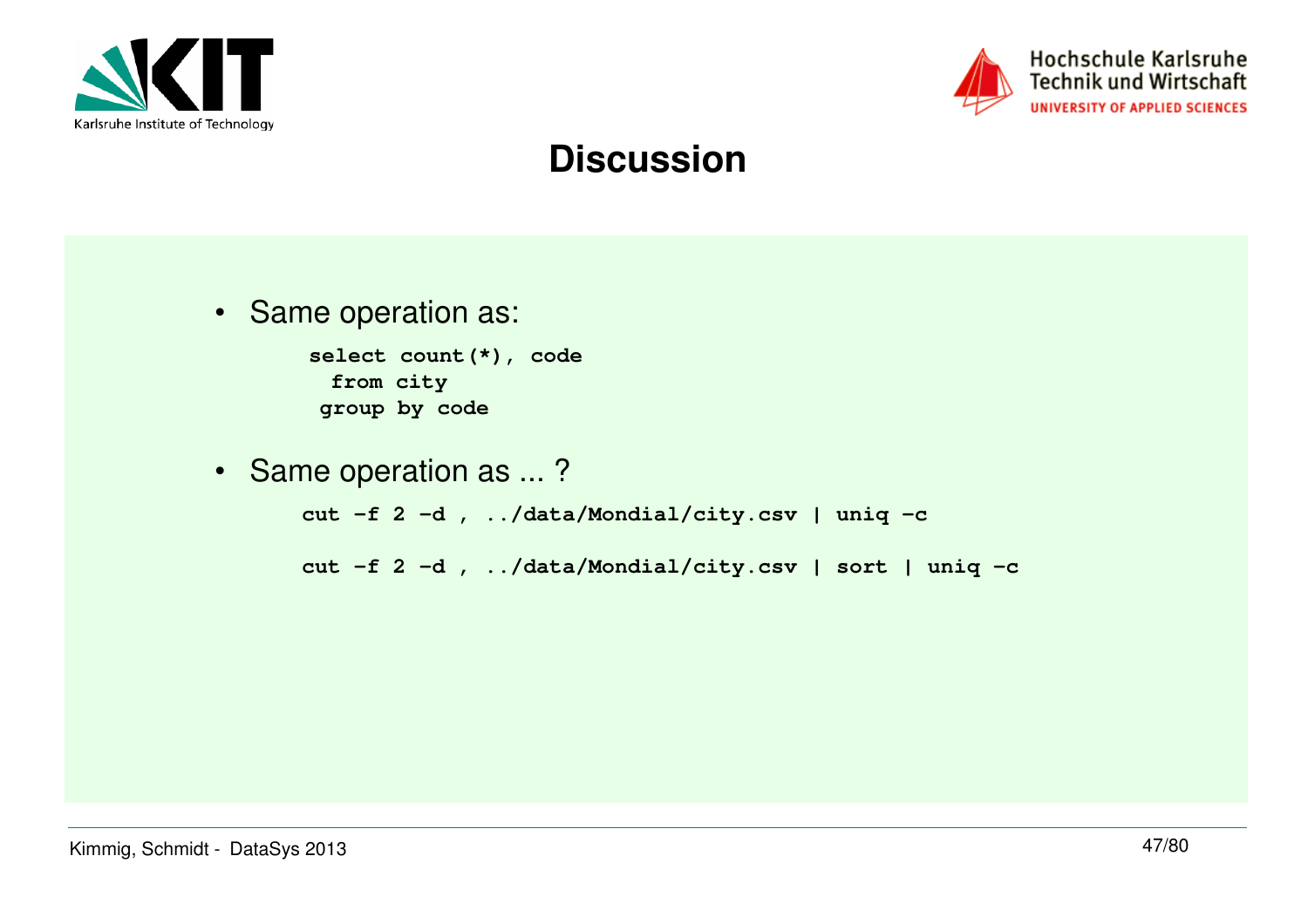# Discussion

- Same operation as:

```
select count(*), code
  from city
 group by code
```

- Same operation as ... ?

```
cut -f 2 -d , ../data/Mondial/city.csv | uniq -c

cut -f 2 -d , ../data/Mondial/city.csv | sort | uniq -c
```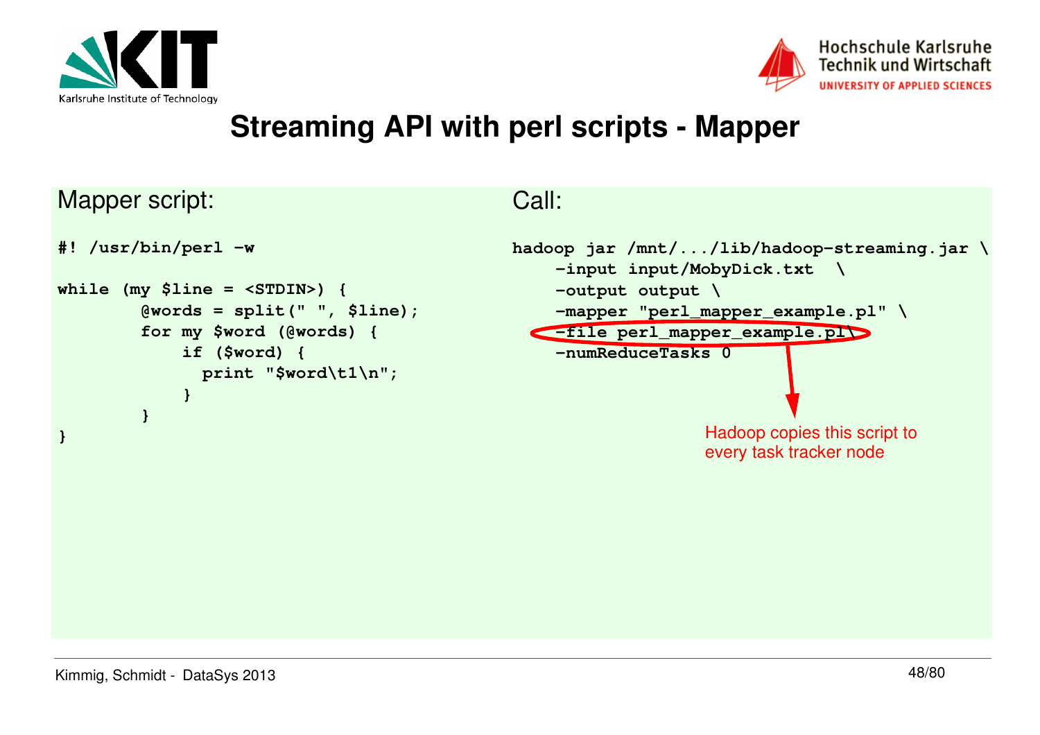# Streaming API with perl scripts - Mapper

Mapper script:

```
#! /usr/bin/perl -w

while (my $line = <STDIN>) {
        @words = split(" ", $line);
        for my $word (@words) {
            if ($word) {
              print "$word\t1\n";
            }
        }
}
```

Call:

```
hadoop jar /mnt/.../lib/hadoop-streaming.jar \
    -input input/MobyDick.txt  \
    -output output \
    -mapper "perl_mapper_example.pl" \
    -file perl_mapper_example.pl\
    -numReduceTasks 0
```

Hadoop copies this script to every task tracker node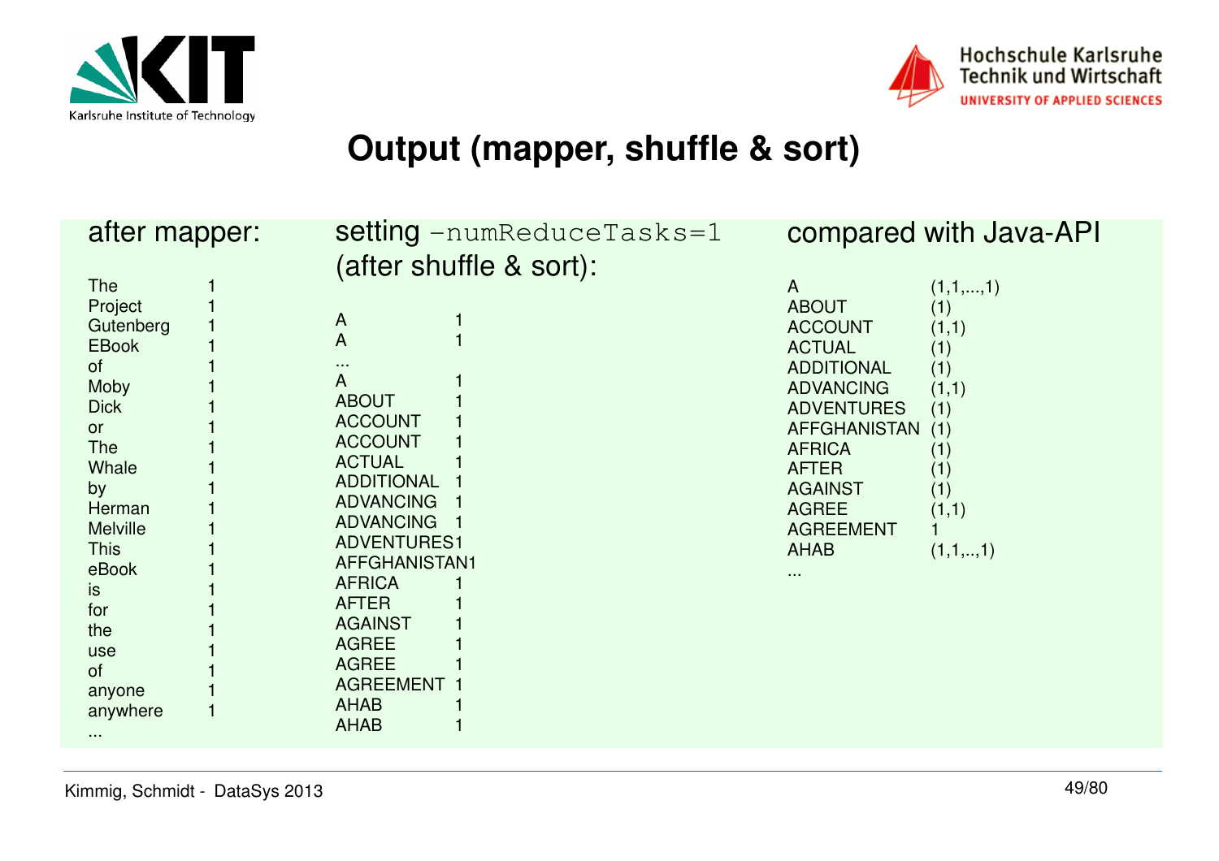# Output (mapper, shuffle & sort)

**after mapper:**

| | |
|---|---|
| The | 1 |
| Project | 1 |
| Gutenberg | 1 |
| EBook | 1 |
| of | 1 |
| Moby | 1 |
| Dick | 1 |
| or | 1 |
| The | 1 |
| Whale | 1 |
| by | 1 |
| Herman | 1 |
| Melville | 1 |
| This | 1 |
| eBook | 1 |
| is | 1 |
| for | 1 |
| the | 1 |
| use | 1 |
| of | 1 |
| anyone | 1 |
| anywhere | 1 |
| ... | |

**setting `-numReduceTasks=1` (after shuffle & sort):**

| | |
|---|---|
| A | 1 |
| A | 1 |
| ... | |
| A | 1 |
| ABOUT | 1 |
| ACCOUNT | 1 |
| ACCOUNT | 1 |
| ACTUAL | 1 |
| ADDITIONAL | 1 |
| ADVANCING | 1 |
| ADVANCING | 1 |
| ADVENTURES | 1 |
| AFFGHANISTAN | 1 |
| AFRICA | 1 |
| AFTER | 1 |
| AGAINST | 1 |
| AGREE | 1 |
| AGREE | 1 |
| AGREEMENT | 1 |
| AHAB | 1 |
| AHAB | 1 |

**compared with Java-API**

| | |
|---|---|
| A | (1,1,...,1) |
| ABOUT | (1) |
| ACCOUNT | (1,1) |
| ACTUAL | (1) |
| ADDITIONAL | (1) |
| ADVANCING | (1,1) |
| ADVENTURES | (1) |
| AFFGHANISTAN | (1) |
| AFRICA | (1) |
| AFTER | (1) |
| AGAINST | (1) |
| AGREE | (1,1) |
| AGREEMENT | 1 |
| AHAB | (1,1,..,1) |
| ... | |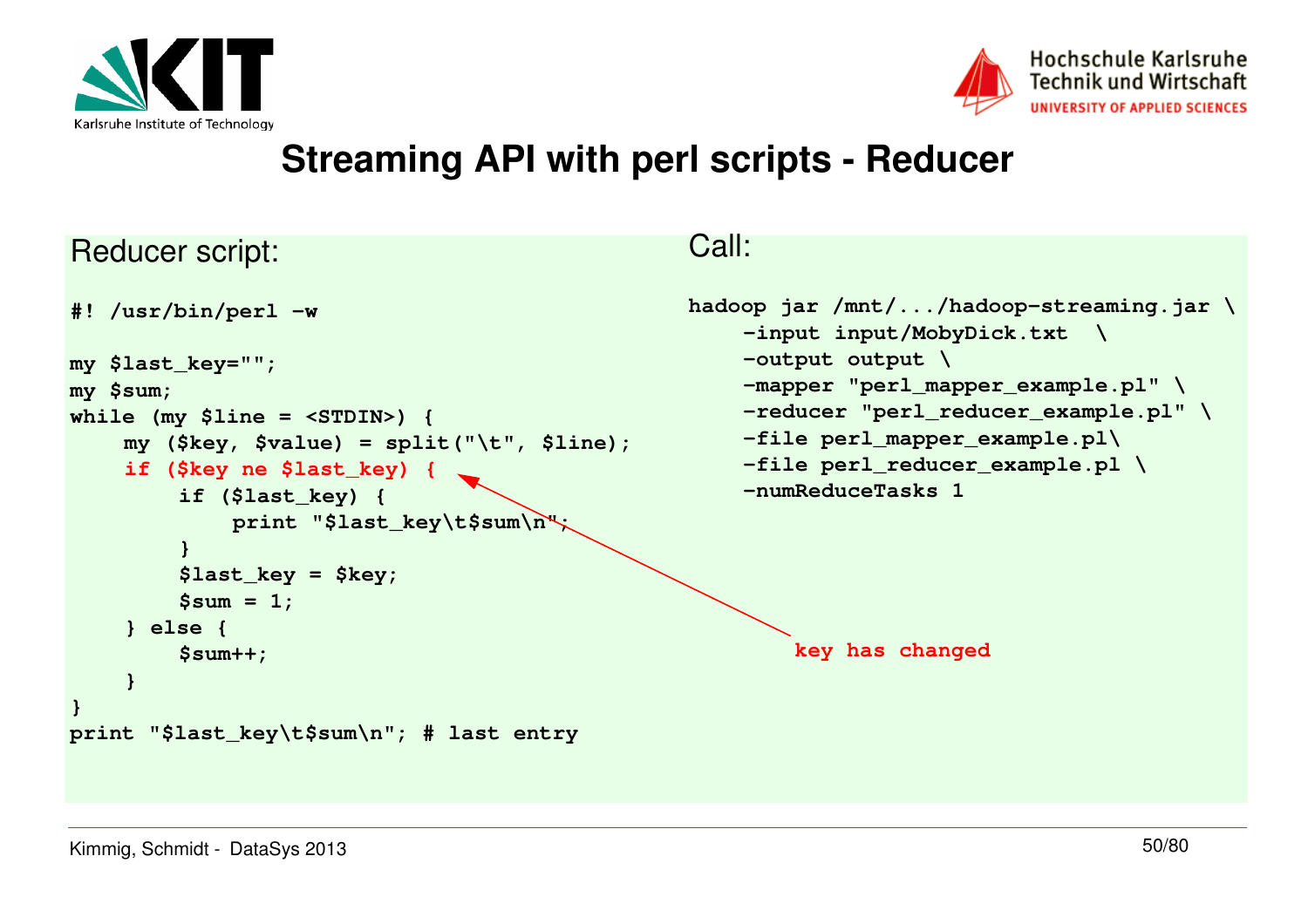# Streaming API with perl scripts - Reducer

Reducer script:

```
#! /usr/bin/perl -w

my $last_key="";
my $sum;
while (my $line = <STDIN>) {
    my ($key, $value) = split("\t", $line);
    if ($key ne $last_key) {
        if ($last_key) {
            print "$last_key\t$sum\n";
        }
        $last_key = $key;
        $sum = 1;
    } else {
        $sum++;
    }
}
print "$last_key\t$sum\n"; # last entry
```

key has changed

Call:

```
hadoop jar /mnt/.../hadoop-streaming.jar \
    -input input/MobyDick.txt  \
    -output output \
    -mapper "perl_mapper_example.pl" \
    -reducer "perl_reducer_example.pl" \
    -file perl_mapper_example.pl\
    -file perl_reducer_example.pl \
    -numReduceTasks 1
```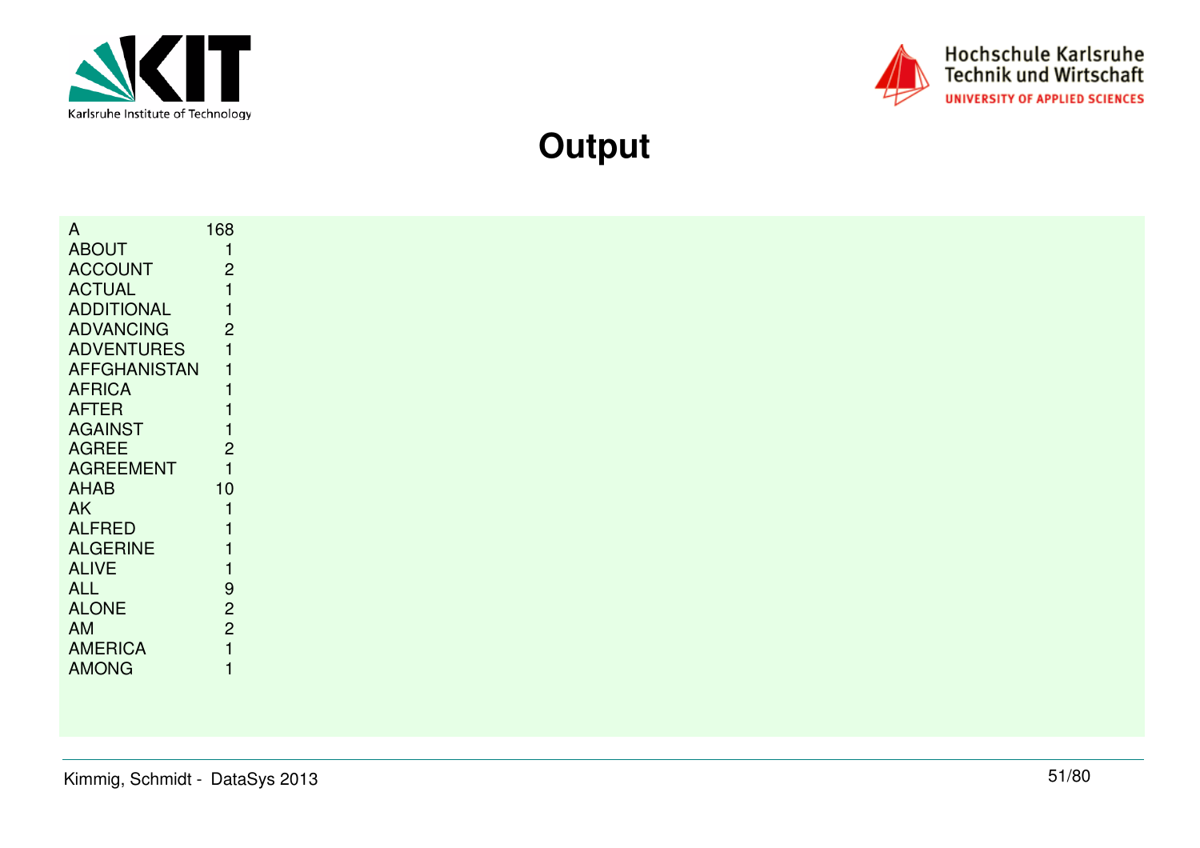# Output

```
A              168
ABOUT            1
ACCOUNT          2
ACTUAL           1
ADDITIONAL       1
ADVANCING        2
ADVENTURES       1
AFFGHANISTAN     1
AFRICA           1
AFTER            1
AGAINST          1
AGREE            2
AGREEMENT        1
AHAB            10
AK               1
ALFRED           1
ALGERINE         1
ALIVE            1
ALL              9
ALONE            2
AM               2
AMERICA          1
AMONG            1
```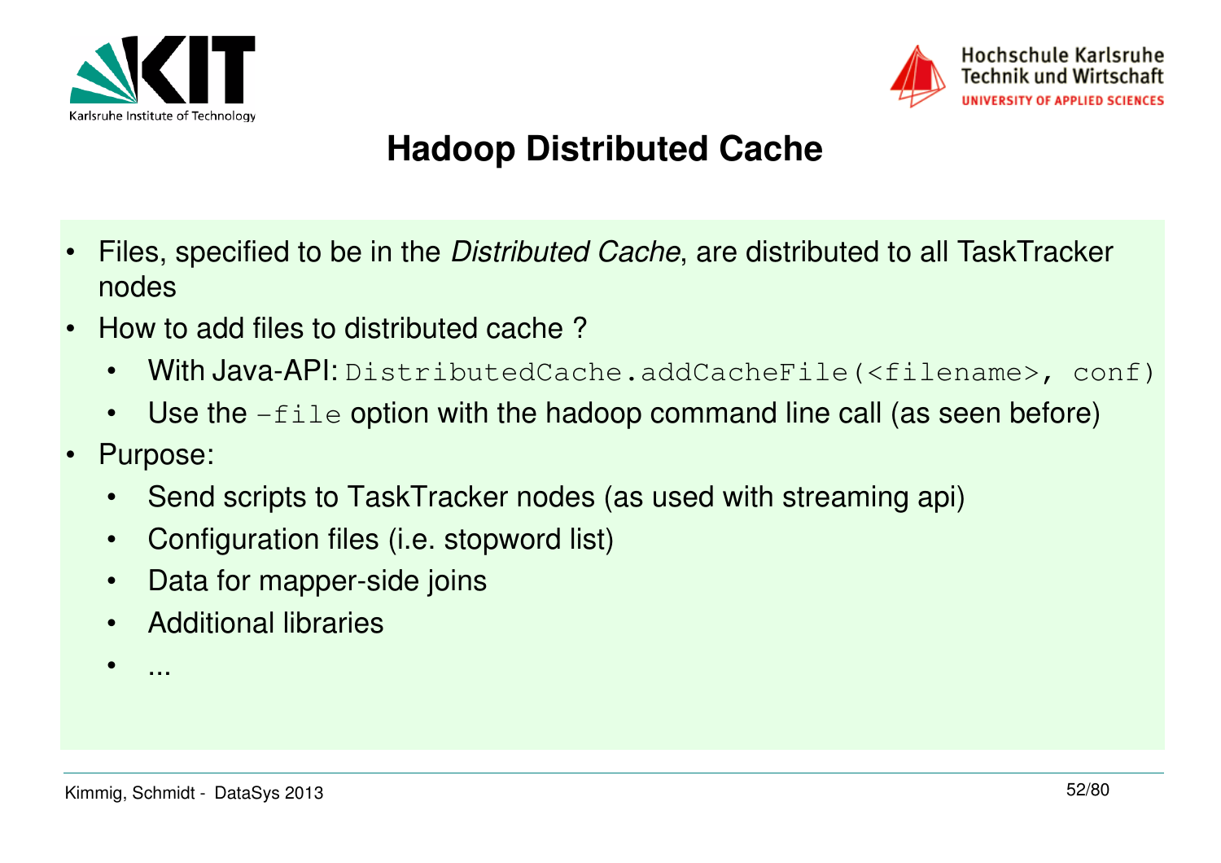# Hadoop Distributed Cache

- Files, specified to be in the *Distributed Cache*, are distributed to all TaskTracker nodes
- How to add files to distributed cache ?
  - With Java-API: `DistributedCache.addCacheFile(<filename>, conf)`
  - Use the `-file` option with the hadoop command line call (as seen before)
- Purpose:
  - Send scripts to TaskTracker nodes (as used with streaming api)
  - Configuration files (i.e. stopword list)
  - Data for mapper-side joins
  - Additional libraries
  - ...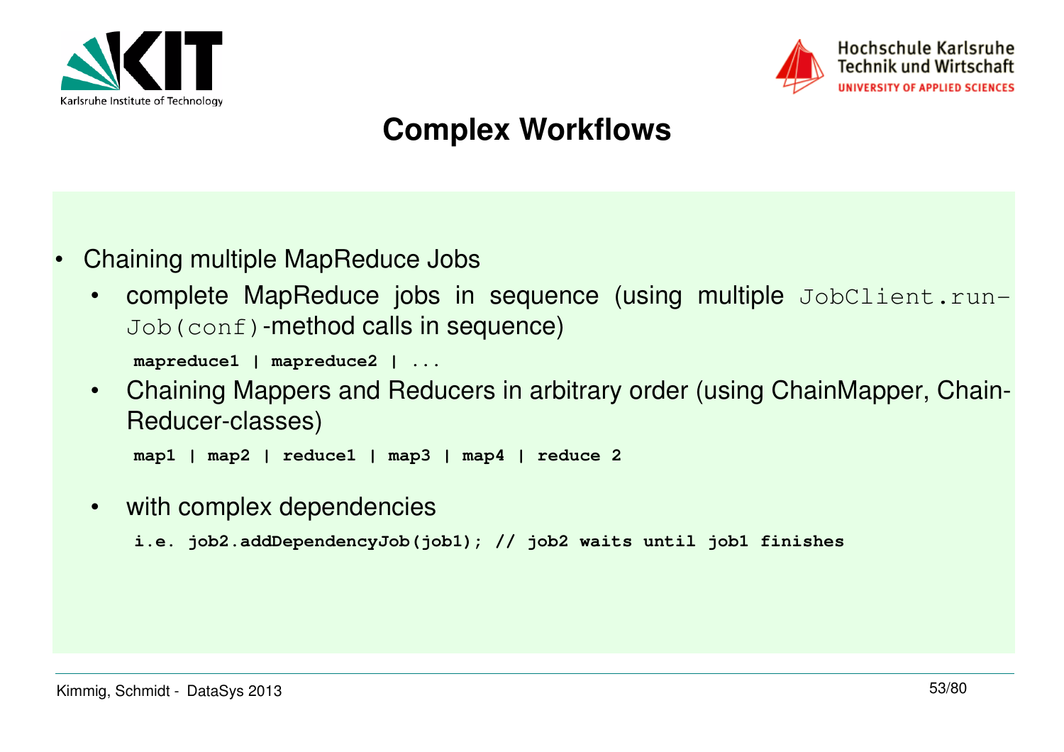# Complex Workflows

- Chaining multiple MapReduce Jobs
  - complete MapReduce jobs in sequence (using multiple `JobClient.run-Job(conf)`-method calls in sequence)

    **`mapreduce1 | mapreduce2 | ...`**

  - Chaining Mappers and Reducers in arbitrary order (using ChainMapper, Chain-Reducer-classes)

    **`map1 | map2 | reduce1 | map3 | map4 | reduce 2`**

  - with complex dependencies

    **`i.e. job2.addDependencyJob(job1); // job2 waits until job1 finishes`**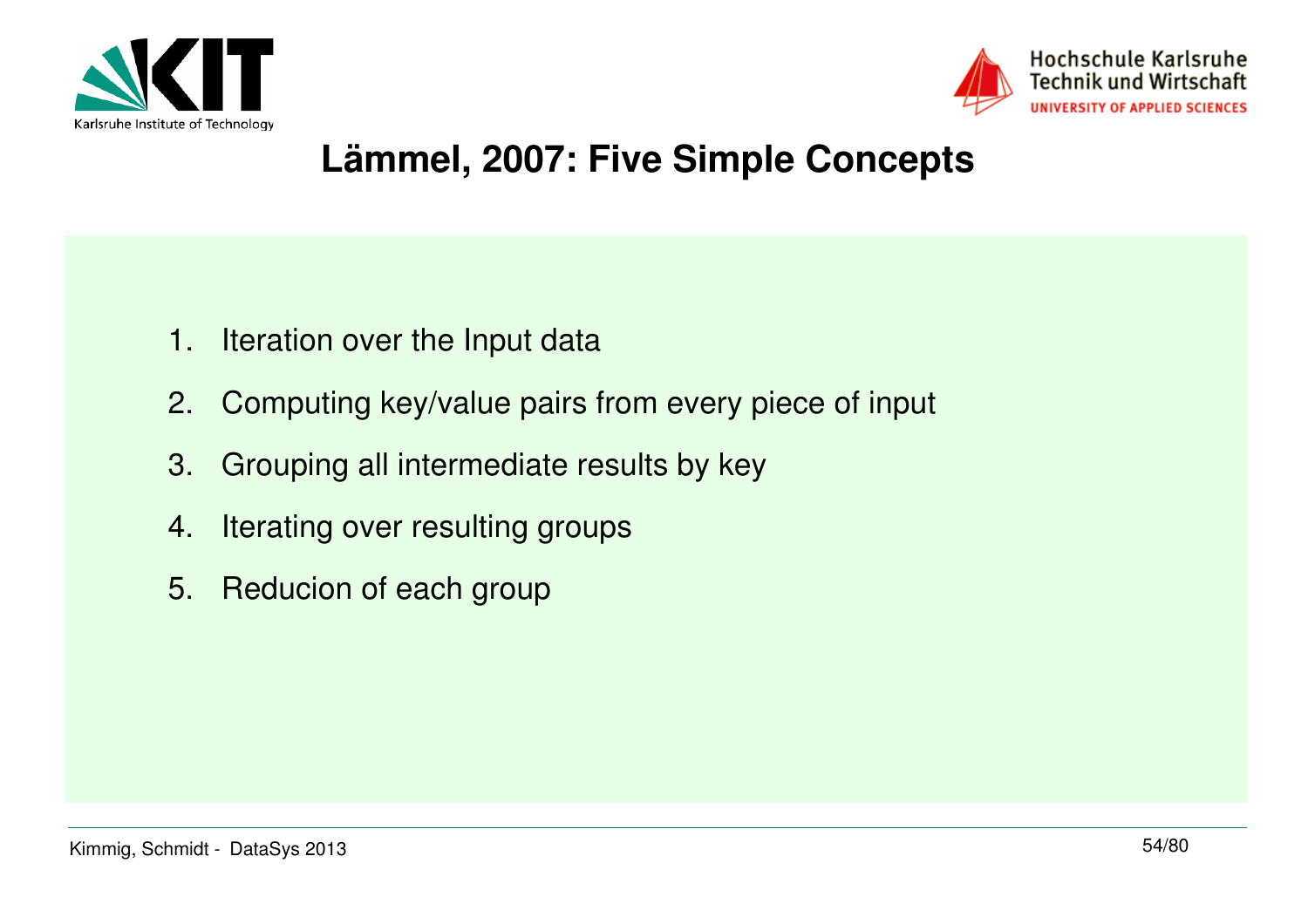# Lämmel, 2007: Five Simple Concepts

1. Iteration over the Input data
2. Computing key/value pairs from every piece of input
3. Grouping all intermediate results by key
4. Iterating over resulting groups
5. Reducion of each group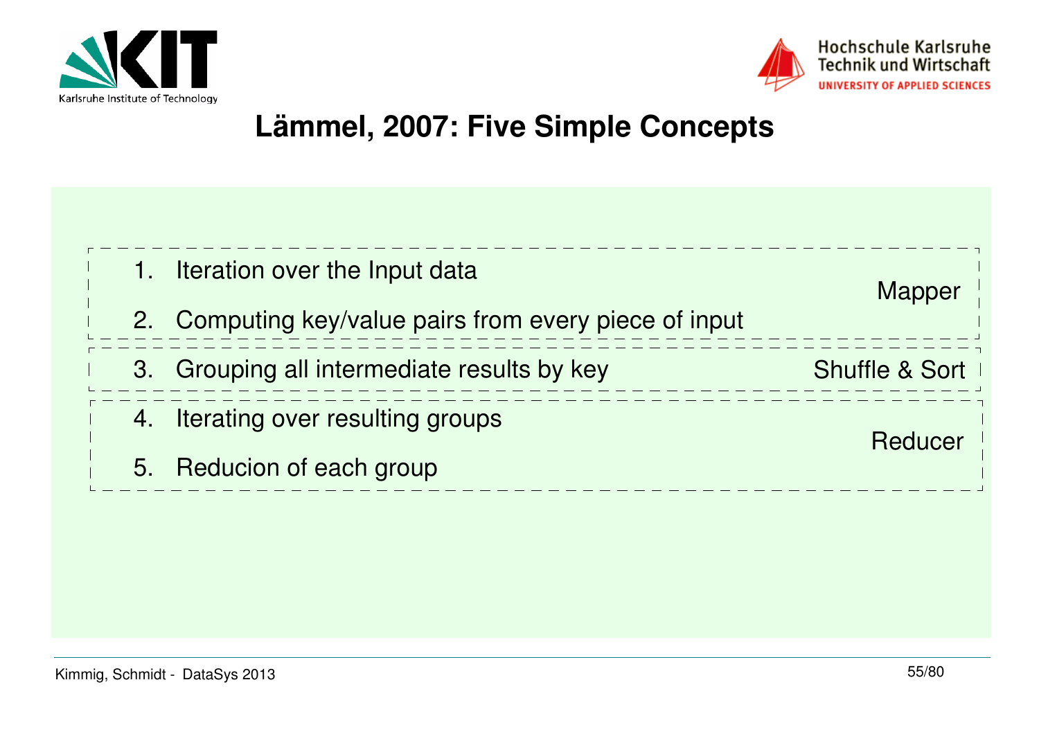# Lämmel, 2007: Five Simple Concepts

| Step | Phase |
|---|---|
| 1. Iteration over the Input data | Mapper |
| 2. Computing key/value pairs from every piece of input | |
| 3. Grouping all intermediate results by key | Shuffle & Sort |
| 4. Iterating over resulting groups | Reducer |
| 5. Reducion of each group | |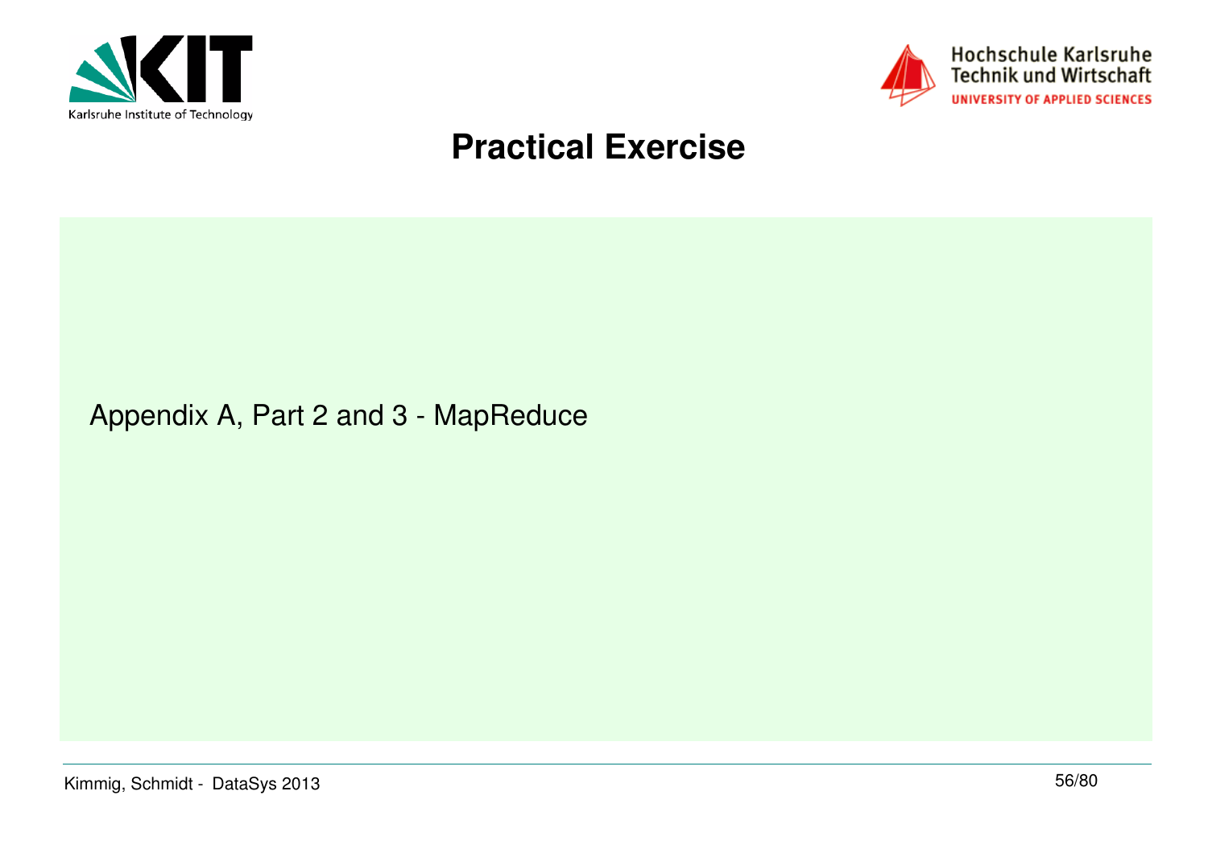# Practical Exercise

Appendix A, Part 2 and 3 - MapReduce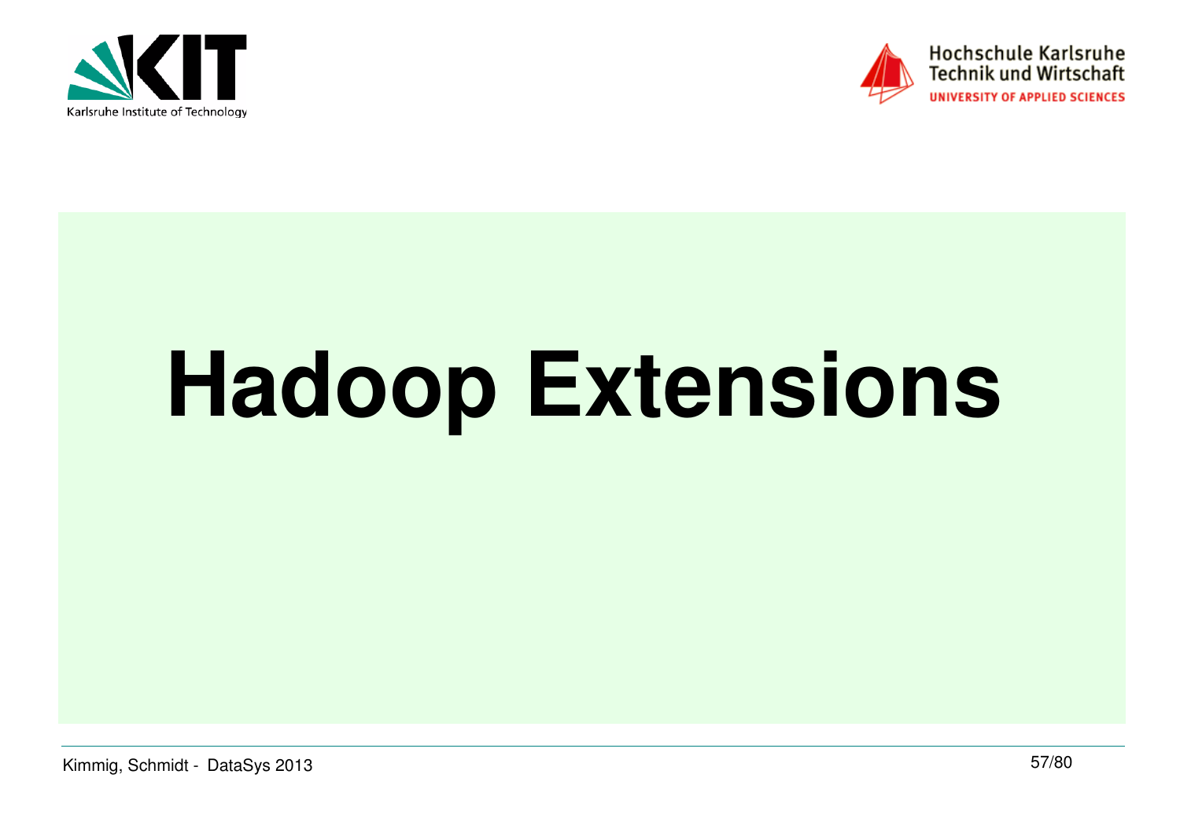# Hadoop Extensions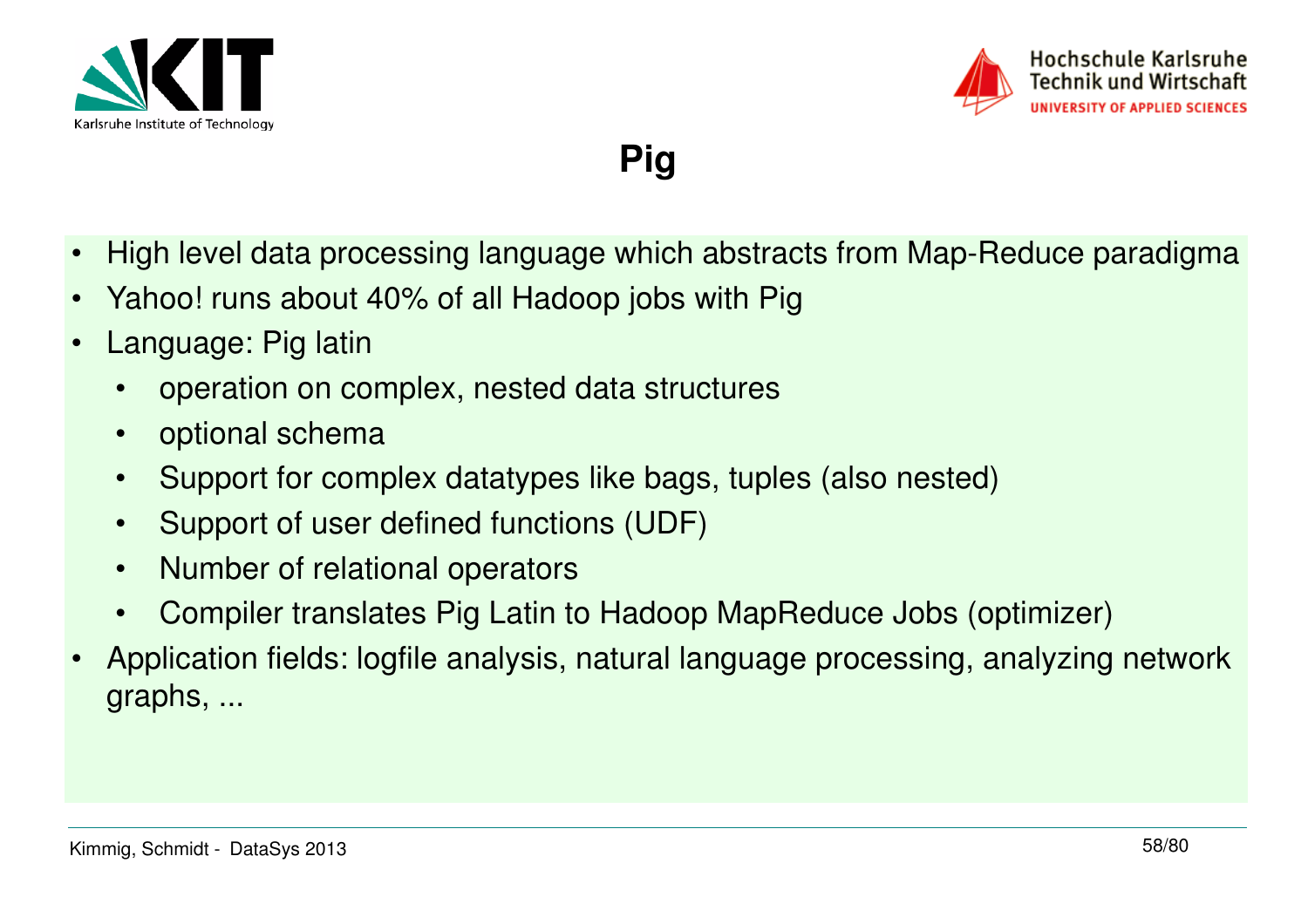# Pig

- High level data processing language which abstracts from Map-Reduce paradigma
- Yahoo! runs about 40% of all Hadoop jobs with Pig
- Language: Pig latin
  - operation on complex, nested data structures
  - optional schema
  - Support for complex datatypes like bags, tuples (also nested)
  - Support of user defined functions (UDF)
  - Number of relational operators
  - Compiler translates Pig Latin to Hadoop MapReduce Jobs (optimizer)
- Application fields: logfile analysis, natural language processing, analyzing network graphs, ...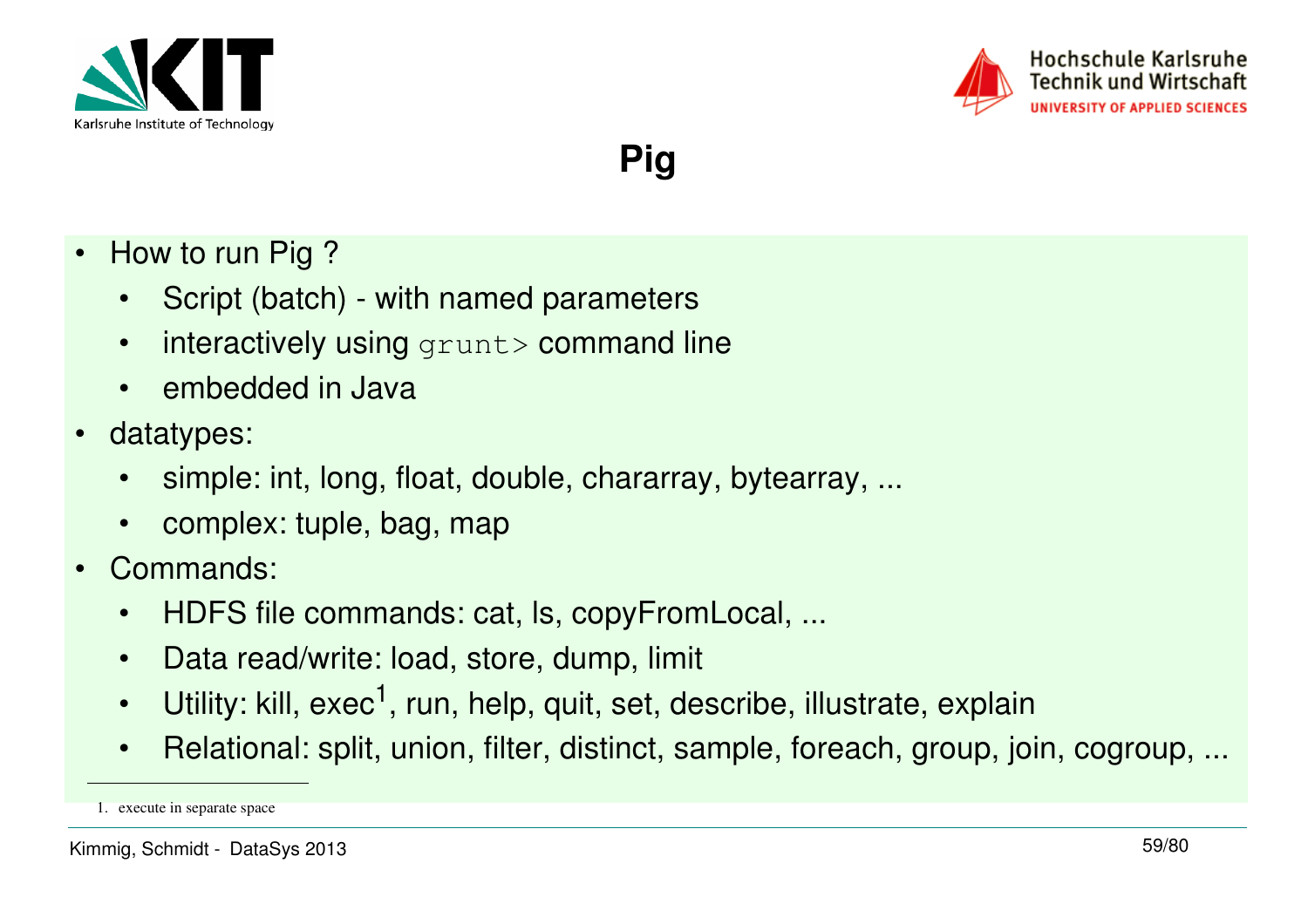# Pig

- How to run Pig ?
  - Script (batch) - with named parameters
  - interactively using `grunt>` command line
  - embedded in Java
- datatypes:
  - simple: int, long, float, double, chararray, bytearray, ...
  - complex: tuple, bag, map
- Commands:
  - HDFS file commands: cat, ls, copyFromLocal, ...
  - Data read/write: load, store, dump, limit
  - Utility: kill, exec[1], run, help, quit, set, describe, illustrate, explain
  - Relational: split, union, filter, distinct, sample, foreach, group, join, cogroup, ...

---

1. execute in separate space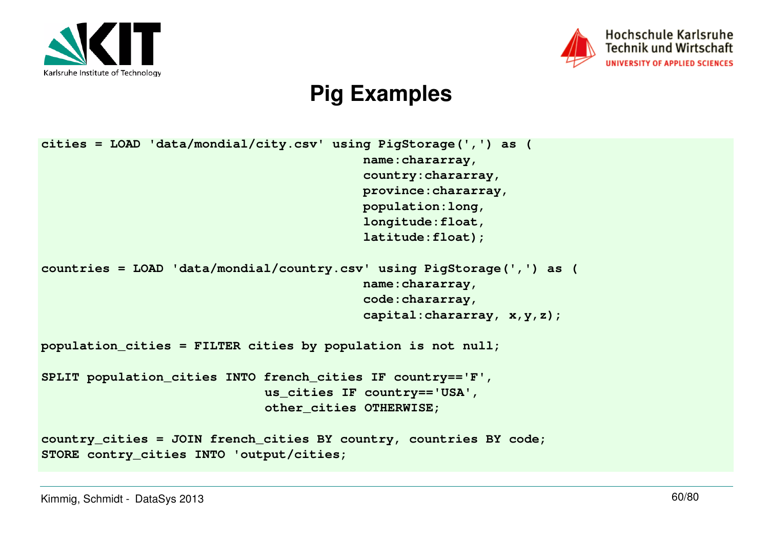# Pig Examples

```
cities = LOAD 'data/mondial/city.csv' using PigStorage(',') as (
                                          name:chararray,
                                          country:chararray,
                                          province:chararray,
                                          population:long,
                                          longitude:float,
                                          latitude:float);

countries = LOAD 'data/mondial/country.csv' using PigStorage(',') as (
                                          name:chararray,
                                          code:chararray,
                                          capital:chararray, x,y,z);

population_cities = FILTER cities by population is not null;

SPLIT population_cities INTO french_cities IF country=='F',
                             us_cities IF country=='USA',
                             other_cities OTHERWISE;

country_cities = JOIN french_cities BY country, countries BY code;
STORE contry_cities INTO 'output/cities;
```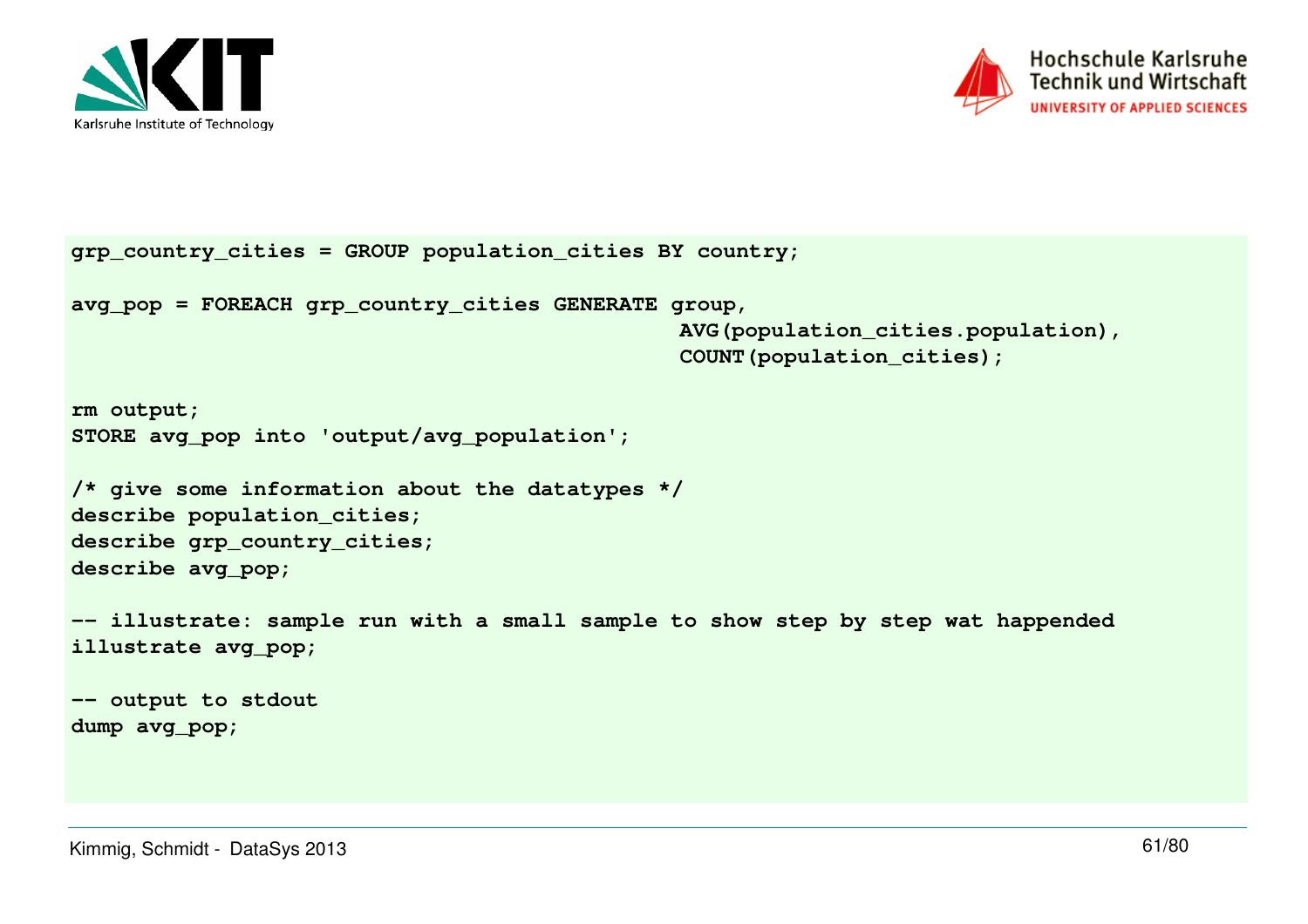```
grp_country_cities = GROUP population_cities BY country;

avg_pop = FOREACH grp_country_cities GENERATE group,
                                              AVG(population_cities.population),
                                              COUNT(population_cities);

rm output;
STORE avg_pop into 'output/avg_population';

/* give some information about the datatypes */
describe population_cities;
describe grp_country_cities;
describe avg_pop;

-- illustrate: sample run with a small sample to show step by step wat happended
illustrate avg_pop;

-- output to stdout
dump avg_pop;
```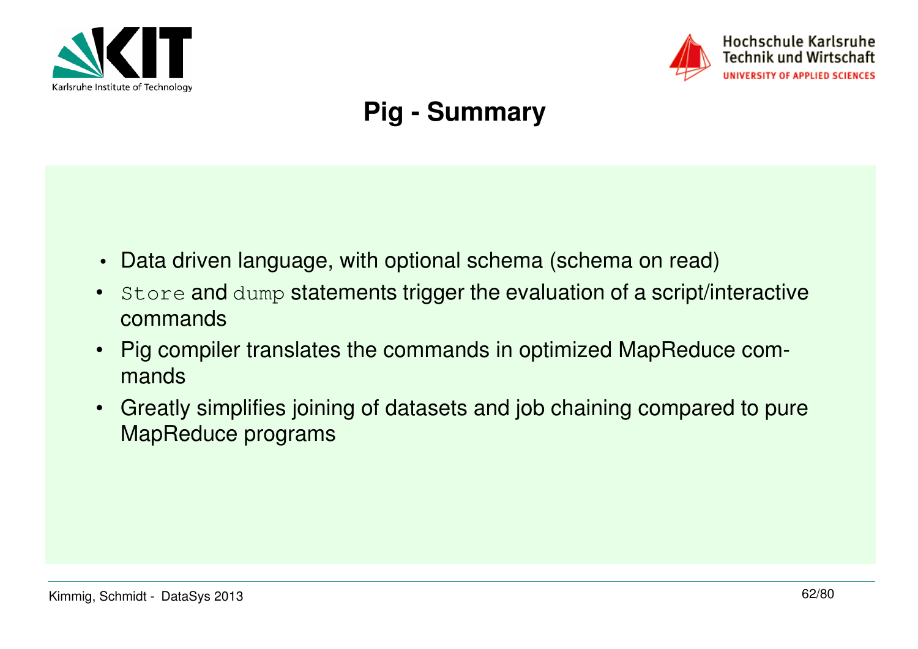# Pig - Summary

- Data driven language, with optional schema (schema on read)
- `Store` and `dump` statements trigger the evaluation of a script/interactive commands
- Pig compiler translates the commands in optimized MapReduce commands
- Greatly simplifies joining of datasets and job chaining compared to pure MapReduce programs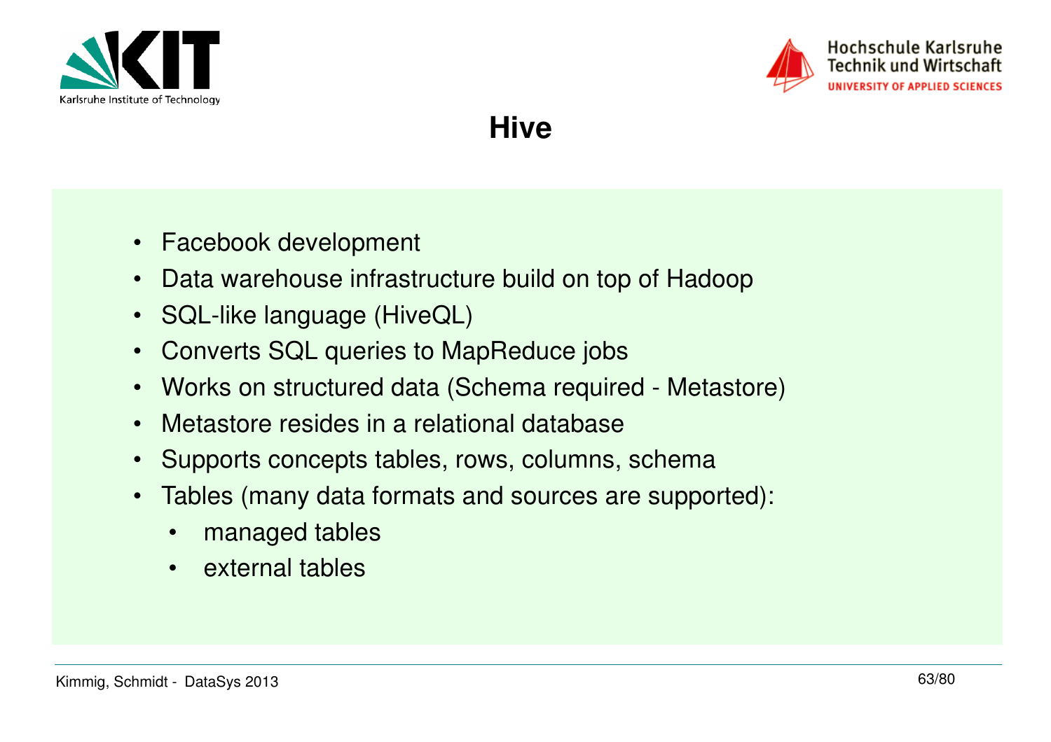# Hive

- Facebook development
- Data warehouse infrastructure build on top of Hadoop
- SQL-like language (HiveQL)
- Converts SQL queries to MapReduce jobs
- Works on structured data (Schema required - Metastore)
- Metastore resides in a relational database
- Supports concepts tables, rows, columns, schema
- Tables (many data formats and sources are supported):
  - managed tables
  - external tables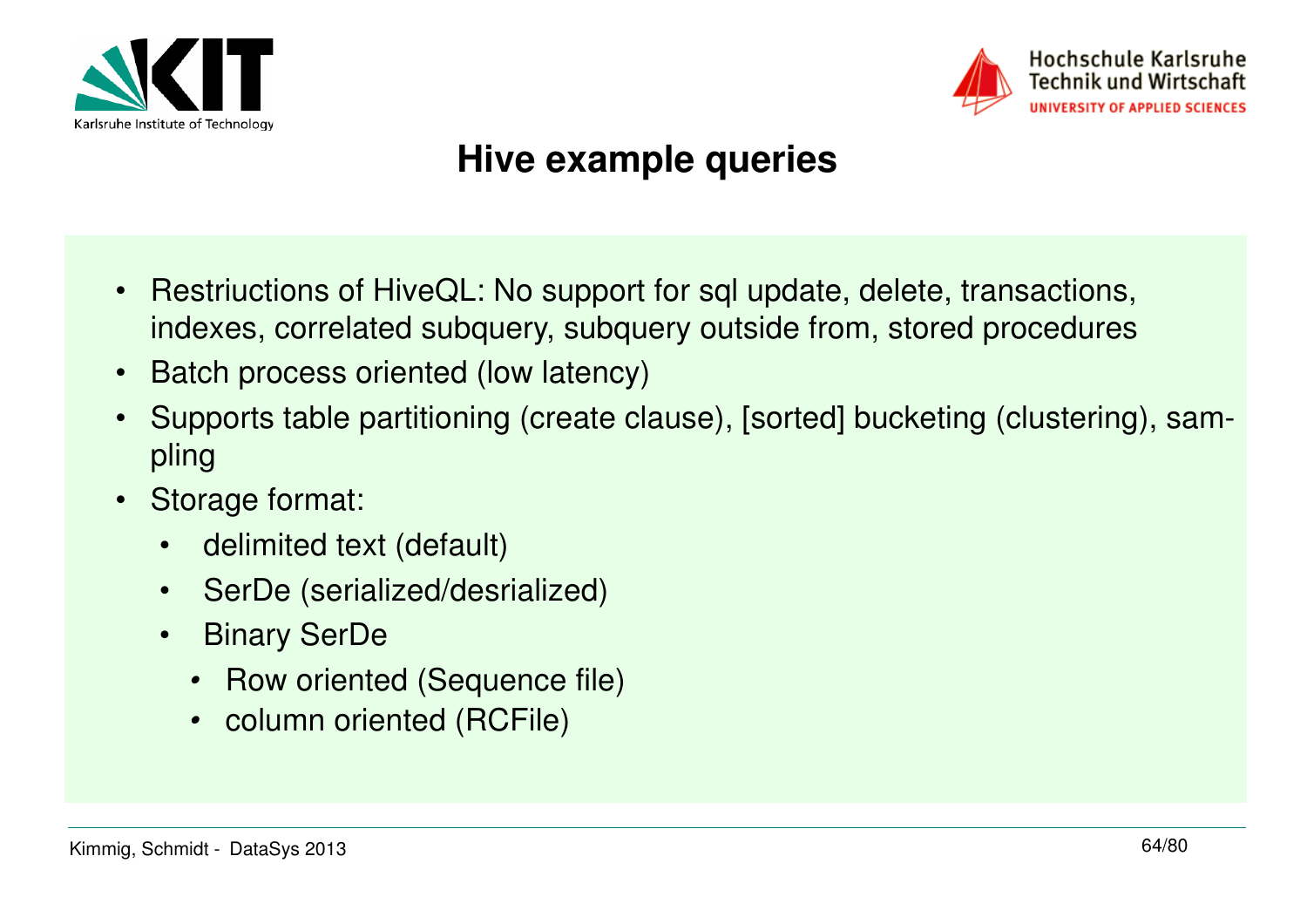# Hive example queries

- Restriuctions of HiveQL: No support for sql update, delete, transactions, indexes, correlated subquery, subquery outside from, stored procedures
- Batch process oriented (low latency)
- Supports table partitioning (create clause), [sorted] bucketing (clustering), sampling
- Storage format:
  - delimited text (default)
  - SerDe (serialized/desrialized)
  - Binary SerDe
    - Row oriented (Sequence file)
    - column oriented (RCFile)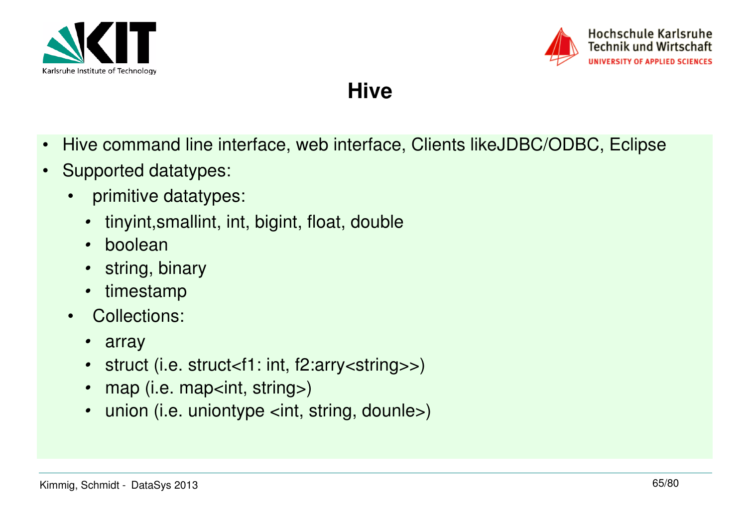# Hive

- Hive command line interface, web interface, Clients likeJDBC/ODBC, Eclipse
- Supported datatypes:
  - primitive datatypes:
    - tinyint,smallint, int, bigint, float, double
    - boolean
    - string, binary
    - timestamp
  - Collections:
    - array
    - struct (i.e. struct<f1: int, f2:arry<string>>)
    - map (i.e. map<int, string>)
    - union (i.e. uniontype <int, string, dounle>)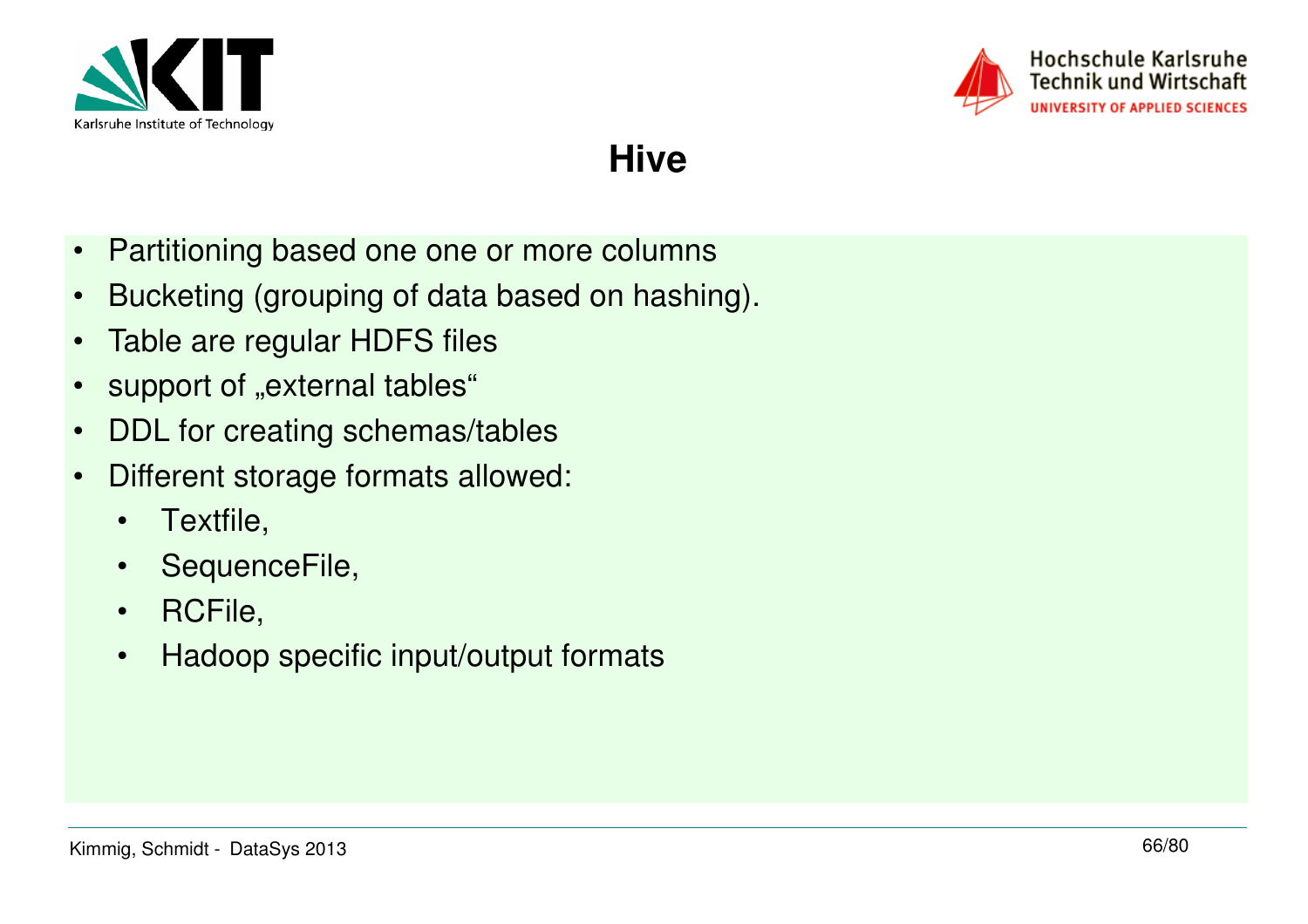# Hive

- Partitioning based one one or more columns
- Bucketing (grouping of data based on hashing).
- Table are regular HDFS files
- support of „external tables“
- DDL for creating schemas/tables
- Different storage formats allowed:
  - Textfile,
  - SequenceFile,
  - RCFile,
  - Hadoop specific input/output formats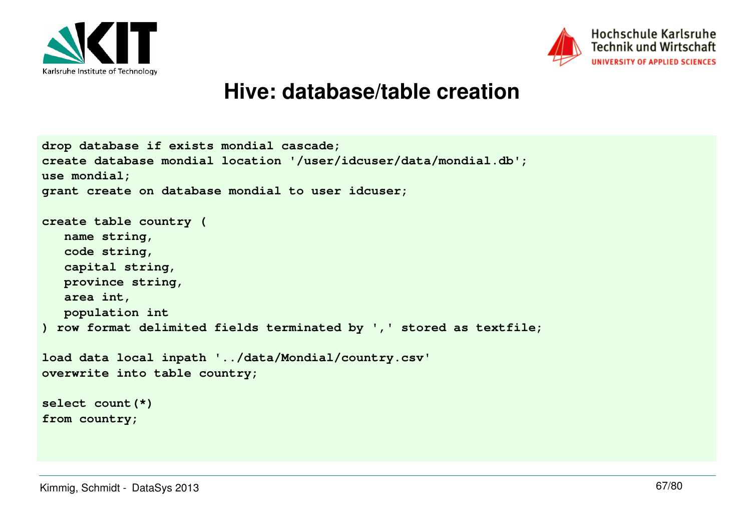# Hive: database/table creation

```
drop database if exists mondial cascade;
create database mondial location '/user/idcuser/data/mondial.db';
use mondial;
grant create on database mondial to user idcuser;

create table country (
   name string,
   code string,
   capital string,
   province string,
   area int,
   population int
) row format delimited fields terminated by ',' stored as textfile;

load data local inpath '../data/Mondial/country.csv'
overwrite into table country;

select count(*)
from country;
```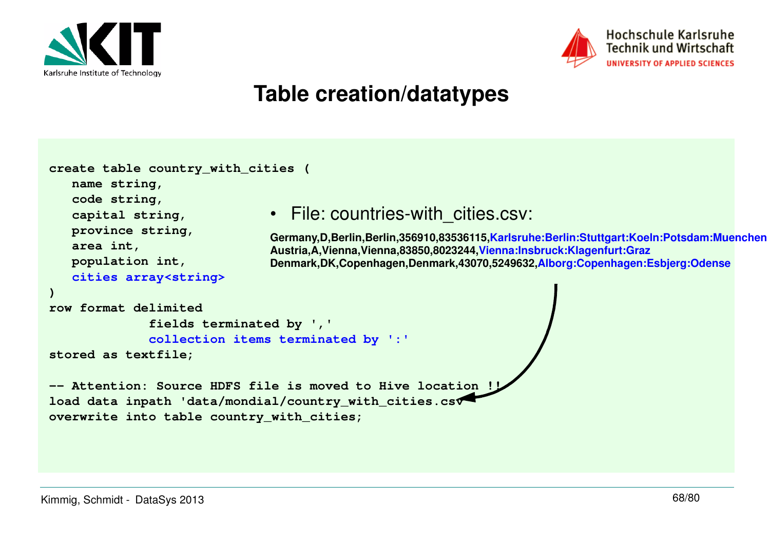# Table creation/datatypes

```
create table country_with_cities (
   name string,
   code string,
   capital string,
   province string,
   area int,
   population int,
   cities array<string>
)
row format delimited
            fields terminated by ','
            collection items terminated by ':'
stored as textfile;

-- Attention: Source HDFS file is moved to Hive location !!
load data inpath 'data/mondial/country_with_cities.csv'
overwrite into table country_with_cities;
```

- File: countries-with_cities.csv:

```
Germany,D,Berlin,Berlin,356910,83536115,Karlsruhe:Berlin:Stuttgart:Koeln:Potsdam:Muenchen
Austria,A,Vienna,Vienna,83850,8023244,Vienna:Insbruck:Klagenfurt:Graz
Denmark,DK,Copenhagen,Denmark,43070,5249632,Alborg:Copenhagen:Esbjerg:Odense
```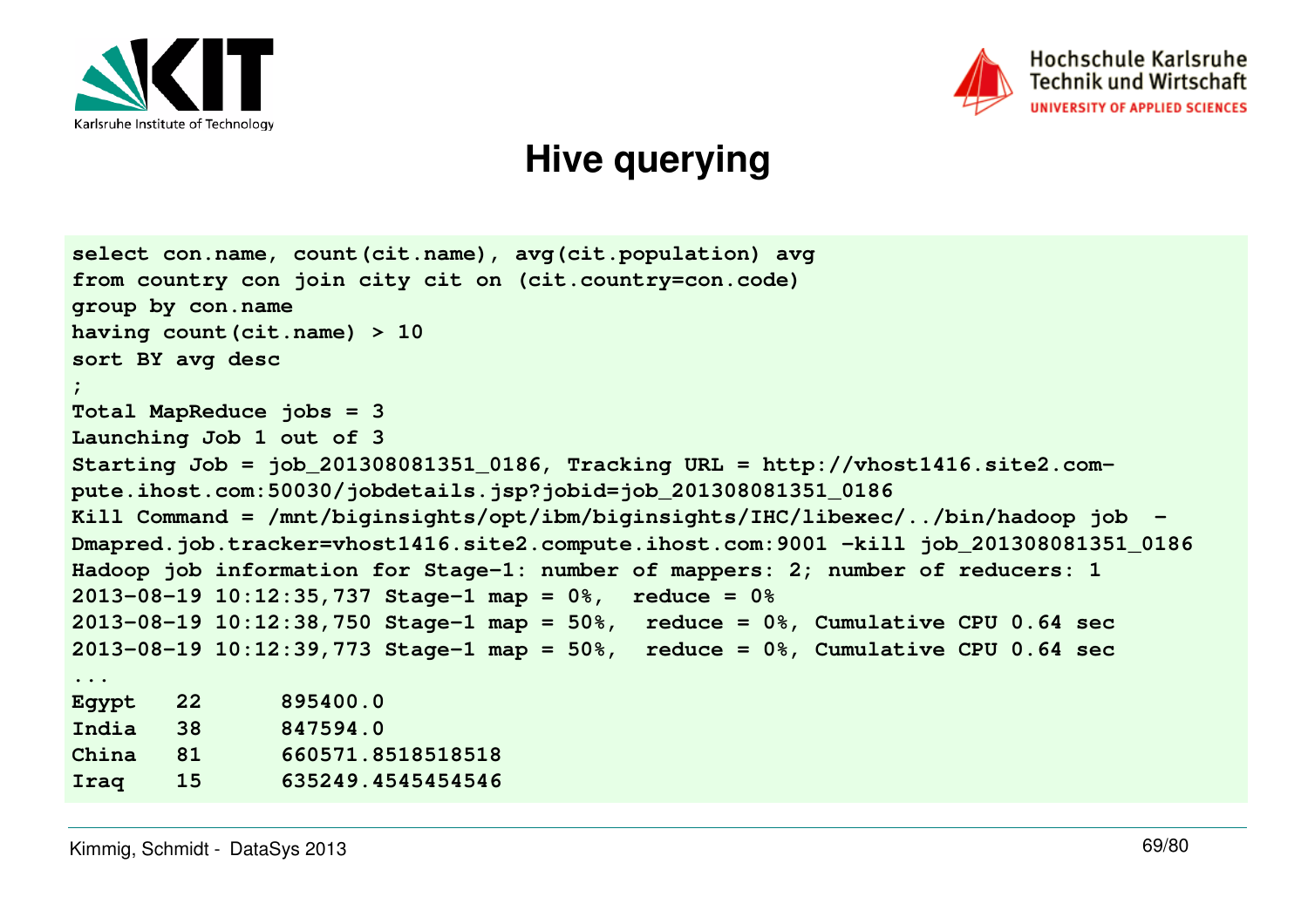# Hive querying

```
select con.name, count(cit.name), avg(cit.population) avg
from country con join city cit on (cit.country=con.code)
group by con.name
having count(cit.name) > 10
sort BY avg desc
;
Total MapReduce jobs = 3
Launching Job 1 out of 3
Starting Job = job_201308081351_0186, Tracking URL = http://vhost1416.site2.com-
pute.ihost.com:50030/jobdetails.jsp?jobid=job_201308081351_0186
Kill Command = /mnt/biginsights/opt/ibm/biginsights/IHC/libexec/../bin/hadoop job  -
Dmapred.job.tracker=vhost1416.site2.compute.ihost.com:9001 -kill job_201308081351_0186
Hadoop job information for Stage-1: number of mappers: 2; number of reducers: 1
2013-08-19 10:12:35,737 Stage-1 map = 0%,  reduce = 0%
2013-08-19 10:12:38,750 Stage-1 map = 50%,  reduce = 0%, Cumulative CPU 0.64 sec
2013-08-19 10:12:39,773 Stage-1 map = 50%,  reduce = 0%, Cumulative CPU 0.64 sec
...
Egypt   22      895400.0
India   38      847594.0
China   81      660571.8518518518
Iraq    15      635249.4545454546
```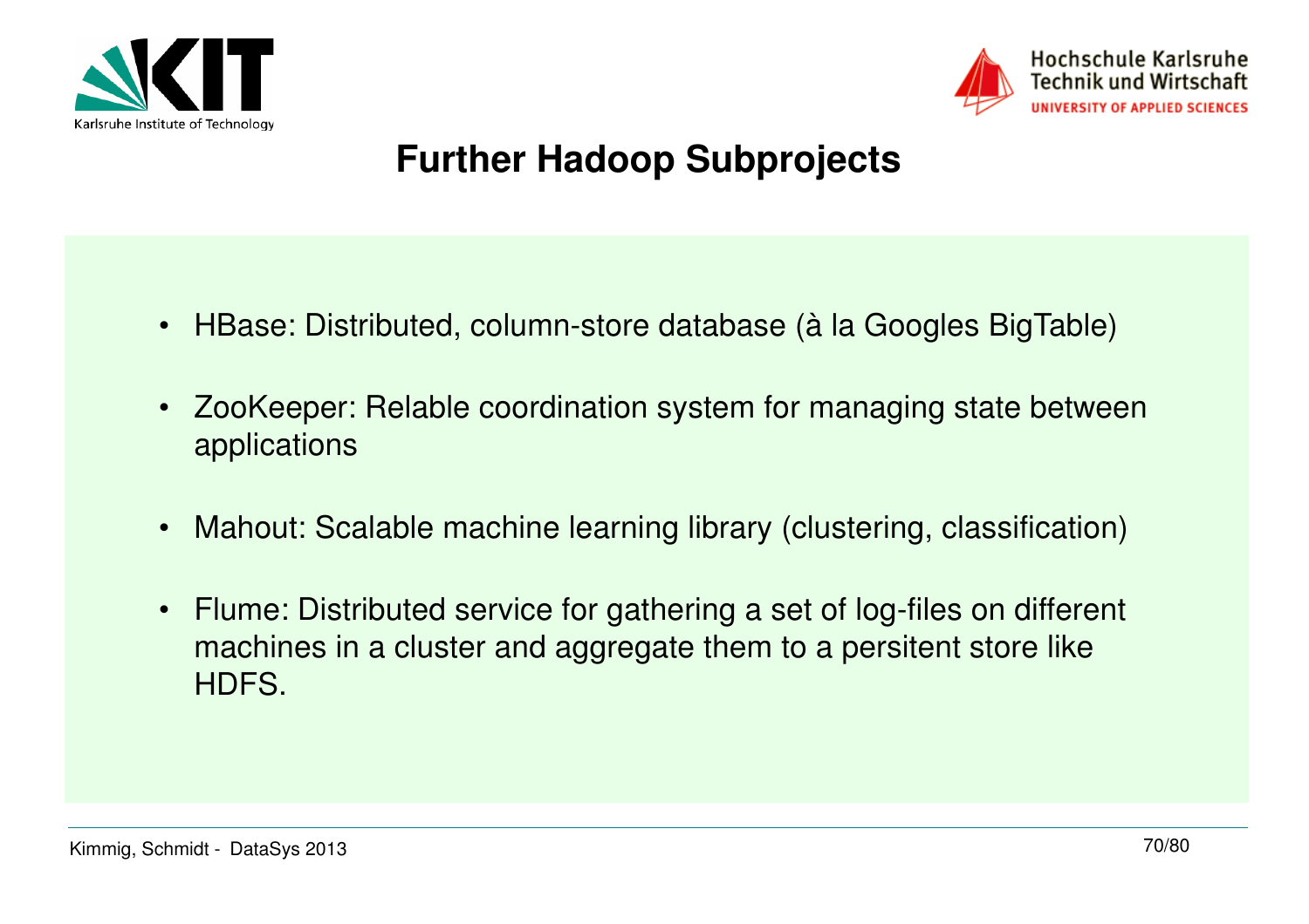# Further Hadoop Subprojects

- HBase: Distributed, column-store database (à la Googles BigTable)
- ZooKeeper: Relable coordination system for managing state between applications
- Mahout: Scalable machine learning library (clustering, classification)
- Flume: Distributed service for gathering a set of log-files on different machines in a cluster and aggregate them to a persitent store like HDFS.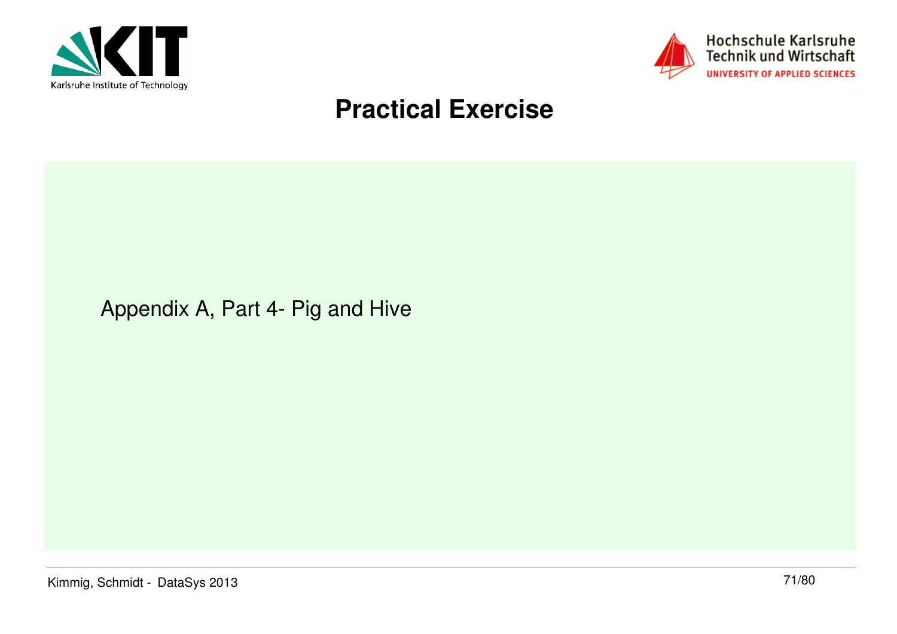# Practical Exercise

Appendix A, Part 4- Pig and Hive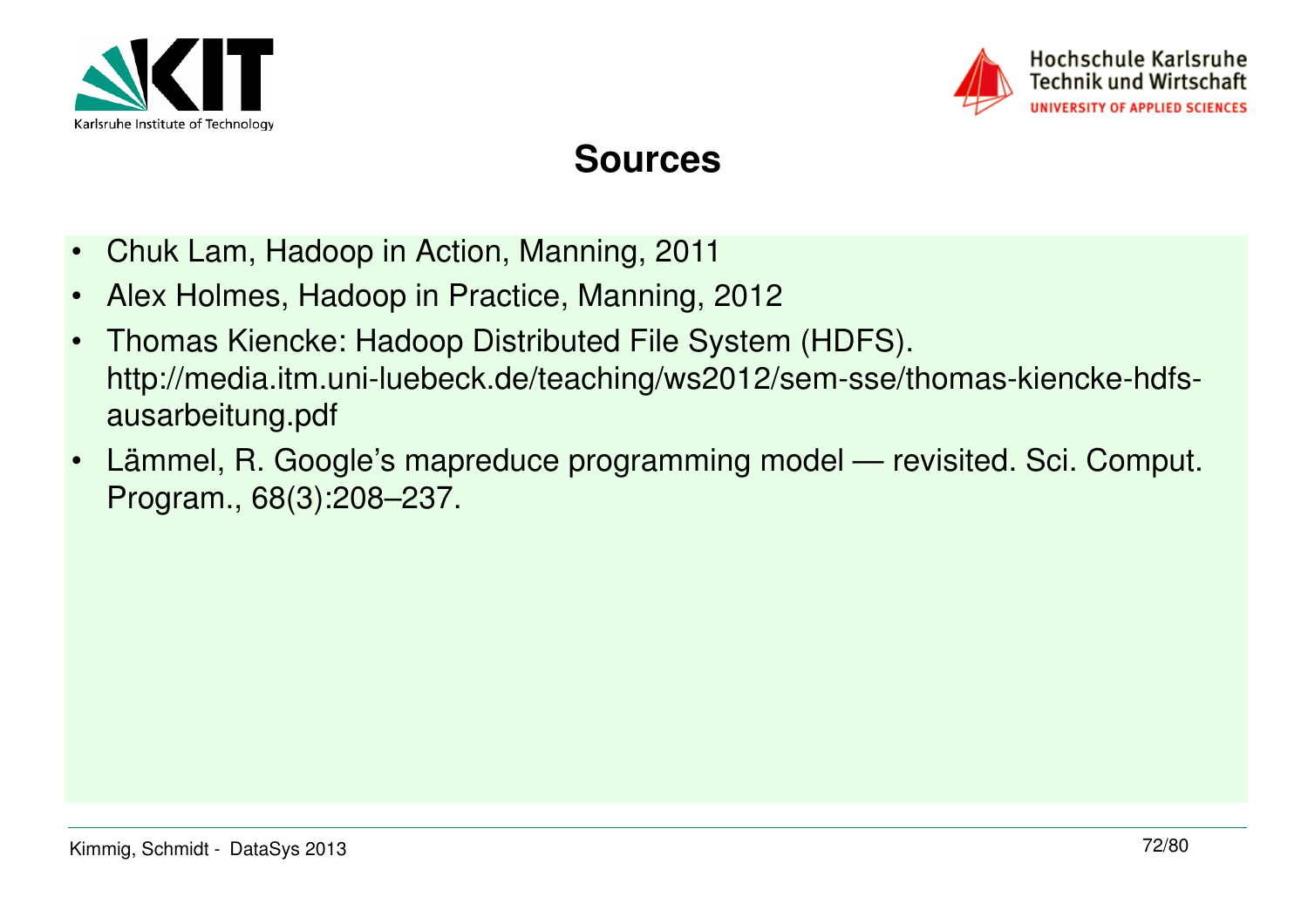# Sources

- Chuk Lam, Hadoop in Action, Manning, 2011
- Alex Holmes, Hadoop in Practice, Manning, 2012
- Thomas Kiencke: Hadoop Distributed File System (HDFS). http://media.itm.uni-luebeck.de/teaching/ws2012/sem-sse/thomas-kiencke-hdfs-ausarbeitung.pdf
- Lämmel, R. Google's mapreduce programming model — revisited. Sci. Comput. Program., 68(3):208–237.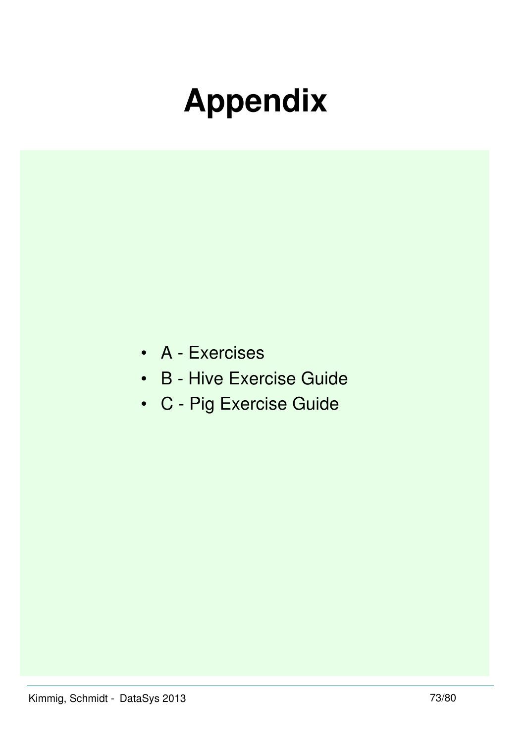# Appendix

- A - Exercises
- B - Hive Exercise Guide
- C - Pig Exercise Guide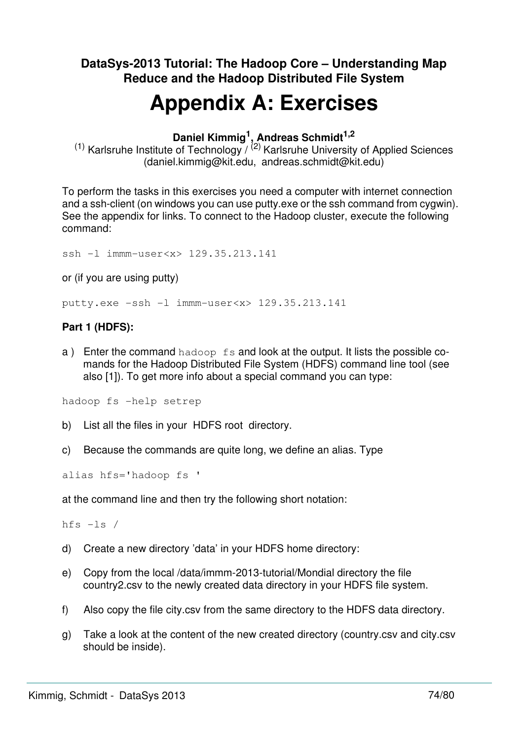**DataSys-2013 Tutorial: The Hadoop Core – Understanding Map Reduce and the Hadoop Distributed File System**

# Appendix A: Exercises

**Daniel Kimmig[1], Andreas Schmidt[1,2]**

[(1)] Karlsruhe Institute of Technology / [(2)] Karlsruhe University of Applied Sciences
(daniel.kimmig@kit.edu, andreas.schmidt@kit.edu)

To perform the tasks in this exercises you need a computer with internet connection and a ssh-client (on windows you can use putty.exe or the ssh command from cygwin). See the appendix for links. To connect to the Hadoop cluster, execute the following command:

```
ssh -l immm-user<x> 129.35.213.141
```

or (if you are using putty)

```
putty.exe -ssh -l immm-user<x> 129.35.213.141
```

**Part 1 (HDFS):**

a ) Enter the command `hadoop fs` and look at the output. It lists the possible co-mands for the Hadoop Distributed File System (HDFS) command line tool (see also [1]). To get more info about a special command you can type:

```
hadoop fs -help setrep
```

b) List all the files in your HDFS root directory.

c) Because the commands are quite long, we define an alias. Type

```
alias hfs='hadoop fs '
```

at the command line and then try the following short notation:

```
hfs -ls /
```

d) Create a new directory 'data' in your HDFS home directory:

e) Copy from the local /data/immm-2013-tutorial/Mondial directory the file country2.csv to the newly created data directory in your HDFS file system.

f) Also copy the file city.csv from the same directory to the HDFS data directory.

g) Take a look at the content of the new created directory (country.csv and city.csv should be inside).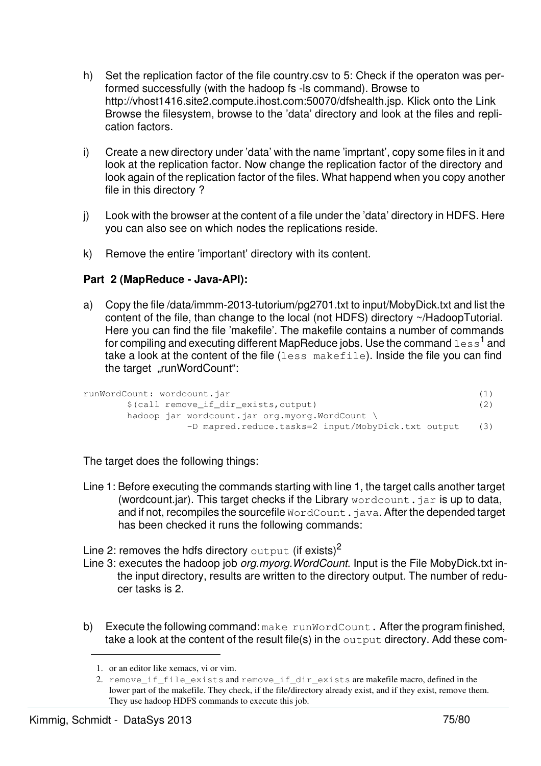h) Set the replication factor of the file country.csv to 5: Check if the operaton was performed successfully (with the hadoop fs -ls command). Browse to http://vhost1416.site2.compute.ihost.com:50070/dfshealth.jsp. Klick onto the Link Browse the filesystem, browse to the 'data' directory and look at the files and replication factors.

i) Create a new directory under 'data' with the name 'imprtant', copy some files in it and look at the replication factor. Now change the replication factor of the directory and look again of the replication factor of the files. What happend when you copy another file in this directory ?

j) Look with the browser at the content of a file under the 'data' directory in HDFS. Here you can also see on which nodes the replications reside.

k) Remove the entire 'important' directory with its content.

**Part 2 (MapReduce - Java-API):**

a) Copy the file /data/immm-2013-tutorium/pg2701.txt to input/MobyDick.txt and list the content of the file, than change to the local (not HDFS) directory ~/HadoopTutorial. Here you can find the file 'makefile'. The makefile contains a number of commands for compiling and executing different MapReduce jobs. Use the command `less`[1] and take a look at the content of the file (`less makefile`). Inside the file you can find the target „runWordCount“:

```
runWordCount: wordcount.jar                                          (1)
        $(call remove_if_dir_exists,output)                          (2)
        hadoop jar wordcount.jar org.myorg.WordCount \
                -D mapred.reduce.tasks=2 input/MobyDick.txt output   (3)
```

The target does the following things:

Line 1: Before executing the commands starting with line 1, the target calls another target (wordcount.jar). This target checks if the Library `wordcount.jar` is up to data, and if not, recompiles the sourcefile `WordCount.java`. After the depended target has been checked it runs the following commands:

Line 2: removes the hdfs directory `output` (if exists)[2]

Line 3: executes the hadoop job *org.myorg.WordCount*. Input is the File MobyDick.txt in the input directory, results are written to the directory output. The number of reducer tasks is 2.

b) Execute the following command: `make runWordCount`. After the program finished, take a look at the content of the result file(s) in the `output` directory. Add these com-

1. or an editor like xemacs, vi or vim.
2. `remove_if_file_exists` and `remove_if_dir_exists` are makefile macro, defined in the lower part of the makefile. They check, if the file/directory already exist, and if they exist, remove them. They use hadoop HDFS commands to execute this job.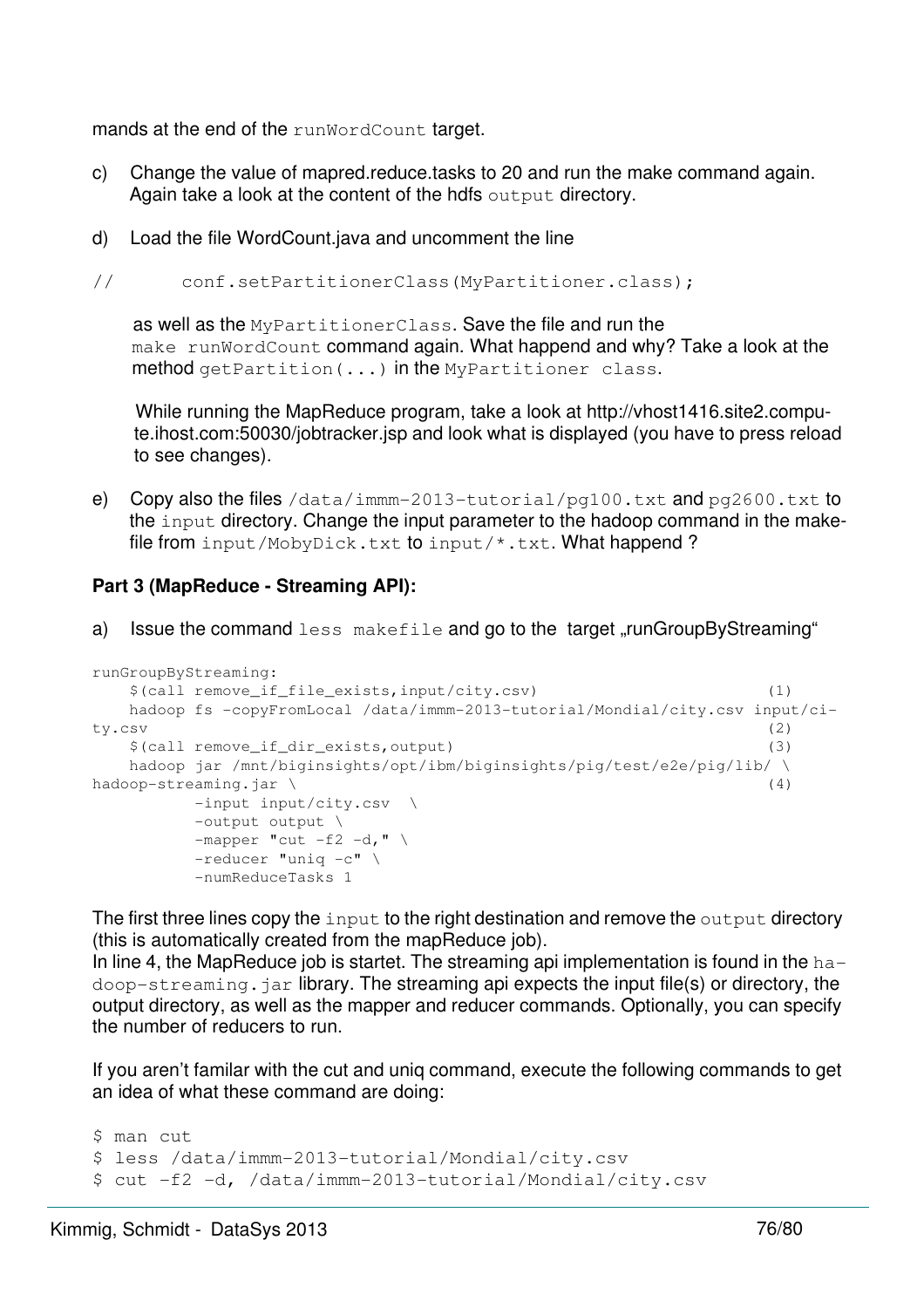mands at the end of the `runWordCount` target.

c) Change the value of mapred.reduce.tasks to 20 and run the make command again. Again take a look at the content of the hdfs `output` directory.

d) Load the file WordCount.java and uncomment the line

```
//       conf.setPartitionerClass(MyPartitioner.class);
```

as well as the `MyPartitionerClass`. Save the file and run the `make runWordCount` command again. What happend and why? Take a look at the method `getPartition(...)` in the `MyPartitioner class`.

While running the MapReduce program, take a look at http://vhost1416.site2.compute.ihost.com:50030/jobtracker.jsp and look what is displayed (you have to press reload to see changes).

e) Copy also the files `/data/immm-2013-tutorial/pg100.txt` and `pg2600.txt` to the `input` directory. Change the input parameter to the hadoop command in the makefile from `input/MobyDick.txt` to `input/*.txt`. What happend ?

**Part 3 (MapReduce - Streaming API):**

a) Issue the command `less makefile` and go to the target „runGroupByStreaming"

```
runGroupByStreaming:
    $(call remove_if_file_exists,input/city.csv)                          (1)
    hadoop fs -copyFromLocal /data/immm-2013-tutorial/Mondial/city.csv input/city.csv                                                                     (2)
    $(call remove_if_dir_exists,output)                                   (3)
    hadoop jar /mnt/biginsights/opt/ibm/biginsights/pig/test/e2e/pig/lib/ \
hadoop-streaming.jar \                                                    (4)
          -input input/city.csv  \
          -output output \
          -mapper "cut -f2 -d," \
          -reducer "uniq -c" \
          -numReduceTasks 1
```

The first three lines copy the `input` to the right destination and remove the `output` directory (this is automatically created from the mapReduce job).
In line 4, the MapReduce job is startet. The streaming api implementation is found in the `hadoop-streaming.jar` library. The streaming api expects the input file(s) or directory, the output directory, as well as the mapper and reducer commands. Optionally, you can specify the number of reducers to run.

If you aren't familar with the cut and uniq command, execute the following commands to get an idea of what these command are doing:

```
$ man cut
$ less /data/immm-2013-tutorial/Mondial/city.csv
$ cut -f2 -d, /data/immm-2013-tutorial/Mondial/city.csv
```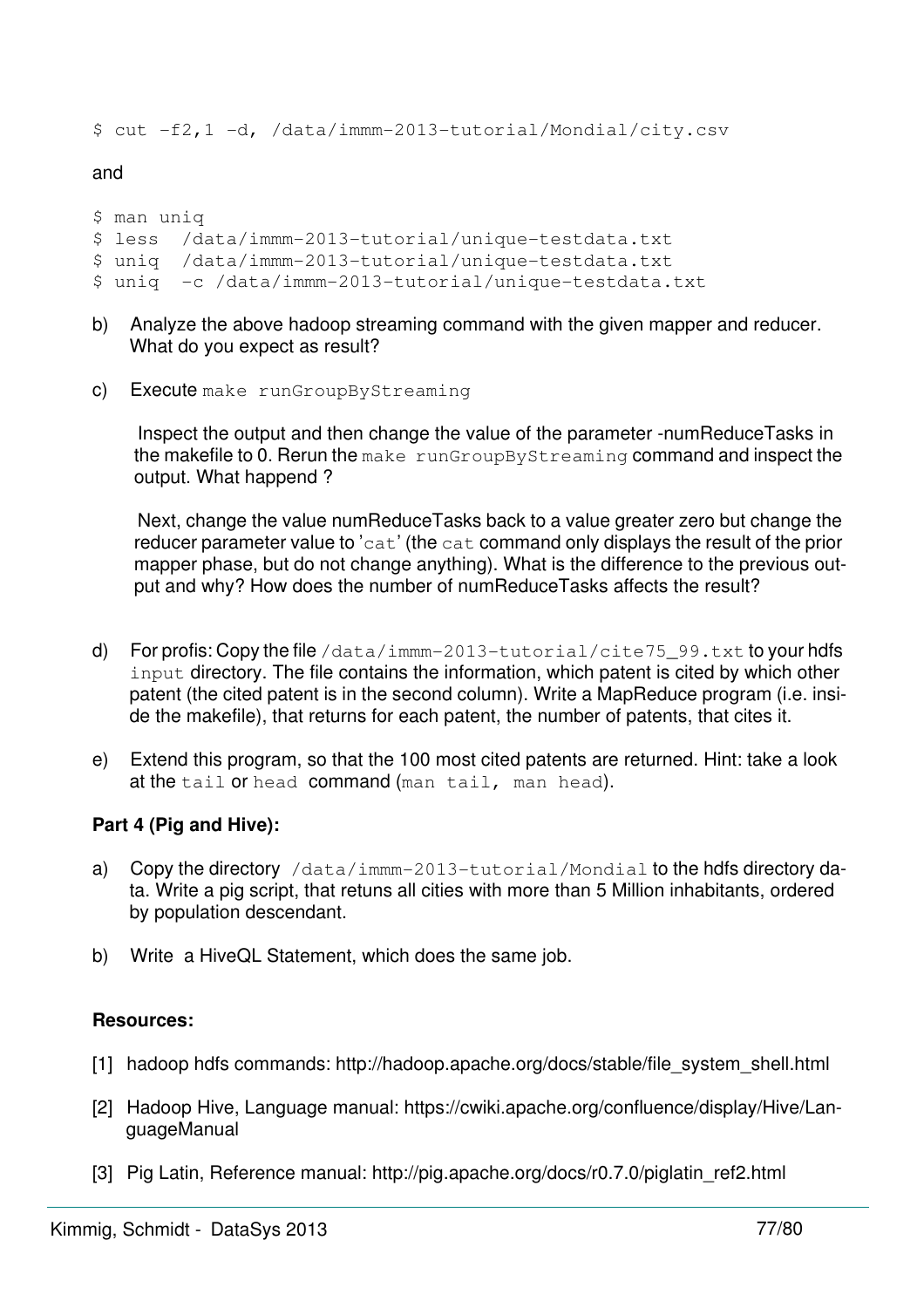```
$ cut -f2,1 -d, /data/immm-2013-tutorial/Mondial/city.csv
```

and

```
$ man uniq
$ less  /data/immm-2013-tutorial/unique-testdata.txt
$ uniq  /data/immm-2013-tutorial/unique-testdata.txt
$ uniq  -c /data/immm-2013-tutorial/unique-testdata.txt
```

b) Analyze the above hadoop streaming command with the given mapper and reducer. What do you expect as result?

c) Execute `make runGroupByStreaming`

   Inspect the output and then change the value of the parameter -numReduceTasks in the makefile to 0. Rerun the `make runGroupByStreaming` command and inspect the output. What happend ?

   Next, change the value numReduceTasks back to a value greater zero but change the reducer parameter value to '`cat`' (the `cat` command only displays the result of the prior mapper phase, but do not change anything). What is the difference to the previous output and why? How does the number of numReduceTasks affects the result?

d) For profis: Copy the file `/data/immm-2013-tutorial/cite75_99.txt` to your hdfs `input` directory. The file contains the information, which patent is cited by which other patent (the cited patent is in the second column). Write a MapReduce program (i.e. inside the makefile), that returns for each patent, the number of patents, that cites it.

e) Extend this program, so that the 100 most cited patents are returned. Hint: take a look at the `tail` or `head` command (`man tail, man head`).

**Part 4 (Pig and Hive):**

a) Copy the directory `/data/immm-2013-tutorial/Mondial` to the hdfs directory data. Write a pig script, that retuns all cities with more than 5 Million inhabitants, ordered by population descendant.

b) Write a HiveQL Statement, which does the same job.

**Resources:**

[1] hadoop hdfs commands: http://hadoop.apache.org/docs/stable/file_system_shell.html

[2] Hadoop Hive, Language manual: https://cwiki.apache.org/confluence/display/Hive/LanguageManual

[3] Pig Latin, Reference manual: http://pig.apache.org/docs/r0.7.0/piglatin_ref2.html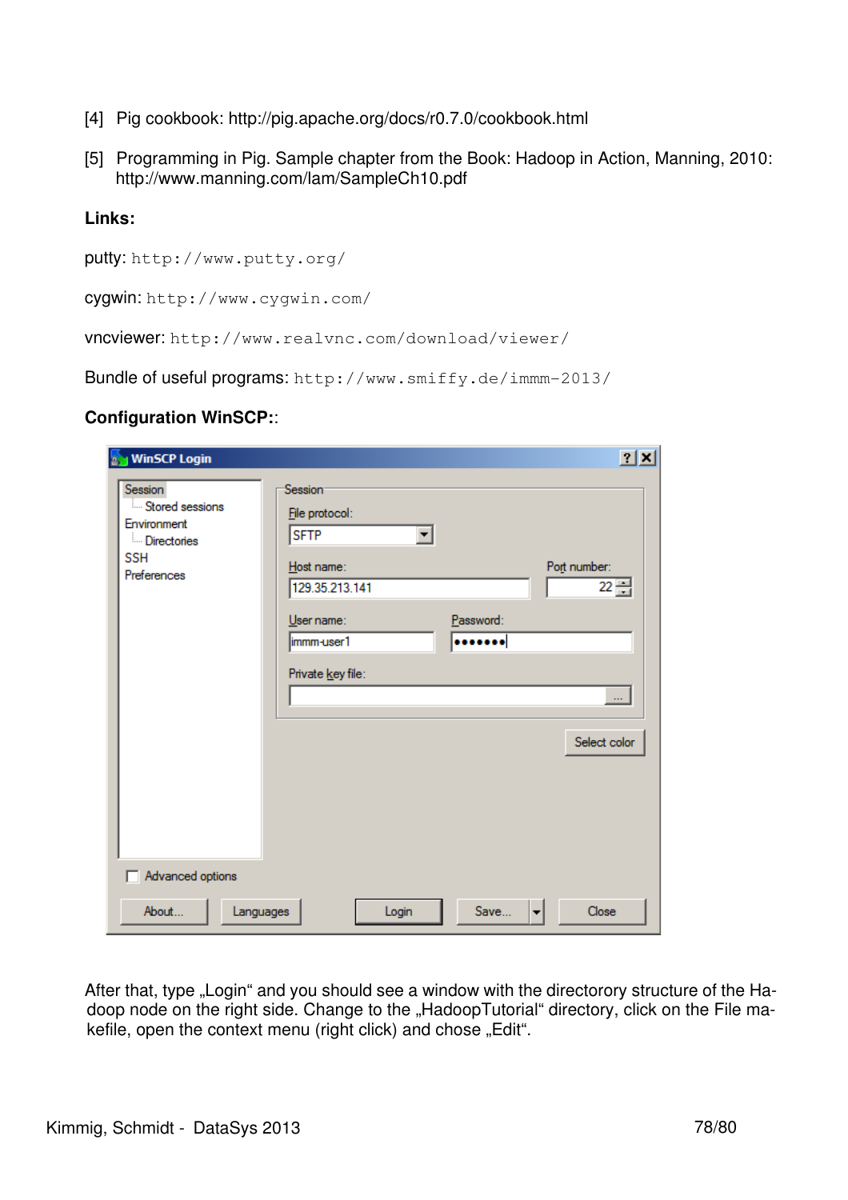[4] Pig cookbook: http://pig.apache.org/docs/r0.7.0/cookbook.html

[5] Programming in Pig. Sample chapter from the Book: Hadoop in Action, Manning, 2010: http://www.manning.com/lam/SampleCh10.pdf

**Links:**

putty: `http://www.putty.org/`

cygwin: `http://www.cygwin.com/`

vncviewer: `http://www.realvnc.com/download/viewer/`

Bundle of useful programs: `http://www.smiffy.de/immm-2013/`

**Configuration WinSCP:**:

After that, type „Login“ and you should see a window with the directorory structure of the Hadoop node on the right side. Change to the „HadoopTutorial“ directory, click on the File makefile, open the context menu (right click) and chose „Edit“.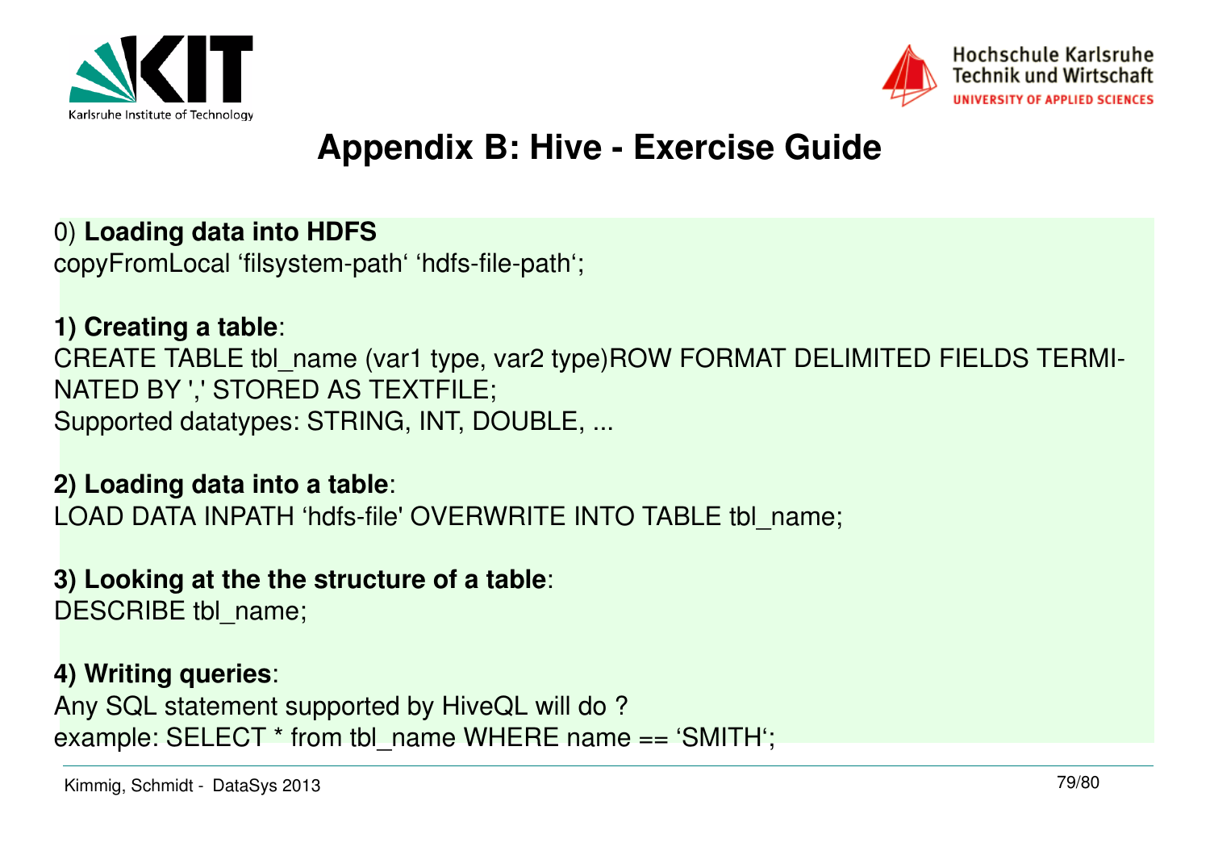# Appendix B: Hive - Exercise Guide

0) **Loading data into HDFS**
copyFromLocal ‘filsystem-path‘ ‘hdfs-file-path‘;

**1) Creating a table**:
CREATE TABLE tbl_name (var1 type, var2 type)ROW FORMAT DELIMITED FIELDS TERMINATED BY ',' STORED AS TEXTFILE;
Supported datatypes: STRING, INT, DOUBLE, ...

**2) Loading data into a table**:
LOAD DATA INPATH ‘hdfs-file' OVERWRITE INTO TABLE tbl_name;

**3) Looking at the the structure of a table**:
DESCRIBE tbl_name;

**4) Writing queries**:
Any SQL statement supported by HiveQL will do ?
example: SELECT * from tbl_name WHERE name == ‘SMITH‘;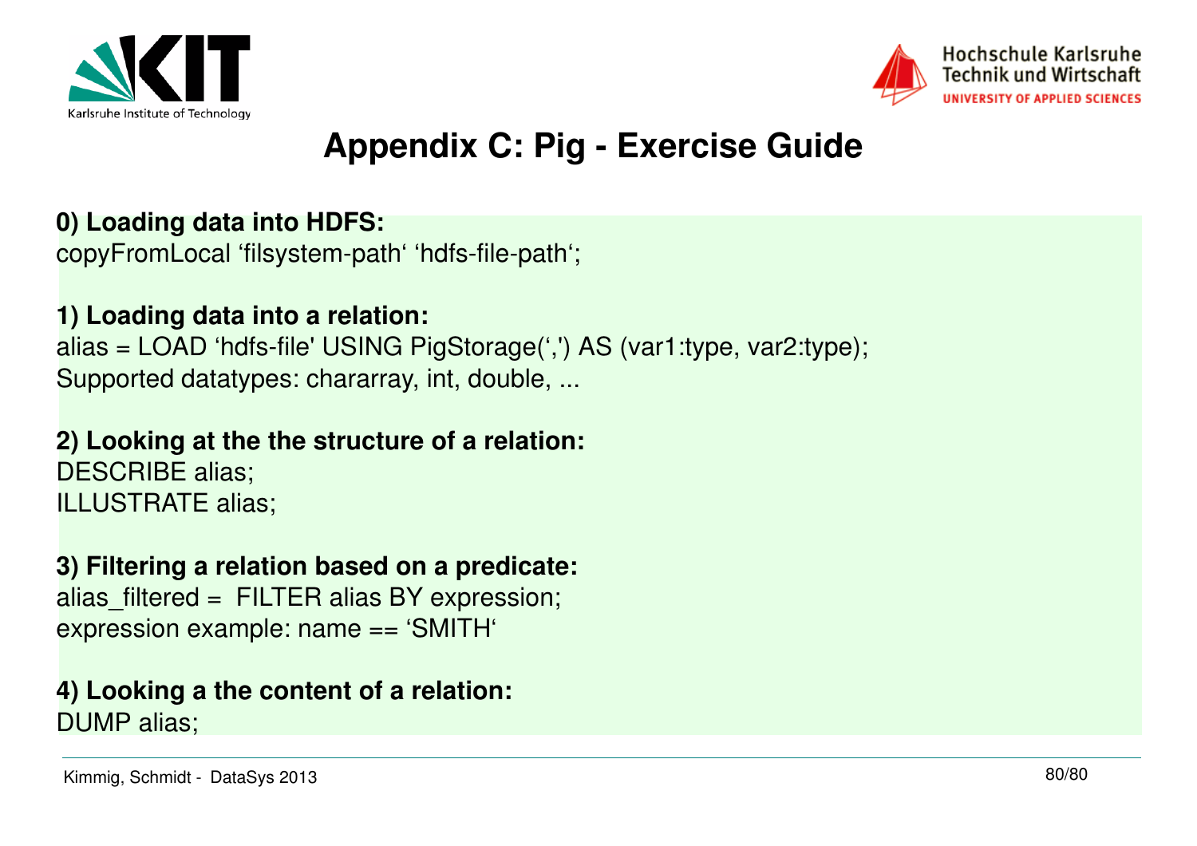# Appendix C: Pig - Exercise Guide

**0) Loading data into HDFS:**
copyFromLocal ‘filsystem-path‘ ‘hdfs-file-path‘;

**1) Loading data into a relation:**
alias = LOAD ‘hdfs-file' USING PigStorage(‘,') AS (var1:type, var2:type);
Supported datatypes: chararray, int, double, ...

**2) Looking at the the structure of a relation:**
DESCRIBE alias;
ILLUSTRATE alias;

**3) Filtering a relation based on a predicate:**
alias_filtered = FILTER alias BY expression;
expression example: name == ‘SMITH‘

**4) Looking a the content of a relation:**
DUMP alias;